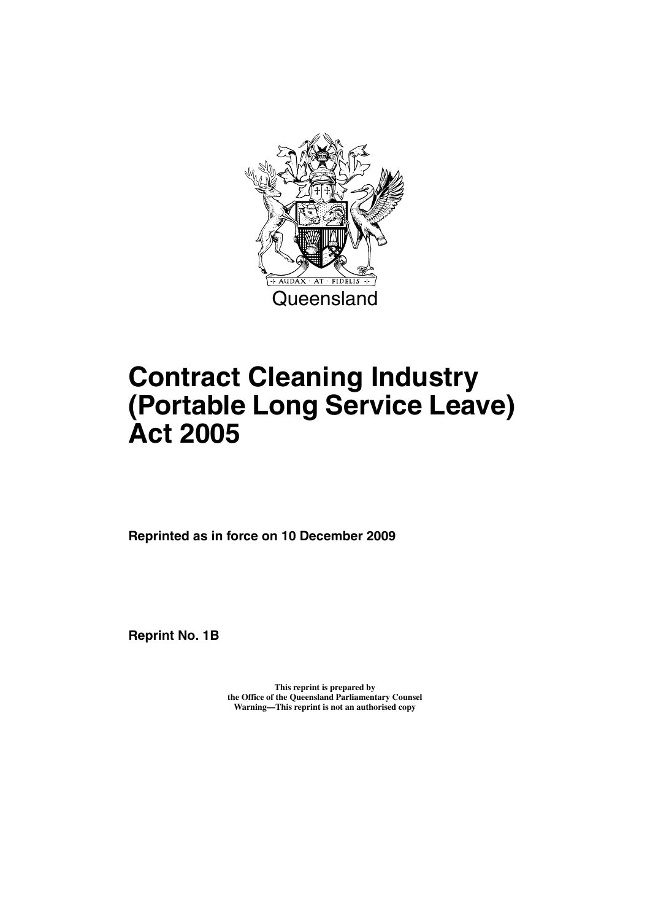Queensland

# Contract Cleaning Industry (Portable Long Service Leave) Act 2005

**Reprinted as in force on 10 December 2009**

**Reprint No. 1B**

**This reprint is prepared by the Office of the Queensland Parliamentary Counsel**
**Warning—This reprint is not an authorised copy**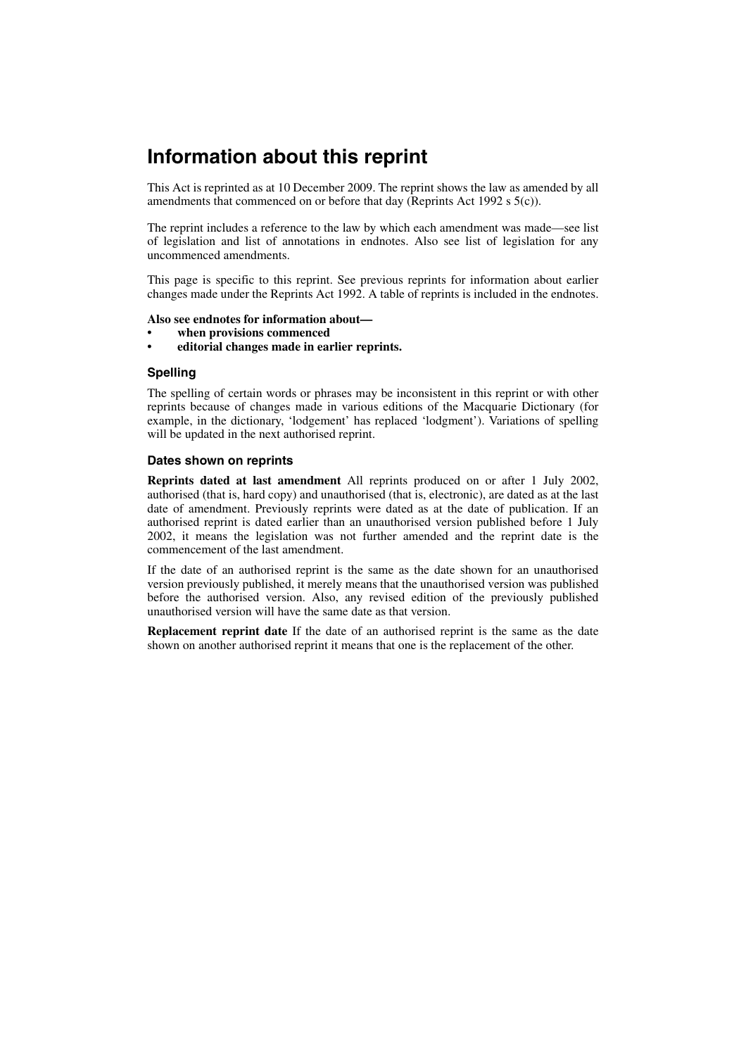# Information about this reprint

This Act is reprinted as at 10 December 2009. The reprint shows the law as amended by all amendments that commenced on or before that day (Reprints Act 1992 s 5(c)).

The reprint includes a reference to the law by which each amendment was made—see list of legislation and list of annotations in endnotes. Also see list of legislation for any uncommenced amendments.

This page is specific to this reprint. See previous reprints for information about earlier changes made under the Reprints Act 1992. A table of reprints is included in the endnotes.

**Also see endnotes for information about—**

- **when provisions commenced**
- **editorial changes made in earlier reprints.**

### Spelling

The spelling of certain words or phrases may be inconsistent in this reprint or with other reprints because of changes made in various editions of the Macquarie Dictionary (for example, in the dictionary, 'lodgement' has replaced 'lodgment'). Variations of spelling will be updated in the next authorised reprint.

### Dates shown on reprints

**Reprints dated at last amendment** All reprints produced on or after 1 July 2002, authorised (that is, hard copy) and unauthorised (that is, electronic), are dated as at the last date of amendment. Previously reprints were dated as at the date of publication. If an authorised reprint is dated earlier than an unauthorised version published before 1 July 2002, it means the legislation was not further amended and the reprint date is the commencement of the last amendment.

If the date of an authorised reprint is the same as the date shown for an unauthorised version previously published, it merely means that the unauthorised version was published before the authorised version. Also, any revised edition of the previously published unauthorised version will have the same date as that version.

**Replacement reprint date** If the date of an authorised reprint is the same as the date shown on another authorised reprint it means that one is the replacement of the other.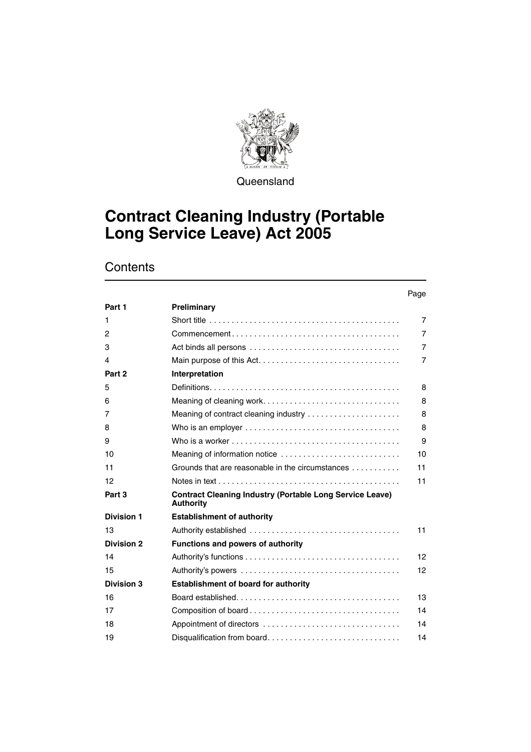Queensland

# Contract Cleaning Industry (Portable Long Service Leave) Act 2005

## Contents

| | | Page |
|---|---|---|
| **Part 1** | **Preliminary** | |
| 1 | Short title | 7 |
| 2 | Commencement | 7 |
| 3 | Act binds all persons | 7 |
| 4 | Main purpose of this Act | 7 |
| **Part 2** | **Interpretation** | |
| 5 | Definitions | 8 |
| 6 | Meaning of cleaning work | 8 |
| 7 | Meaning of contract cleaning industry | 8 |
| 8 | Who is an employer | 8 |
| 9 | Who is a worker | 9 |
| 10 | Meaning of information notice | 10 |
| 11 | Grounds that are reasonable in the circumstances | 11 |
| 12 | Notes in text | 11 |
| **Part 3** | **Contract Cleaning Industry (Portable Long Service Leave) Authority** | |
| **Division 1** | **Establishment of authority** | |
| 13 | Authority established | 11 |
| **Division 2** | **Functions and powers of authority** | |
| 14 | Authority's functions | 12 |
| 15 | Authority's powers | 12 |
| **Division 3** | **Establishment of board for authority** | |
| 16 | Board established | 13 |
| 17 | Composition of board | 14 |
| 18 | Appointment of directors | 14 |
| 19 | Disqualification from board | 14 |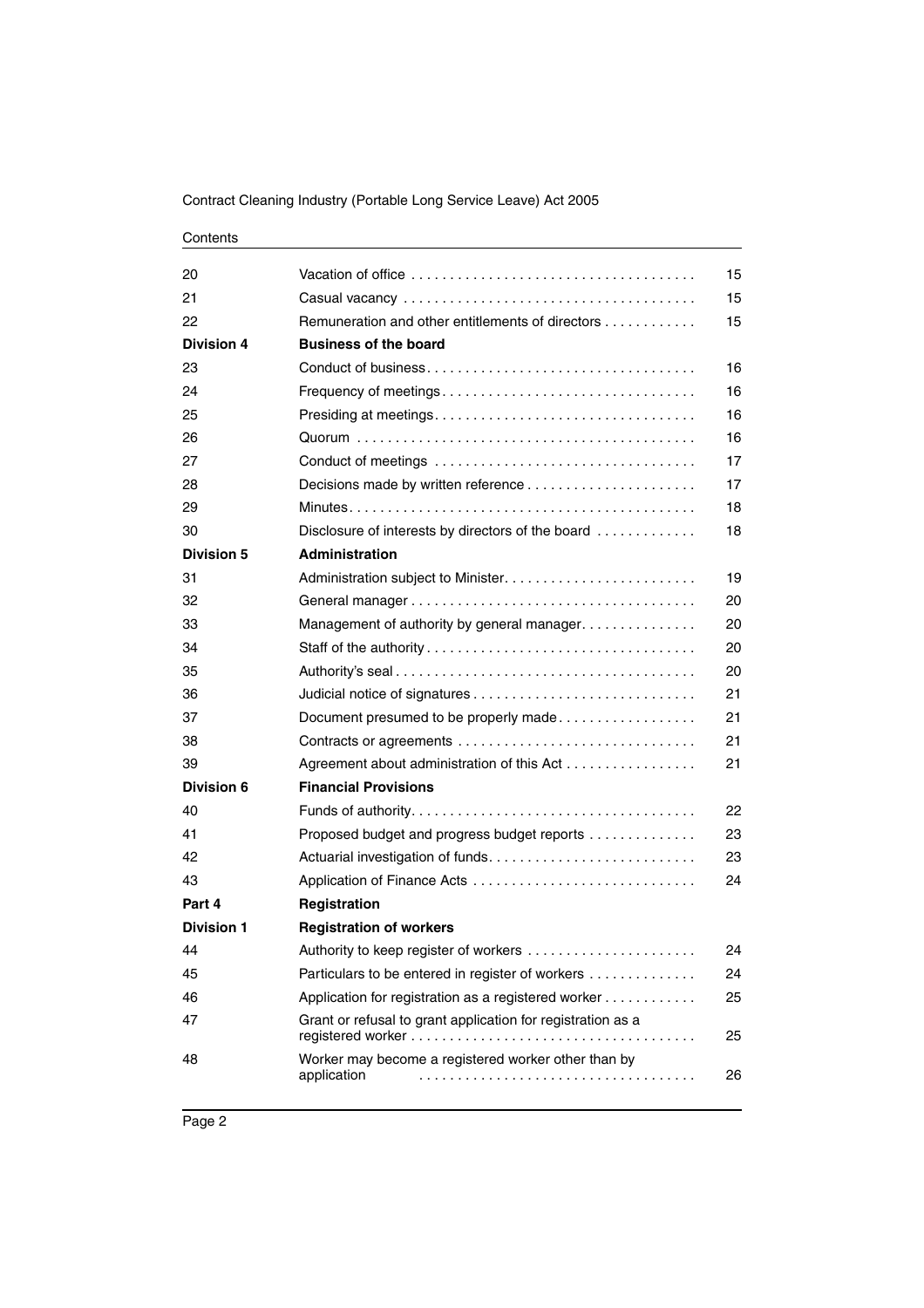| | | |
|---|---|---|
| 20 | Vacation of office | 15 |
| 21 | Casual vacancy | 15 |
| 22 | Remuneration and other entitlements of directors | 15 |
| **Division 4** | **Business of the board** | |
| 23 | Conduct of business | 16 |
| 24 | Frequency of meetings | 16 |
| 25 | Presiding at meetings | 16 |
| 26 | Quorum | 16 |
| 27 | Conduct of meetings | 17 |
| 28 | Decisions made by written reference | 17 |
| 29 | Minutes | 18 |
| 30 | Disclosure of interests by directors of the board | 18 |
| **Division 5** | **Administration** | |
| 31 | Administration subject to Minister | 19 |
| 32 | General manager | 20 |
| 33 | Management of authority by general manager | 20 |
| 34 | Staff of the authority | 20 |
| 35 | Authority's seal | 20 |
| 36 | Judicial notice of signatures | 21 |
| 37 | Document presumed to be properly made | 21 |
| 38 | Contracts or agreements | 21 |
| 39 | Agreement about administration of this Act | 21 |
| **Division 6** | **Financial Provisions** | |
| 40 | Funds of authority | 22 |
| 41 | Proposed budget and progress budget reports | 23 |
| 42 | Actuarial investigation of funds | 23 |
| 43 | Application of Finance Acts | 24 |
| **Part 4** | **Registration** | |
| **Division 1** | **Registration of workers** | |
| 44 | Authority to keep register of workers | 24 |
| 45 | Particulars to be entered in register of workers | 24 |
| 46 | Application for registration as a registered worker | 25 |
| 47 | Grant or refusal to grant application for registration as a registered worker | 25 |
| 48 | Worker may become a registered worker other than by application | 26 |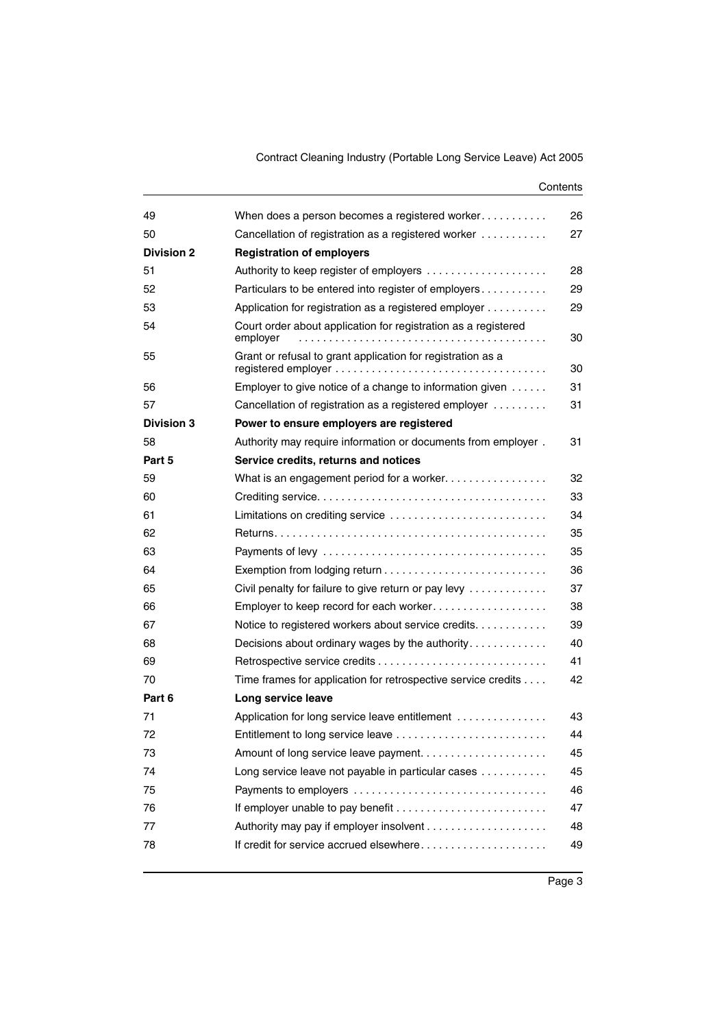| | | |
|---|---|---|
| 49 | When does a person becomes a registered worker | 26 |
| 50 | Cancellation of registration as a registered worker | 27 |
| **Division 2** | **Registration of employers** | |
| 51 | Authority to keep register of employers | 28 |
| 52 | Particulars to be entered into register of employers | 29 |
| 53 | Application for registration as a registered employer | 29 |
| 54 | Court order about application for registration as a registered employer | 30 |
| 55 | Grant or refusal to grant application for registration as a registered employer | 30 |
| 56 | Employer to give notice of a change to information given | 31 |
| 57 | Cancellation of registration as a registered employer | 31 |
| **Division 3** | **Power to ensure employers are registered** | |
| 58 | Authority may require information or documents from employer | 31 |
| **Part 5** | **Service credits, returns and notices** | |
| 59 | What is an engagement period for a worker | 32 |
| 60 | Crediting service | 33 |
| 61 | Limitations on crediting service | 34 |
| 62 | Returns | 35 |
| 63 | Payments of levy | 35 |
| 64 | Exemption from lodging return | 36 |
| 65 | Civil penalty for failure to give return or pay levy | 37 |
| 66 | Employer to keep record for each worker | 38 |
| 67 | Notice to registered workers about service credits | 39 |
| 68 | Decisions about ordinary wages by the authority | 40 |
| 69 | Retrospective service credits | 41 |
| 70 | Time frames for application for retrospective service credits | 42 |
| **Part 6** | **Long service leave** | |
| 71 | Application for long service leave entitlement | 43 |
| 72 | Entitlement to long service leave | 44 |
| 73 | Amount of long service leave payment | 45 |
| 74 | Long service leave not payable in particular cases | 45 |
| 75 | Payments to employers | 46 |
| 76 | If employer unable to pay benefit | 47 |
| 77 | Authority may pay if employer insolvent | 48 |
| 78 | If credit for service accrued elsewhere | 49 |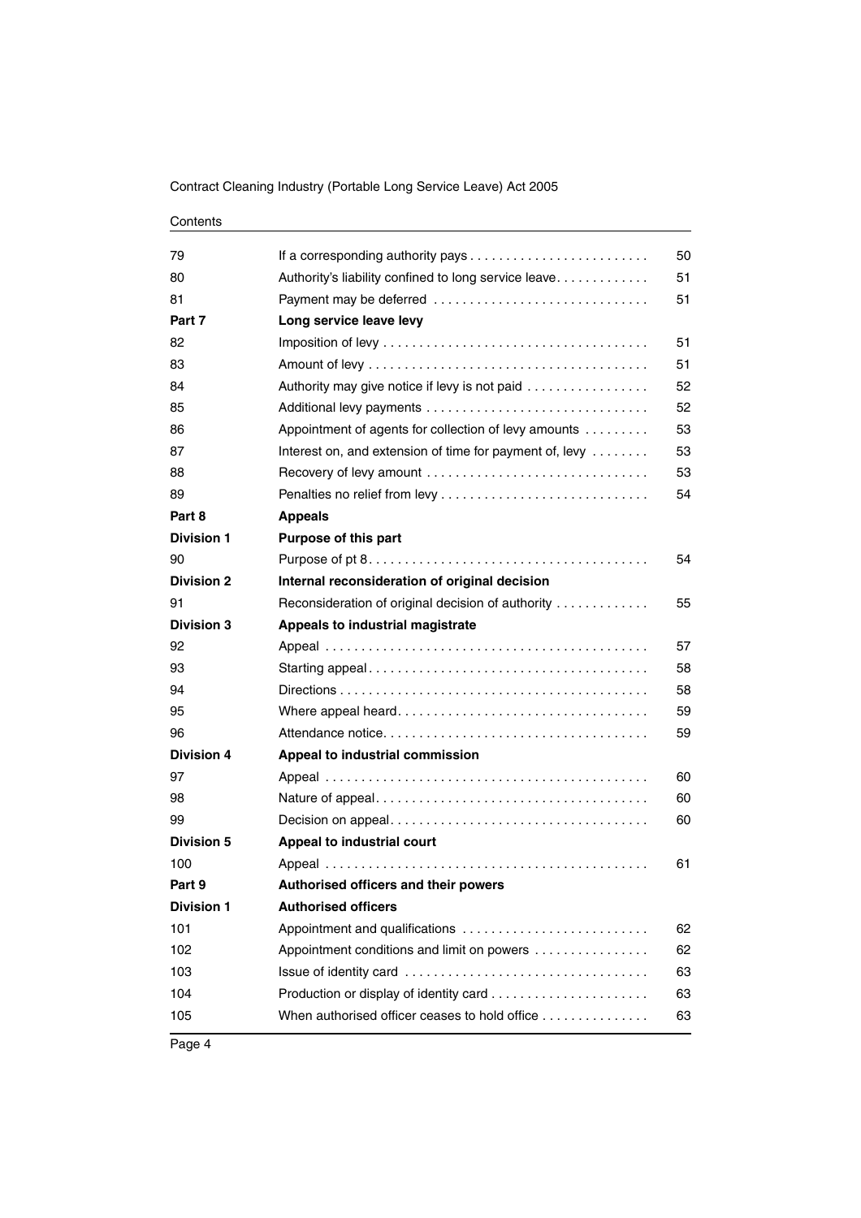| | | |
|---|---|---|
| 79 | If a corresponding authority pays | 50 |
| 80 | Authority's liability confined to long service leave | 51 |
| 81 | Payment may be deferred | 51 |
| **Part 7** | **Long service leave levy** | |
| 82 | Imposition of levy | 51 |
| 83 | Amount of levy | 51 |
| 84 | Authority may give notice if levy is not paid | 52 |
| 85 | Additional levy payments | 52 |
| 86 | Appointment of agents for collection of levy amounts | 53 |
| 87 | Interest on, and extension of time for payment of, levy | 53 |
| 88 | Recovery of levy amount | 53 |
| 89 | Penalties no relief from levy | 54 |
| **Part 8** | **Appeals** | |
| **Division 1** | **Purpose of this part** | |
| 90 | Purpose of pt 8 | 54 |
| **Division 2** | **Internal reconsideration of original decision** | |
| 91 | Reconsideration of original decision of authority | 55 |
| **Division 3** | **Appeals to industrial magistrate** | |
| 92 | Appeal | 57 |
| 93 | Starting appeal | 58 |
| 94 | Directions | 58 |
| 95 | Where appeal heard | 59 |
| 96 | Attendance notice | 59 |
| **Division 4** | **Appeal to industrial commission** | |
| 97 | Appeal | 60 |
| 98 | Nature of appeal | 60 |
| 99 | Decision on appeal | 60 |
| **Division 5** | **Appeal to industrial court** | |
| 100 | Appeal | 61 |
| **Part 9** | **Authorised officers and their powers** | |
| **Division 1** | **Authorised officers** | |
| 101 | Appointment and qualifications | 62 |
| 102 | Appointment conditions and limit on powers | 62 |
| 103 | Issue of identity card | 63 |
| 104 | Production or display of identity card | 63 |
| 105 | When authorised officer ceases to hold office | 63 |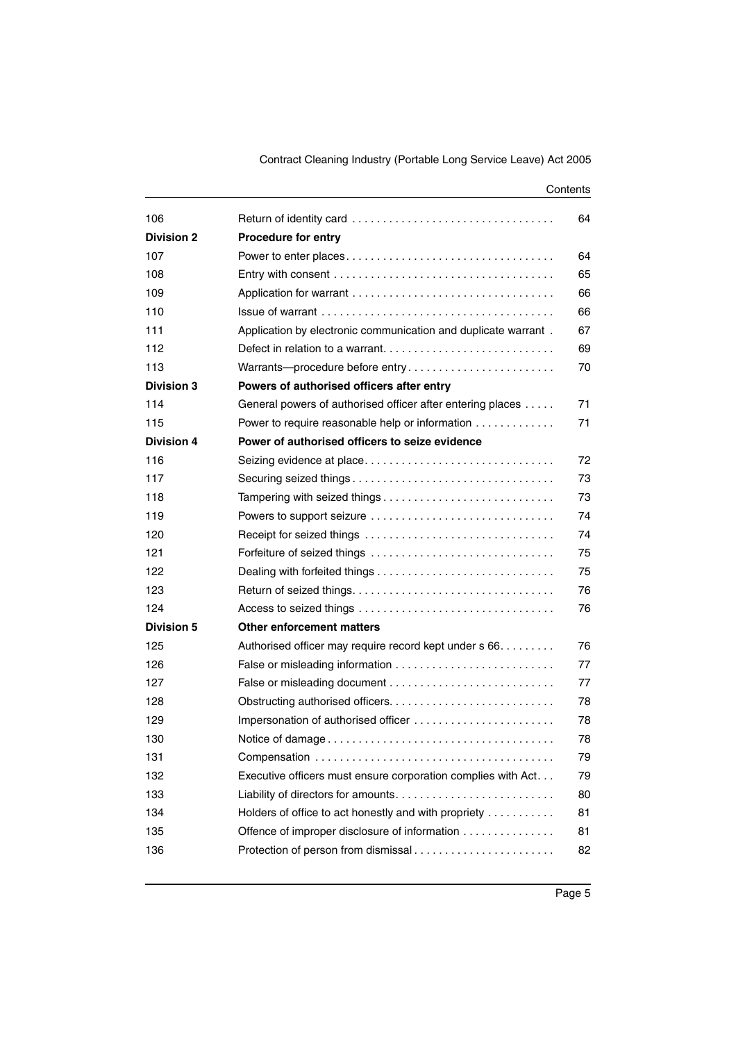| | | |
|---|---|---|
| 106 | Return of identity card | 64 |
| **Division 2** | **Procedure for entry** | |
| 107 | Power to enter places | 64 |
| 108 | Entry with consent | 65 |
| 109 | Application for warrant | 66 |
| 110 | Issue of warrant | 66 |
| 111 | Application by electronic communication and duplicate warrant | 67 |
| 112 | Defect in relation to a warrant | 69 |
| 113 | Warrants—procedure before entry | 70 |
| **Division 3** | **Powers of authorised officers after entry** | |
| 114 | General powers of authorised officer after entering places | 71 |
| 115 | Power to require reasonable help or information | 71 |
| **Division 4** | **Power of authorised officers to seize evidence** | |
| 116 | Seizing evidence at place | 72 |
| 117 | Securing seized things | 73 |
| 118 | Tampering with seized things | 73 |
| 119 | Powers to support seizure | 74 |
| 120 | Receipt for seized things | 74 |
| 121 | Forfeiture of seized things | 75 |
| 122 | Dealing with forfeited things | 75 |
| 123 | Return of seized things | 76 |
| 124 | Access to seized things | 76 |
| **Division 5** | **Other enforcement matters** | |
| 125 | Authorised officer may require record kept under s 66 | 76 |
| 126 | False or misleading information | 77 |
| 127 | False or misleading document | 77 |
| 128 | Obstructing authorised officers | 78 |
| 129 | Impersonation of authorised officer | 78 |
| 130 | Notice of damage | 78 |
| 131 | Compensation | 79 |
| 132 | Executive officers must ensure corporation complies with Act | 79 |
| 133 | Liability of directors for amounts | 80 |
| 134 | Holders of office to act honestly and with propriety | 81 |
| 135 | Offence of improper disclosure of information | 81 |
| 136 | Protection of person from dismissal | 82 |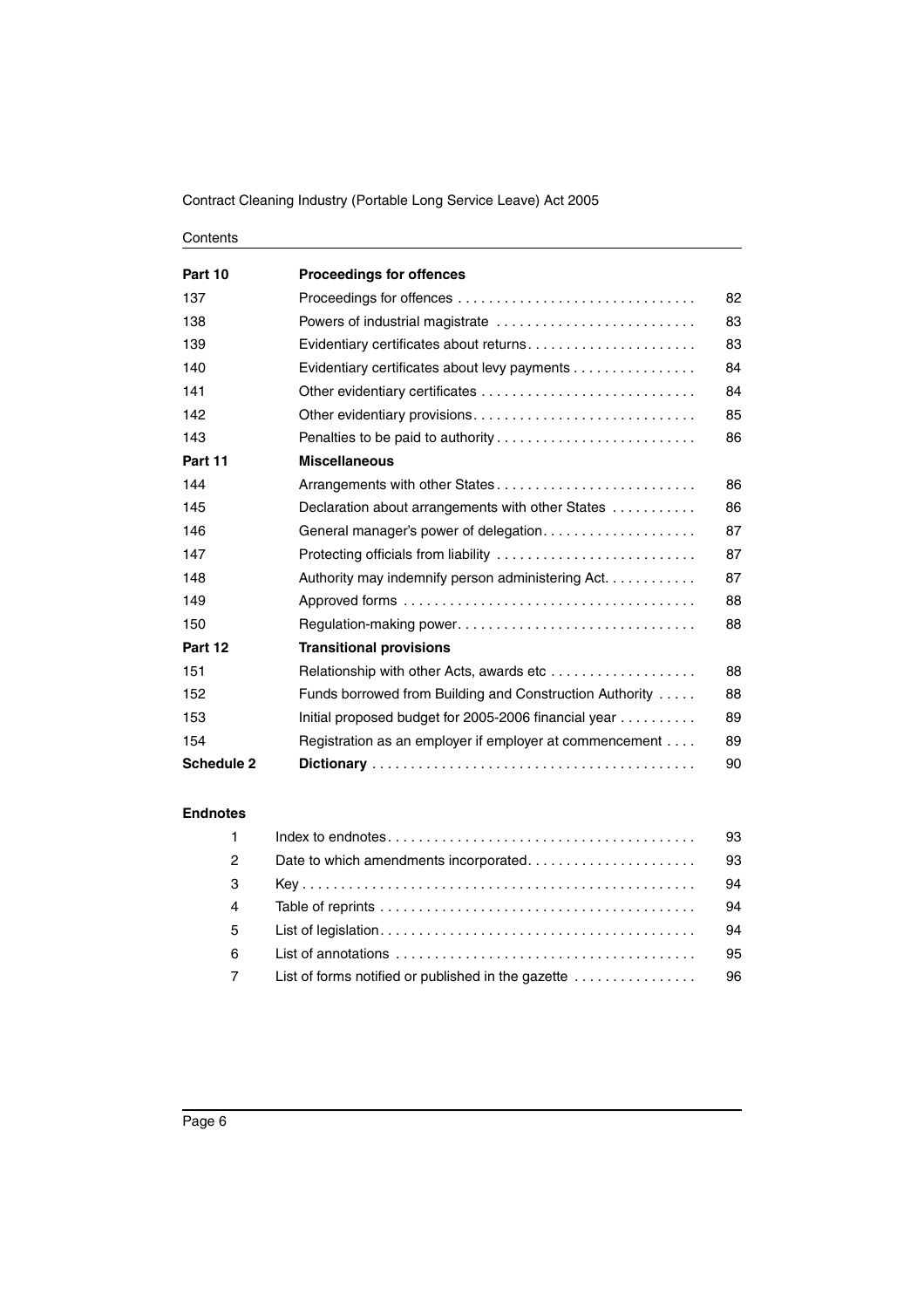| | | |
|---|---|---|
| **Part 10** | **Proceedings for offences** | |
| 137 | Proceedings for offences | 82 |
| 138 | Powers of industrial magistrate | 83 |
| 139 | Evidentiary certificates about returns | 83 |
| 140 | Evidentiary certificates about levy payments | 84 |
| 141 | Other evidentiary certificates | 84 |
| 142 | Other evidentiary provisions | 85 |
| 143 | Penalties to be paid to authority | 86 |
| **Part 11** | **Miscellaneous** | |
| 144 | Arrangements with other States | 86 |
| 145 | Declaration about arrangements with other States | 86 |
| 146 | General manager's power of delegation | 87 |
| 147 | Protecting officials from liability | 87 |
| 148 | Authority may indemnify person administering Act | 87 |
| 149 | Approved forms | 88 |
| 150 | Regulation-making power | 88 |
| **Part 12** | **Transitional provisions** | |
| 151 | Relationship with other Acts, awards etc | 88 |
| 152 | Funds borrowed from Building and Construction Authority | 88 |
| 153 | Initial proposed budget for 2005-2006 financial year | 89 |
| 154 | Registration as an employer if employer at commencement | 89 |
| **Schedule 2** | **Dictionary** | 90 |

**Endnotes**

| | | |
|---|---|---|
| 1 | Index to endnotes | 93 |
| 2 | Date to which amendments incorporated | 93 |
| 3 | Key | 94 |
| 4 | Table of reprints | 94 |
| 5 | List of legislation | 94 |
| 6 | List of annotations | 95 |
| 7 | List of forms notified or published in the gazette | 96 |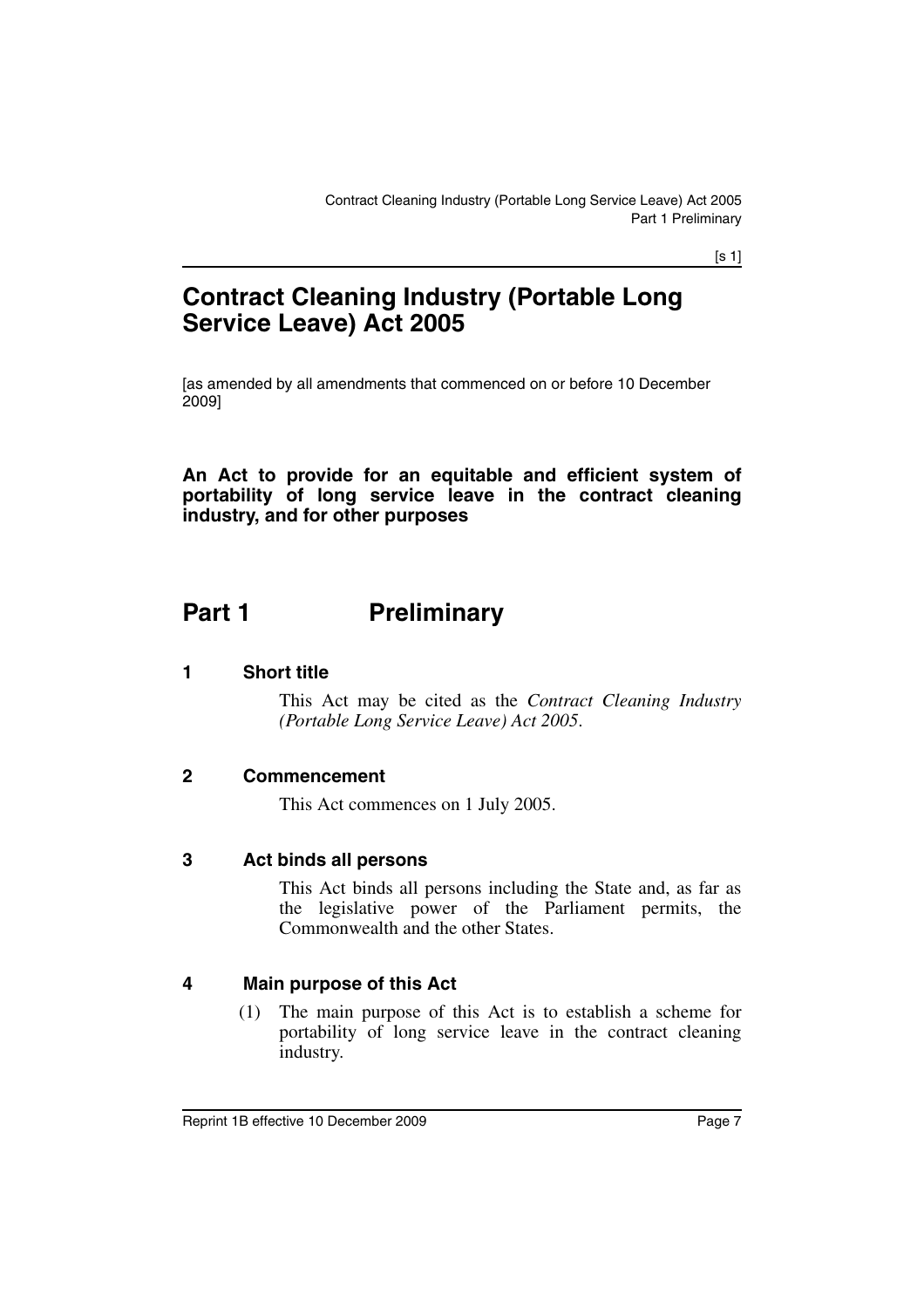# Contract Cleaning Industry (Portable Long Service Leave) Act 2005

[as amended by all amendments that commenced on or before 10 December 2009]

**An Act to provide for an equitable and efficient system of portability of long service leave in the contract cleaning industry, and for other purposes**

## Part 1 Preliminary

### 1 Short title

This Act may be cited as the *Contract Cleaning Industry (Portable Long Service Leave) Act 2005*.

### 2 Commencement

This Act commences on 1 July 2005.

### 3 Act binds all persons

This Act binds all persons including the State and, as far as the legislative power of the Parliament permits, the Commonwealth and the other States.

### 4 Main purpose of this Act

(1) The main purpose of this Act is to establish a scheme for portability of long service leave in the contract cleaning industry.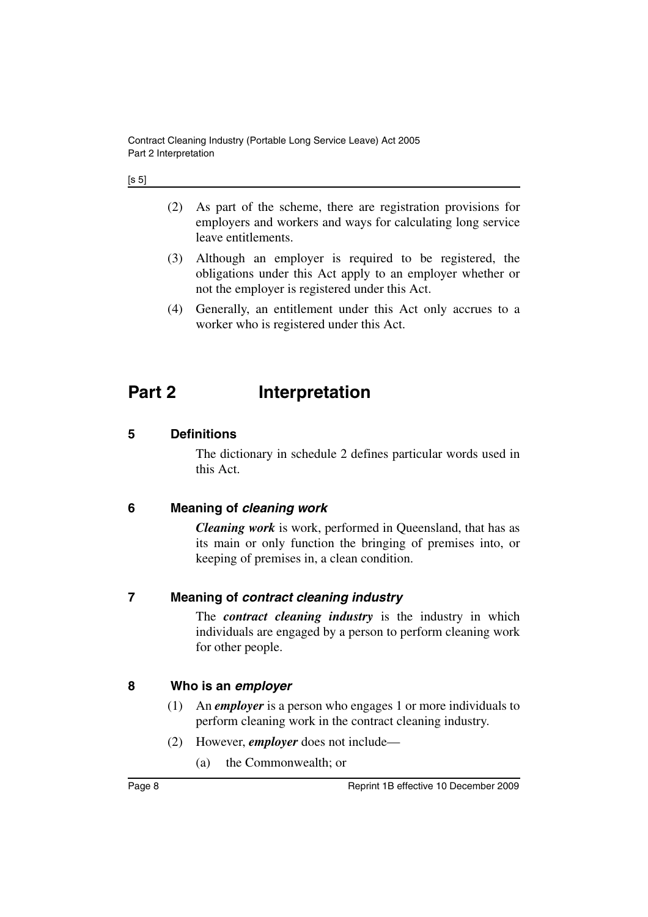(2) As part of the scheme, there are registration provisions for employers and workers and ways for calculating long service leave entitlements.

(3) Although an employer is required to be registered, the obligations under this Act apply to an employer whether or not the employer is registered under this Act.

(4) Generally, an entitlement under this Act only accrues to a worker who is registered under this Act.

# Part 2 Interpretation

## 5 Definitions

The dictionary in schedule 2 defines particular words used in this Act.

## 6 Meaning of *cleaning work*

***Cleaning work*** is work, performed in Queensland, that has as its main or only function the bringing of premises into, or keeping of premises in, a clean condition.

## 7 Meaning of *contract cleaning industry*

The ***contract cleaning industry*** is the industry in which individuals are engaged by a person to perform cleaning work for other people.

## 8 Who is an *employer*

(1) An ***employer*** is a person who engages 1 or more individuals to perform cleaning work in the contract cleaning industry.

(2) However, ***employer*** does not include—

(a) the Commonwealth; or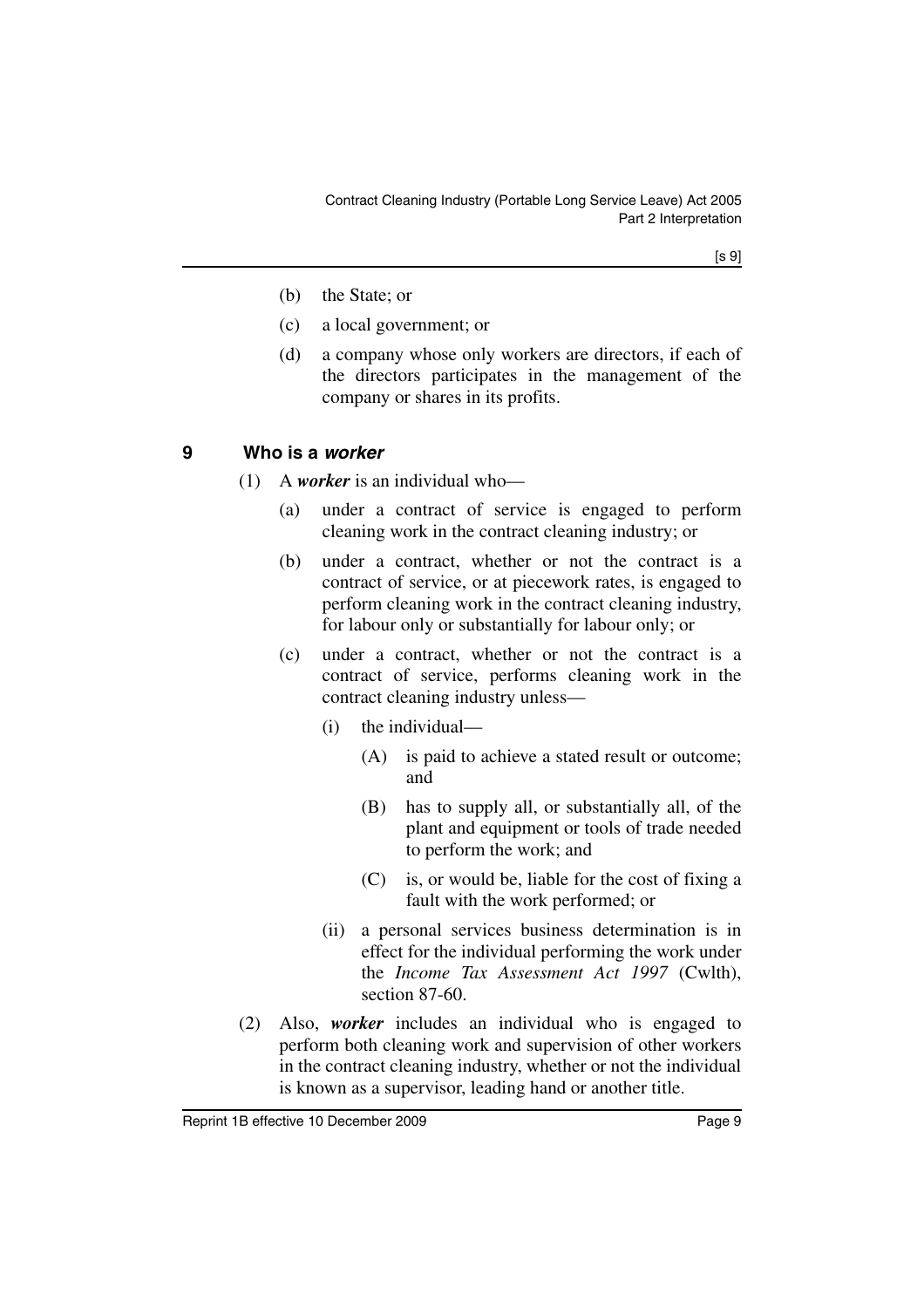(b) the State; or

(c) a local government; or

(d) a company whose only workers are directors, if each of the directors participates in the management of the company or shares in its profits.

## 9 Who is a *worker*

(1) A ***worker*** is an individual who—

(a) under a contract of service is engaged to perform cleaning work in the contract cleaning industry; or

(b) under a contract, whether or not the contract is a contract of service, or at piecework rates, is engaged to perform cleaning work in the contract cleaning industry, for labour only or substantially for labour only; or

(c) under a contract, whether or not the contract is a contract of service, performs cleaning work in the contract cleaning industry unless—

(i) the individual—

(A) is paid to achieve a stated result or outcome; and

(B) has to supply all, or substantially all, of the plant and equipment or tools of trade needed to perform the work; and

(C) is, or would be, liable for the cost of fixing a fault with the work performed; or

(ii) a personal services business determination is in effect for the individual performing the work under the *Income Tax Assessment Act 1997* (Cwlth), section 87-60.

(2) Also, ***worker*** includes an individual who is engaged to perform both cleaning work and supervision of other workers in the contract cleaning industry, whether or not the individual is known as a supervisor, leading hand or another title.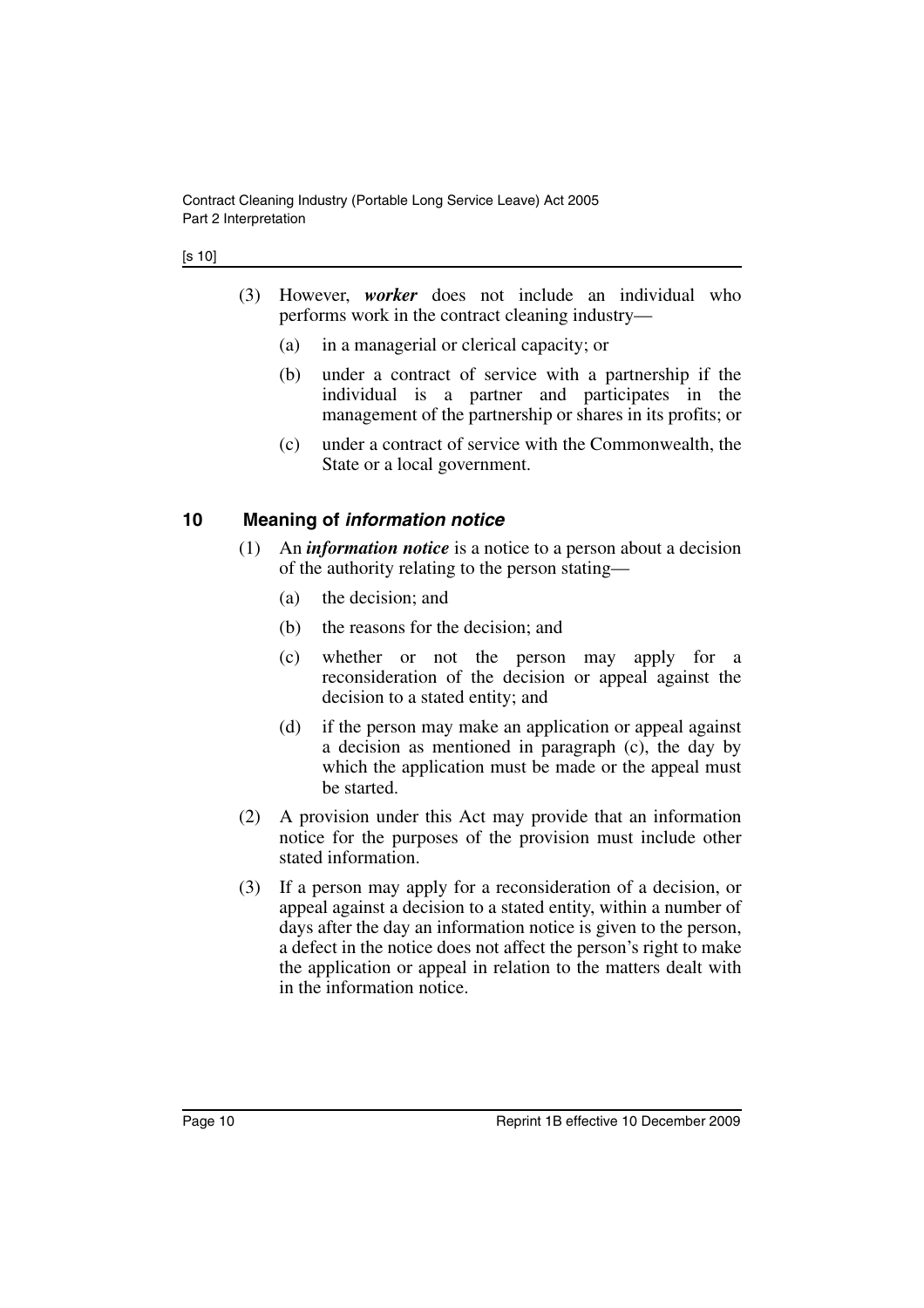(3) However, ***worker*** does not include an individual who performs work in the contract cleaning industry—

(a) in a managerial or clerical capacity; or

(b) under a contract of service with a partnership if the individual is a partner and participates in the management of the partnership or shares in its profits; or

(c) under a contract of service with the Commonwealth, the State or a local government.

## 10 Meaning of *information notice*

(1) An ***information notice*** is a notice to a person about a decision of the authority relating to the person stating—

(a) the decision; and

(b) the reasons for the decision; and

(c) whether or not the person may apply for a reconsideration of the decision or appeal against the decision to a stated entity; and

(d) if the person may make an application or appeal against a decision as mentioned in paragraph (c), the day by which the application must be made or the appeal must be started.

(2) A provision under this Act may provide that an information notice for the purposes of the provision must include other stated information.

(3) If a person may apply for a reconsideration of a decision, or appeal against a decision to a stated entity, within a number of days after the day an information notice is given to the person, a defect in the notice does not affect the person's right to make the application or appeal in relation to the matters dealt with in the information notice.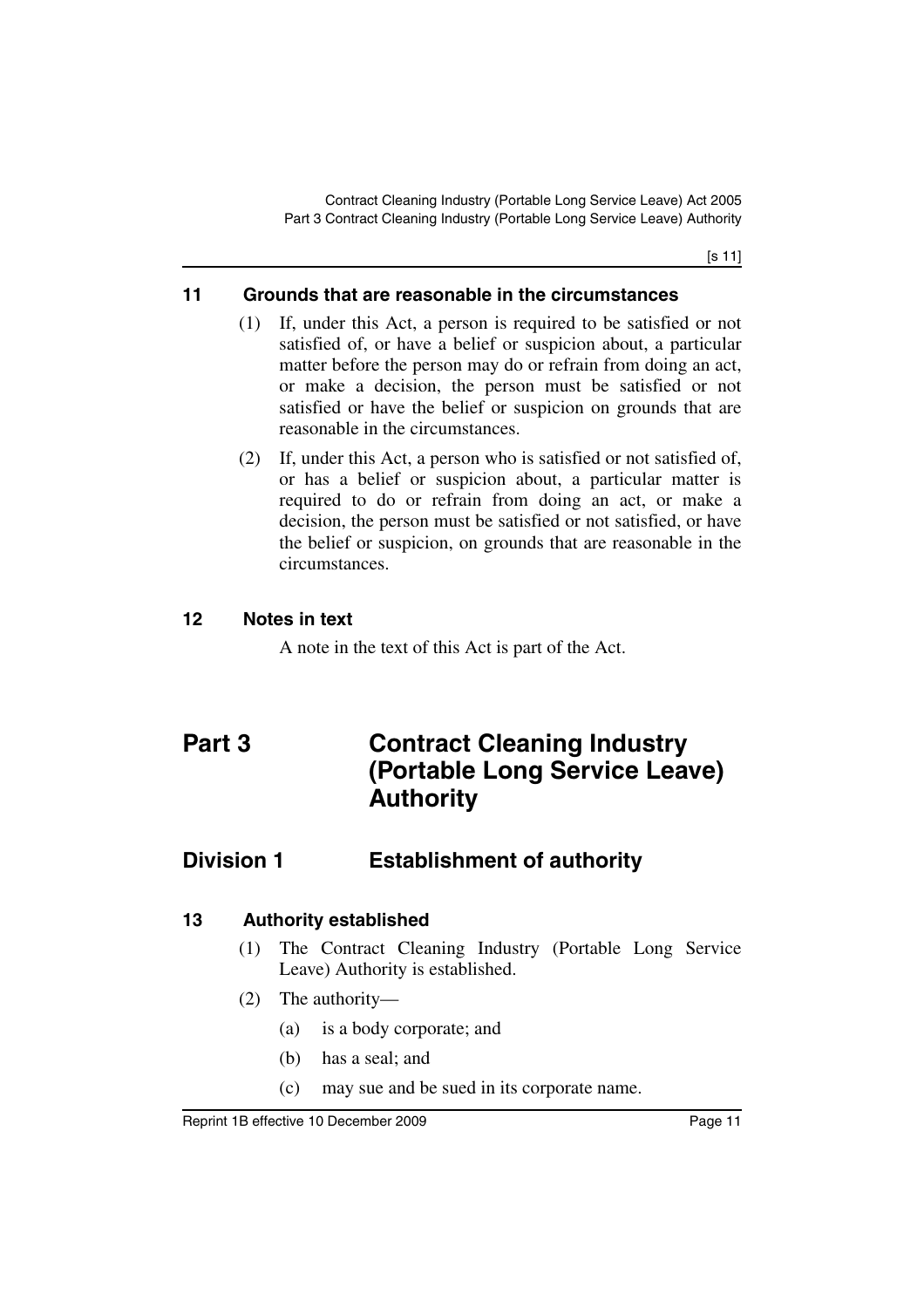## 11 Grounds that are reasonable in the circumstances

(1) If, under this Act, a person is required to be satisfied or not satisfied of, or have a belief or suspicion about, a particular matter before the person may do or refrain from doing an act, or make a decision, the person must be satisfied or not satisfied or have the belief or suspicion on grounds that are reasonable in the circumstances.

(2) If, under this Act, a person who is satisfied or not satisfied of, or has a belief or suspicion about, a particular matter is required to do or refrain from doing an act, or make a decision, the person must be satisfied or not satisfied, or have the belief or suspicion, on grounds that are reasonable in the circumstances.

## 12 Notes in text

A note in the text of this Act is part of the Act.

# Part 3 Contract Cleaning Industry (Portable Long Service Leave) Authority

## Division 1 Establishment of authority

## 13 Authority established

(1) The Contract Cleaning Industry (Portable Long Service Leave) Authority is established.

(2) The authority—

(a) is a body corporate; and

(b) has a seal; and

(c) may sue and be sued in its corporate name.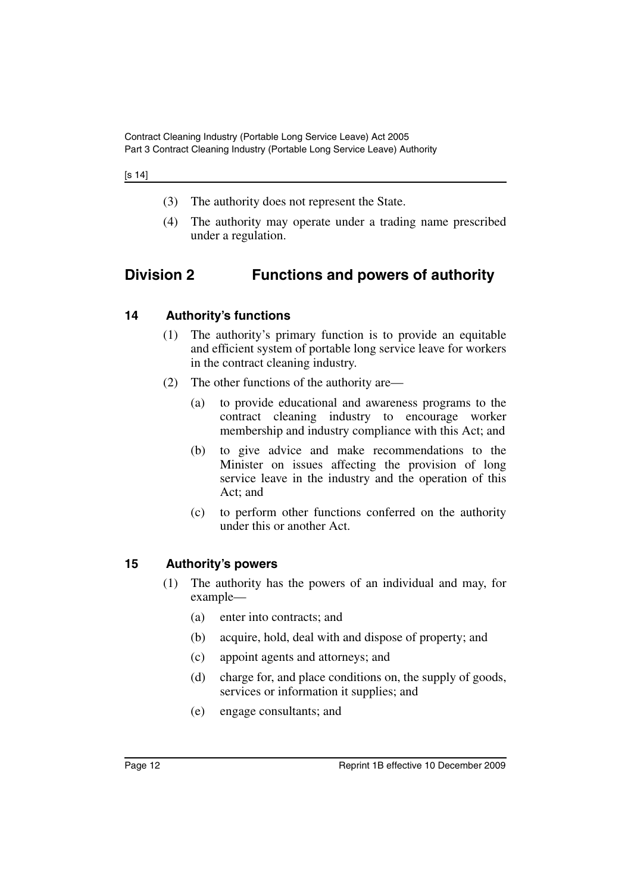(3) The authority does not represent the State.

(4) The authority may operate under a trading name prescribed under a regulation.

## Division 2 Functions and powers of authority

### 14 Authority's functions

(1) The authority's primary function is to provide an equitable and efficient system of portable long service leave for workers in the contract cleaning industry.

(2) The other functions of the authority are—

(a) to provide educational and awareness programs to the contract cleaning industry to encourage worker membership and industry compliance with this Act; and

(b) to give advice and make recommendations to the Minister on issues affecting the provision of long service leave in the industry and the operation of this Act; and

(c) to perform other functions conferred on the authority under this or another Act.

### 15 Authority's powers

(1) The authority has the powers of an individual and may, for example—

(a) enter into contracts; and

(b) acquire, hold, deal with and dispose of property; and

(c) appoint agents and attorneys; and

(d) charge for, and place conditions on, the supply of goods, services or information it supplies; and

(e) engage consultants; and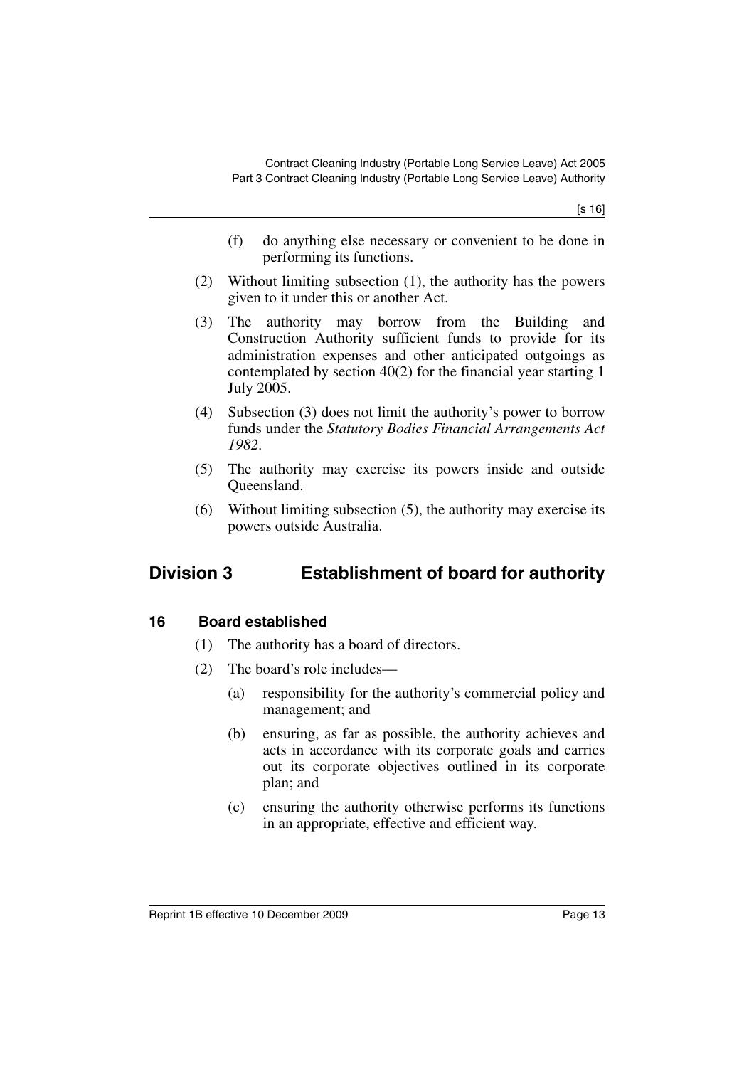(f) do anything else necessary or convenient to be done in performing its functions.

(2) Without limiting subsection (1), the authority has the powers given to it under this or another Act.

(3) The authority may borrow from the Building and Construction Authority sufficient funds to provide for its administration expenses and other anticipated outgoings as contemplated by section 40(2) for the financial year starting 1 July 2005.

(4) Subsection (3) does not limit the authority's power to borrow funds under the *Statutory Bodies Financial Arrangements Act 1982*.

(5) The authority may exercise its powers inside and outside Queensland.

(6) Without limiting subsection (5), the authority may exercise its powers outside Australia.

## Division 3 Establishment of board for authority

### 16 Board established

(1) The authority has a board of directors.

(2) The board's role includes—

(a) responsibility for the authority's commercial policy and management; and

(b) ensuring, as far as possible, the authority achieves and acts in accordance with its corporate goals and carries out its corporate objectives outlined in its corporate plan; and

(c) ensuring the authority otherwise performs its functions in an appropriate, effective and efficient way.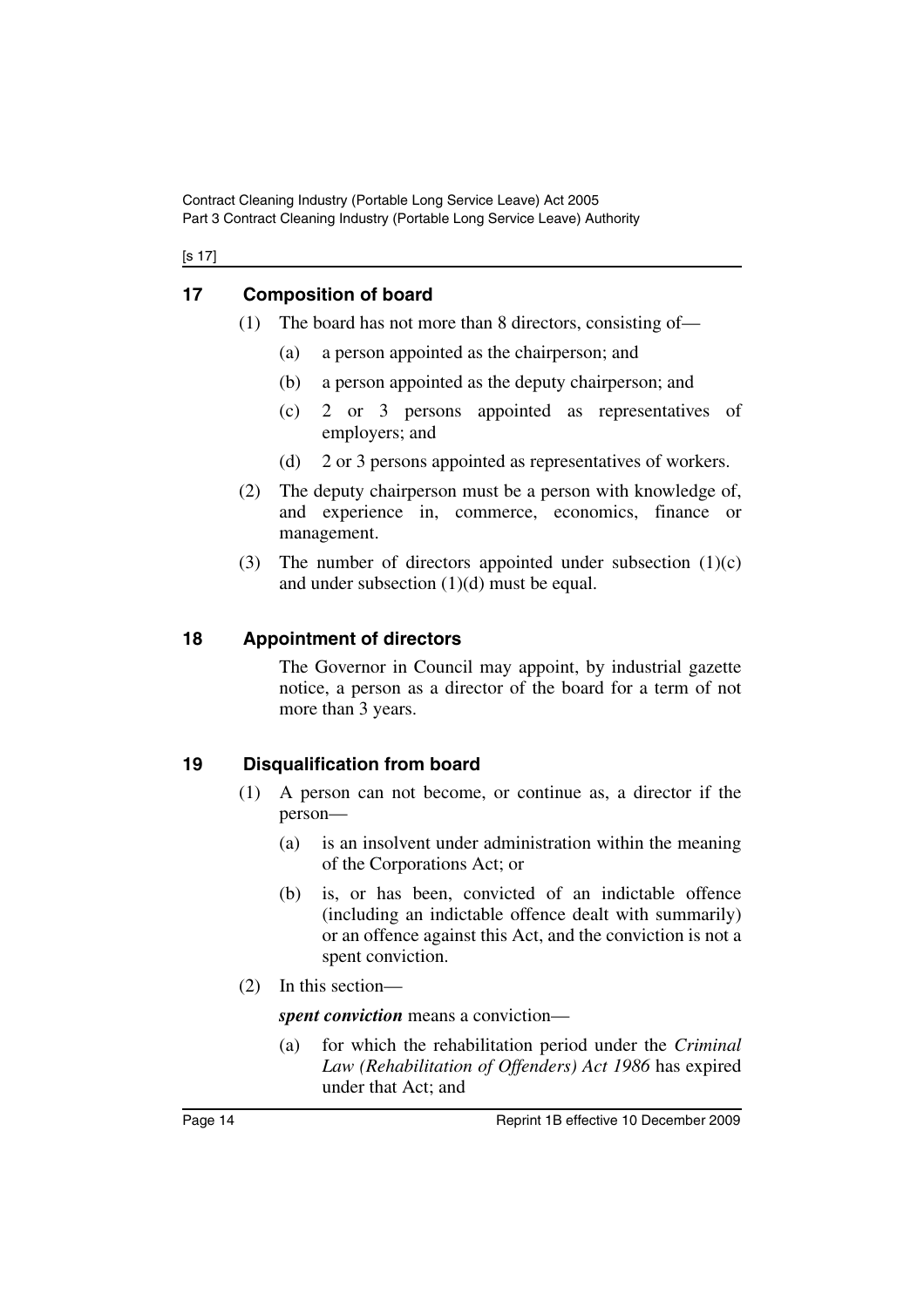## 17 Composition of board

(1) The board has not more than 8 directors, consisting of—

(a) a person appointed as the chairperson; and

(b) a person appointed as the deputy chairperson; and

(c) 2 or 3 persons appointed as representatives of employers; and

(d) 2 or 3 persons appointed as representatives of workers.

(2) The deputy chairperson must be a person with knowledge of, and experience in, commerce, economics, finance or management.

(3) The number of directors appointed under subsection (1)(c) and under subsection (1)(d) must be equal.

## 18 Appointment of directors

The Governor in Council may appoint, by industrial gazette notice, a person as a director of the board for a term of not more than 3 years.

## 19 Disqualification from board

(1) A person can not become, or continue as, a director if the person—

(a) is an insolvent under administration within the meaning of the Corporations Act; or

(b) is, or has been, convicted of an indictable offence (including an indictable offence dealt with summarily) or an offence against this Act, and the conviction is not a spent conviction.

(2) In this section—

***spent conviction*** means a conviction—

(a) for which the rehabilitation period under the *Criminal Law (Rehabilitation of Offenders) Act 1986* has expired under that Act; and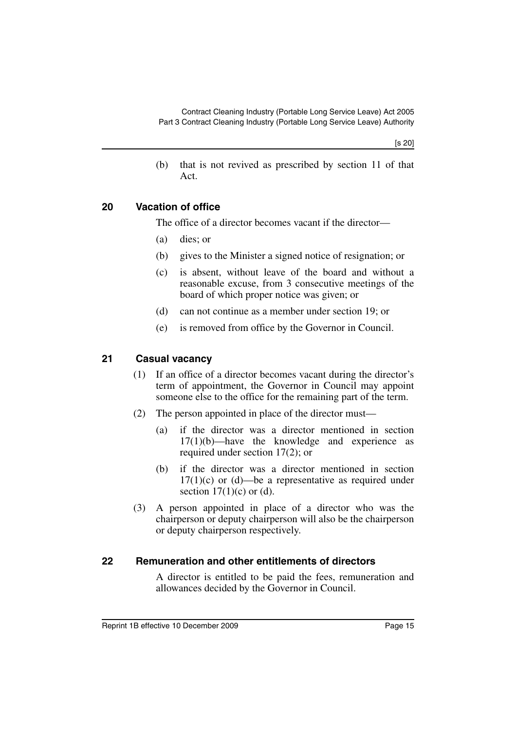(b) that is not revived as prescribed by section 11 of that Act.

## 20 Vacation of office

The office of a director becomes vacant if the director—

(a) dies; or

(b) gives to the Minister a signed notice of resignation; or

(c) is absent, without leave of the board and without a reasonable excuse, from 3 consecutive meetings of the board of which proper notice was given; or

(d) can not continue as a member under section 19; or

(e) is removed from office by the Governor in Council.

## 21 Casual vacancy

(1) If an office of a director becomes vacant during the director's term of appointment, the Governor in Council may appoint someone else to the office for the remaining part of the term.

(2) The person appointed in place of the director must—

(a) if the director was a director mentioned in section 17(1)(b)—have the knowledge and experience as required under section 17(2); or

(b) if the director was a director mentioned in section 17(1)(c) or (d)—be a representative as required under section 17(1)(c) or (d).

(3) A person appointed in place of a director who was the chairperson or deputy chairperson will also be the chairperson or deputy chairperson respectively.

## 22 Remuneration and other entitlements of directors

A director is entitled to be paid the fees, remuneration and allowances decided by the Governor in Council.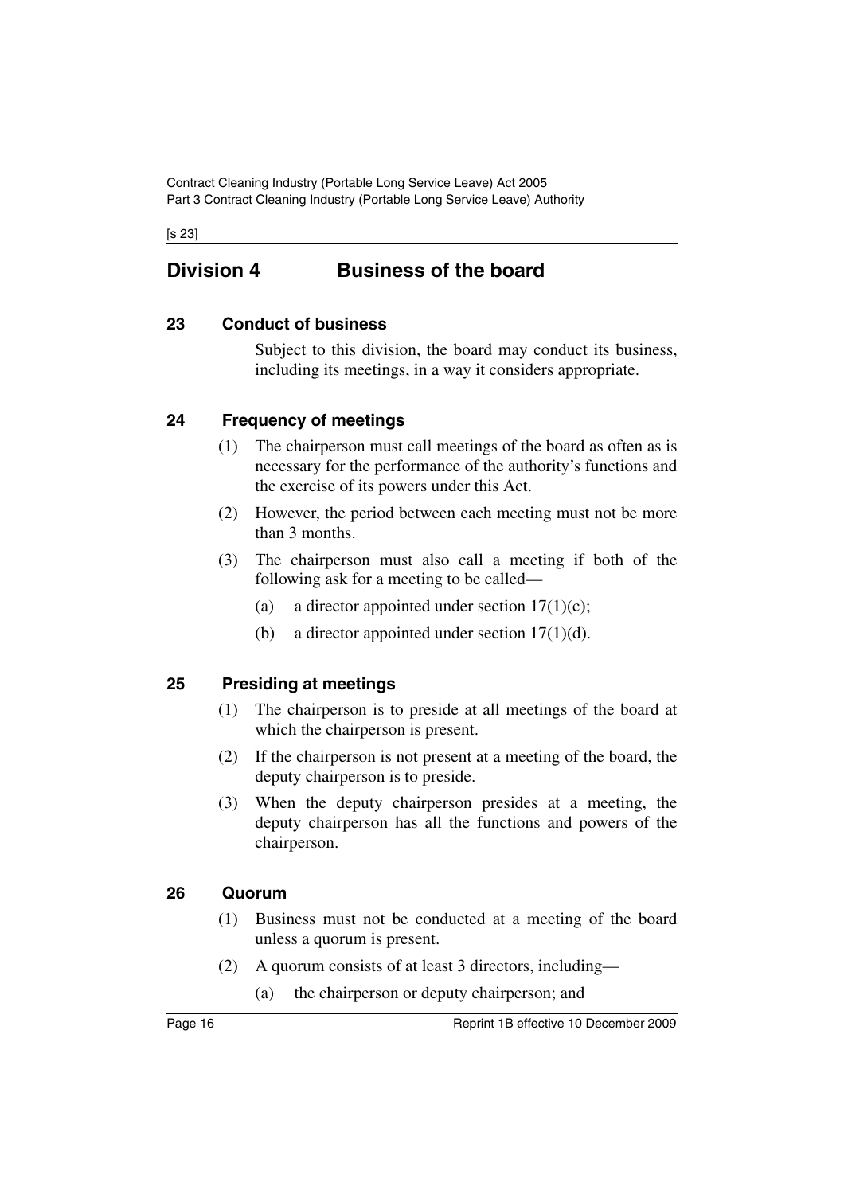## Division 4 Business of the board

### 23 Conduct of business

Subject to this division, the board may conduct its business, including its meetings, in a way it considers appropriate.

### 24 Frequency of meetings

(1) The chairperson must call meetings of the board as often as is necessary for the performance of the authority's functions and the exercise of its powers under this Act.

(2) However, the period between each meeting must not be more than 3 months.

(3) The chairperson must also call a meeting if both of the following ask for a meeting to be called—

(a) a director appointed under section 17(1)(c);

(b) a director appointed under section 17(1)(d).

### 25 Presiding at meetings

(1) The chairperson is to preside at all meetings of the board at which the chairperson is present.

(2) If the chairperson is not present at a meeting of the board, the deputy chairperson is to preside.

(3) When the deputy chairperson presides at a meeting, the deputy chairperson has all the functions and powers of the chairperson.

### 26 Quorum

(1) Business must not be conducted at a meeting of the board unless a quorum is present.

(2) A quorum consists of at least 3 directors, including—

(a) the chairperson or deputy chairperson; and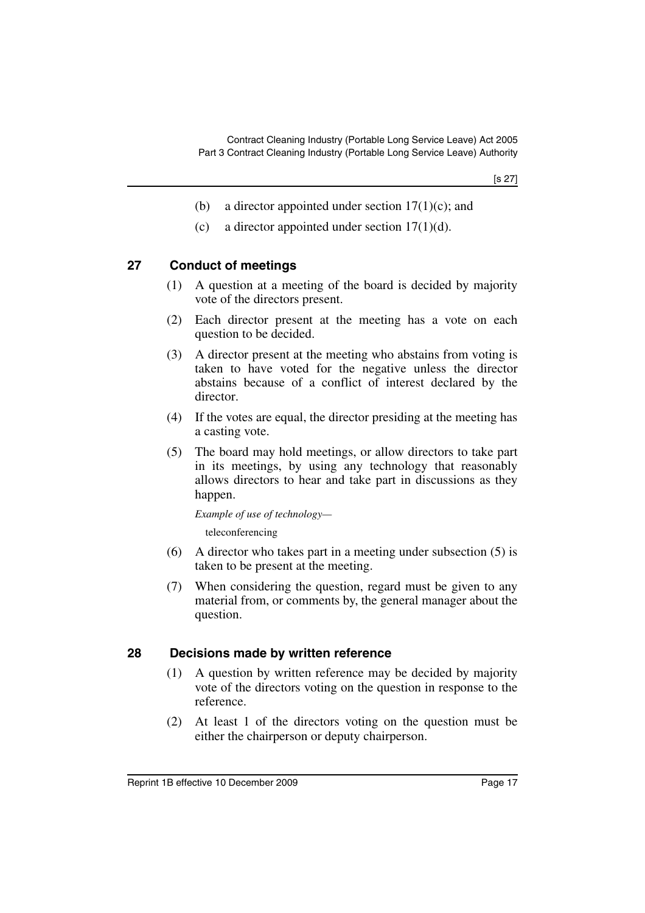(b) a director appointed under section 17(1)(c); and

(c) a director appointed under section 17(1)(d).

## 27 Conduct of meetings

(1) A question at a meeting of the board is decided by majority vote of the directors present.

(2) Each director present at the meeting has a vote on each question to be decided.

(3) A director present at the meeting who abstains from voting is taken to have voted for the negative unless the director abstains because of a conflict of interest declared by the director.

(4) If the votes are equal, the director presiding at the meeting has a casting vote.

(5) The board may hold meetings, or allow directors to take part in its meetings, by using any technology that reasonably allows directors to hear and take part in discussions as they happen.

*Example of use of technology—*

teleconferencing

(6) A director who takes part in a meeting under subsection (5) is taken to be present at the meeting.

(7) When considering the question, regard must be given to any material from, or comments by, the general manager about the question.

## 28 Decisions made by written reference

(1) A question by written reference may be decided by majority vote of the directors voting on the question in response to the reference.

(2) At least 1 of the directors voting on the question must be either the chairperson or deputy chairperson.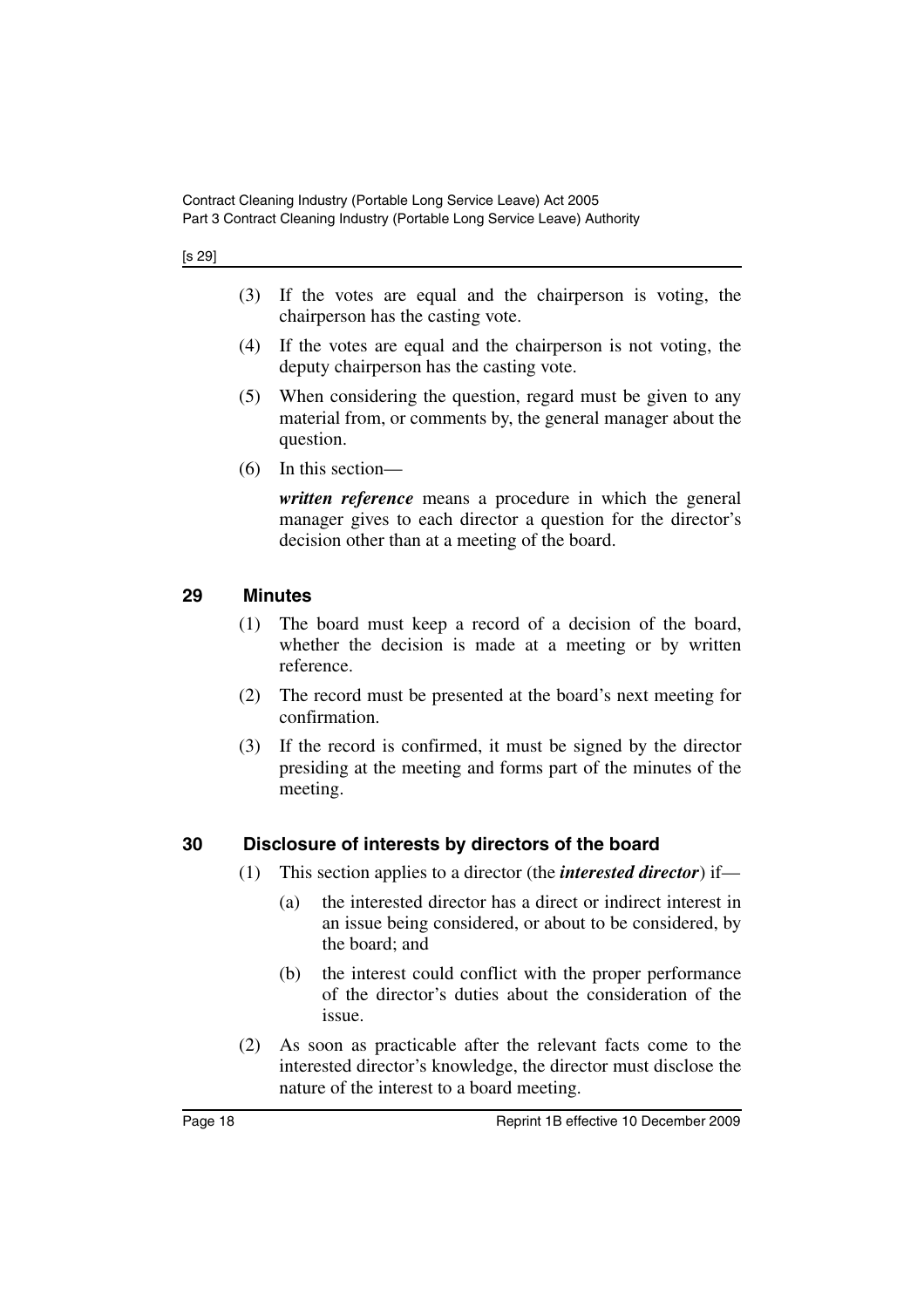(3) If the votes are equal and the chairperson is voting, the chairperson has the casting vote.

(4) If the votes are equal and the chairperson is not voting, the deputy chairperson has the casting vote.

(5) When considering the question, regard must be given to any material from, or comments by, the general manager about the question.

(6) In this section—

***written reference*** means a procedure in which the general manager gives to each director a question for the director's decision other than at a meeting of the board.

## 29 Minutes

(1) The board must keep a record of a decision of the board, whether the decision is made at a meeting or by written reference.

(2) The record must be presented at the board's next meeting for confirmation.

(3) If the record is confirmed, it must be signed by the director presiding at the meeting and forms part of the minutes of the meeting.

## 30 Disclosure of interests by directors of the board

(1) This section applies to a director (the ***interested director***) if—

- (a) the interested director has a direct or indirect interest in an issue being considered, or about to be considered, by the board; and
- (b) the interest could conflict with the proper performance of the director's duties about the consideration of the issue.

(2) As soon as practicable after the relevant facts come to the interested director's knowledge, the director must disclose the nature of the interest to a board meeting.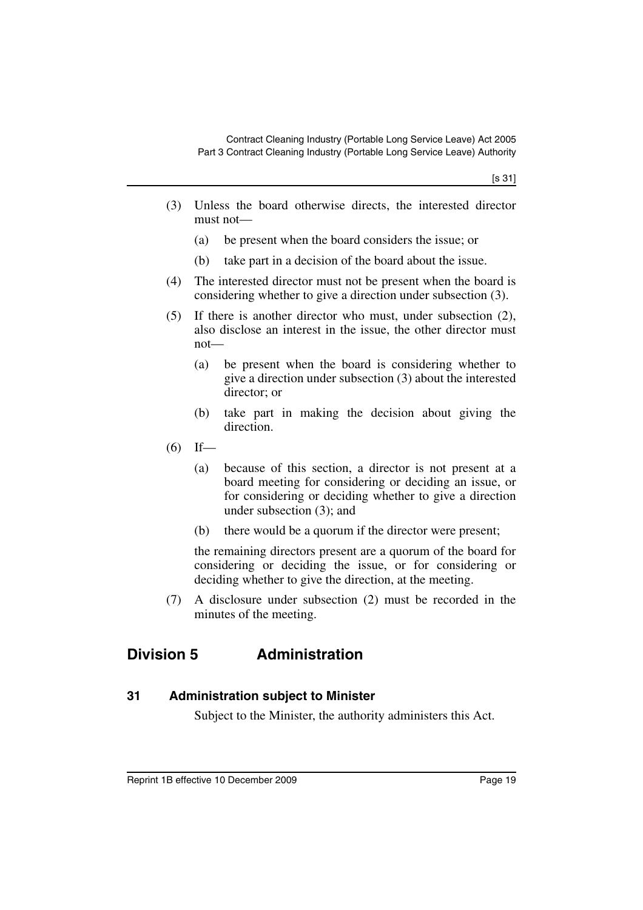(3) Unless the board otherwise directs, the interested director must not—

(a) be present when the board considers the issue; or

(b) take part in a decision of the board about the issue.

(4) The interested director must not be present when the board is considering whether to give a direction under subsection (3).

(5) If there is another director who must, under subsection (2), also disclose an interest in the issue, the other director must not—

(a) be present when the board is considering whether to give a direction under subsection (3) about the interested director; or

(b) take part in making the decision about giving the direction.

(6) If—

(a) because of this section, a director is not present at a board meeting for considering or deciding an issue, or for considering or deciding whether to give a direction under subsection (3); and

(b) there would be a quorum if the director were present;

the remaining directors present are a quorum of the board for considering or deciding the issue, or for considering or deciding whether to give the direction, at the meeting.

(7) A disclosure under subsection (2) must be recorded in the minutes of the meeting.

## Division 5 Administration

### 31 Administration subject to Minister

Subject to the Minister, the authority administers this Act.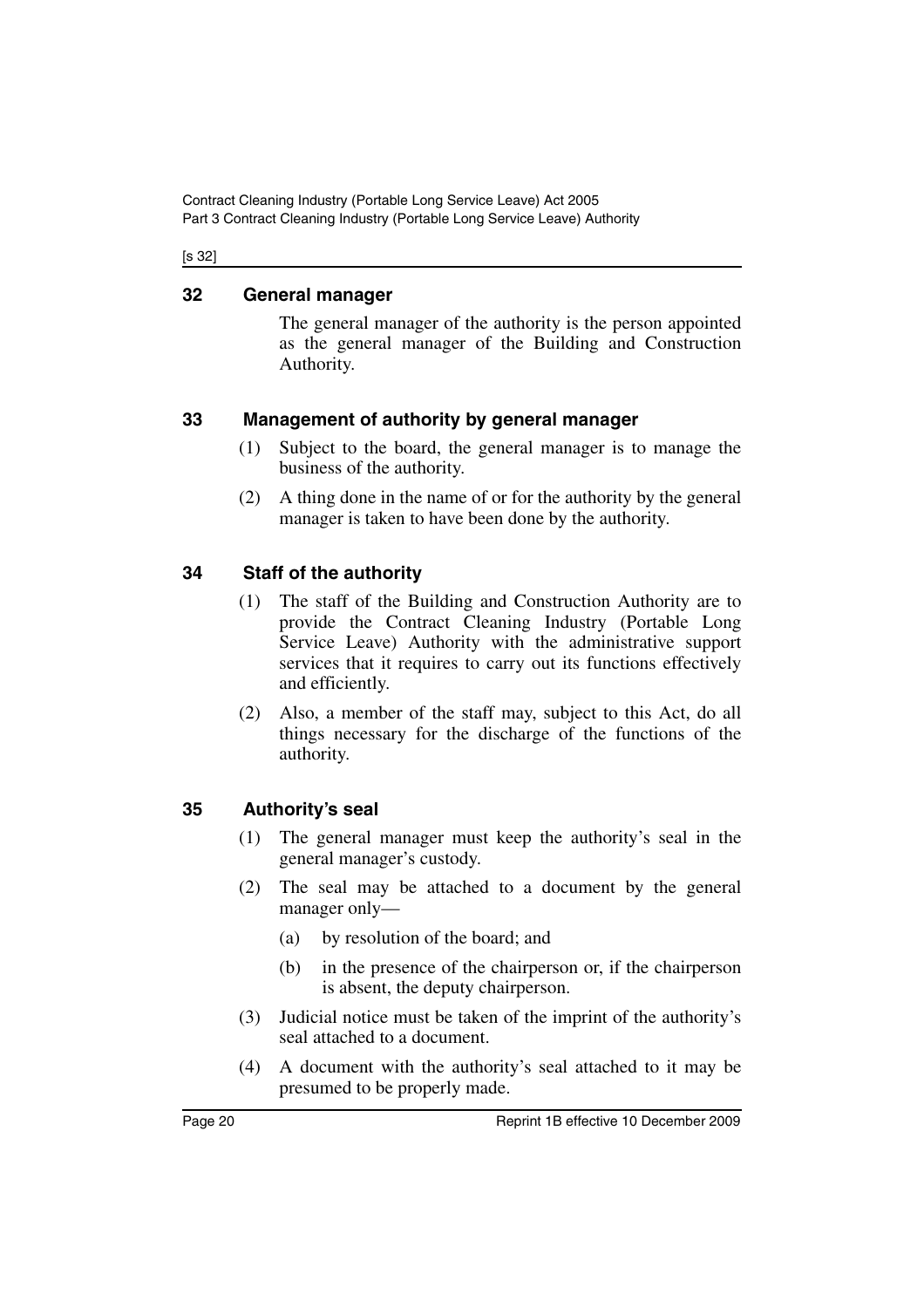## 32 General manager

The general manager of the authority is the person appointed as the general manager of the Building and Construction Authority.

## 33 Management of authority by general manager

(1) Subject to the board, the general manager is to manage the business of the authority.

(2) A thing done in the name of or for the authority by the general manager is taken to have been done by the authority.

## 34 Staff of the authority

(1) The staff of the Building and Construction Authority are to provide the Contract Cleaning Industry (Portable Long Service Leave) Authority with the administrative support services that it requires to carry out its functions effectively and efficiently.

(2) Also, a member of the staff may, subject to this Act, do all things necessary for the discharge of the functions of the authority.

## 35 Authority's seal

(1) The general manager must keep the authority's seal in the general manager's custody.

(2) The seal may be attached to a document by the general manager only—

- (a) by resolution of the board; and
- (b) in the presence of the chairperson or, if the chairperson is absent, the deputy chairperson.

(3) Judicial notice must be taken of the imprint of the authority's seal attached to a document.

(4) A document with the authority's seal attached to it may be presumed to be properly made.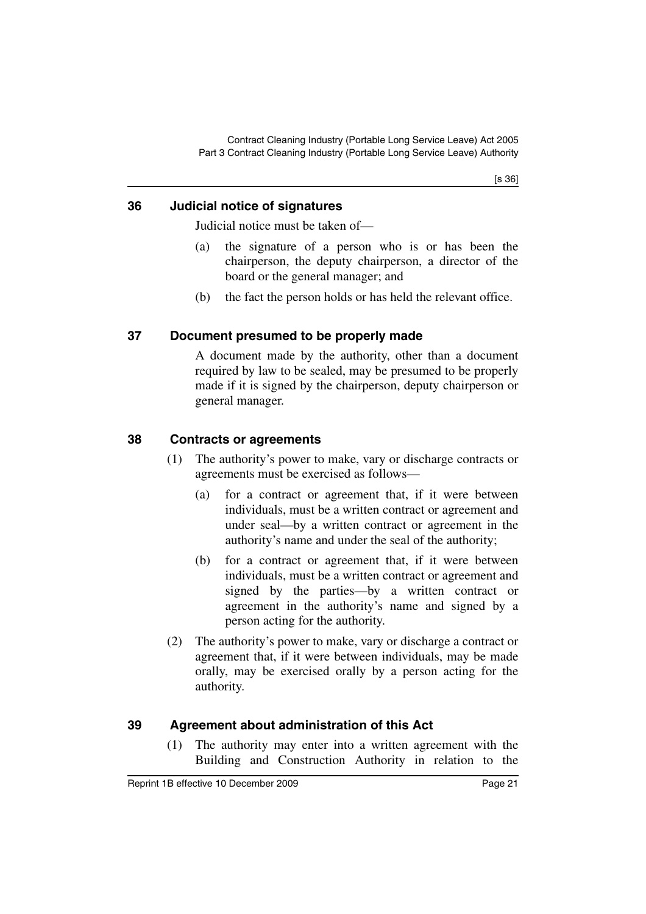## 36 Judicial notice of signatures

Judicial notice must be taken of—

(a) the signature of a person who is or has been the chairperson, the deputy chairperson, a director of the board or the general manager; and

(b) the fact the person holds or has held the relevant office.

## 37 Document presumed to be properly made

A document made by the authority, other than a document required by law to be sealed, may be presumed to be properly made if it is signed by the chairperson, deputy chairperson or general manager.

## 38 Contracts or agreements

(1) The authority's power to make, vary or discharge contracts or agreements must be exercised as follows—

(a) for a contract or agreement that, if it were between individuals, must be a written contract or agreement and under seal—by a written contract or agreement in the authority's name and under the seal of the authority;

(b) for a contract or agreement that, if it were between individuals, must be a written contract or agreement and signed by the parties—by a written contract or agreement in the authority's name and signed by a person acting for the authority.

(2) The authority's power to make, vary or discharge a contract or agreement that, if it were between individuals, may be made orally, may be exercised orally by a person acting for the authority.

## 39 Agreement about administration of this Act

(1) The authority may enter into a written agreement with the Building and Construction Authority in relation to the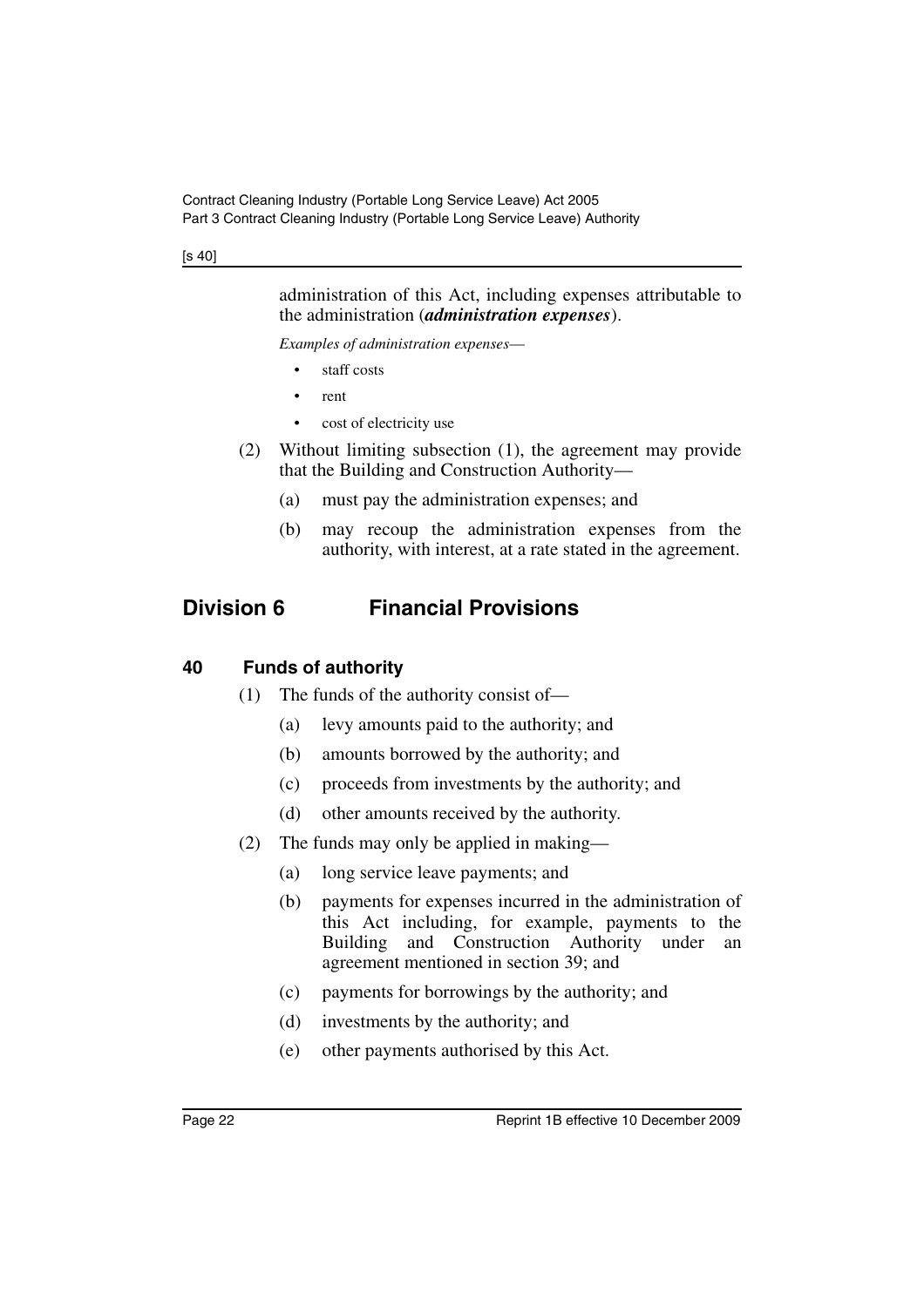administration of this Act, including expenses attributable to the administration (***administration expenses***).

*Examples of administration expenses*—

- staff costs
- rent
- cost of electricity use

(2) Without limiting subsection (1), the agreement may provide that the Building and Construction Authority—

(a) must pay the administration expenses; and

(b) may recoup the administration expenses from the authority, with interest, at a rate stated in the agreement.

## Division 6 Financial Provisions

### 40 Funds of authority

(1) The funds of the authority consist of—

(a) levy amounts paid to the authority; and

(b) amounts borrowed by the authority; and

(c) proceeds from investments by the authority; and

(d) other amounts received by the authority.

(2) The funds may only be applied in making—

(a) long service leave payments; and

(b) payments for expenses incurred in the administration of this Act including, for example, payments to the Building and Construction Authority under an agreement mentioned in section 39; and

(c) payments for borrowings by the authority; and

(d) investments by the authority; and

(e) other payments authorised by this Act.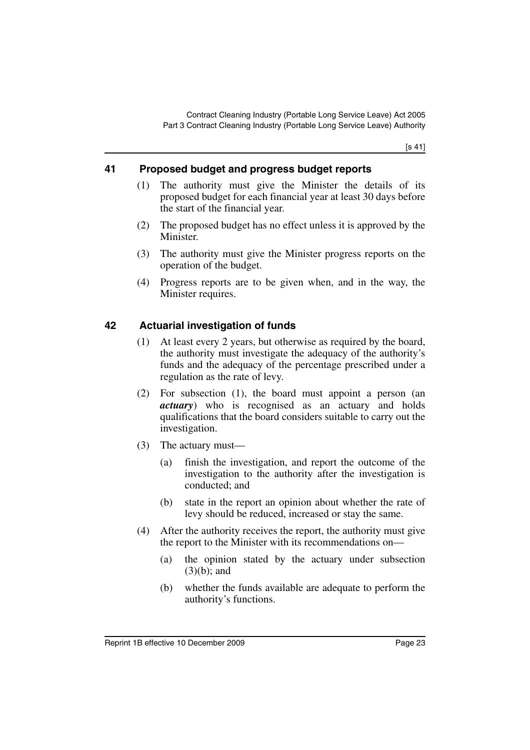## 41 Proposed budget and progress budget reports

(1) The authority must give the Minister the details of its proposed budget for each financial year at least 30 days before the start of the financial year.

(2) The proposed budget has no effect unless it is approved by the Minister.

(3) The authority must give the Minister progress reports on the operation of the budget.

(4) Progress reports are to be given when, and in the way, the Minister requires.

## 42 Actuarial investigation of funds

(1) At least every 2 years, but otherwise as required by the board, the authority must investigate the adequacy of the authority's funds and the adequacy of the percentage prescribed under a regulation as the rate of levy.

(2) For subsection (1), the board must appoint a person (an ***actuary***) who is recognised as an actuary and holds qualifications that the board considers suitable to carry out the investigation.

(3) The actuary must—

(a) finish the investigation, and report the outcome of the investigation to the authority after the investigation is conducted; and

(b) state in the report an opinion about whether the rate of levy should be reduced, increased or stay the same.

(4) After the authority receives the report, the authority must give the report to the Minister with its recommendations on—

(a) the opinion stated by the actuary under subsection (3)(b); and

(b) whether the funds available are adequate to perform the authority's functions.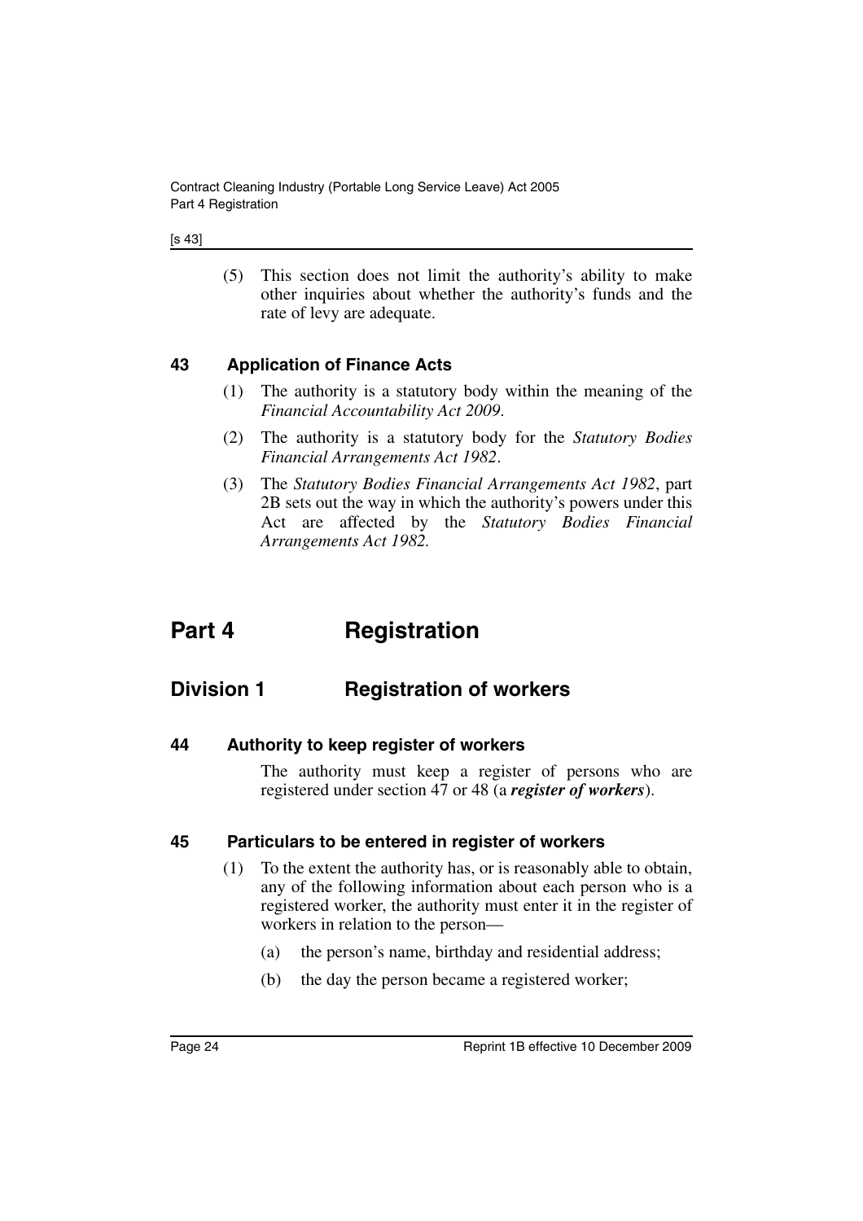(5) This section does not limit the authority's ability to make other inquiries about whether the authority's funds and the rate of levy are adequate.

### 43 Application of Finance Acts

(1) The authority is a statutory body within the meaning of the *Financial Accountability Act 2009*.

(2) The authority is a statutory body for the *Statutory Bodies Financial Arrangements Act 1982*.

(3) The *Statutory Bodies Financial Arrangements Act 1982*, part 2B sets out the way in which the authority's powers under this Act are affected by the *Statutory Bodies Financial Arrangements Act 1982*.

# Part 4 Registration

## Division 1 Registration of workers

### 44 Authority to keep register of workers

The authority must keep a register of persons who are registered under section 47 or 48 (a ***register of workers***).

### 45 Particulars to be entered in register of workers

(1) To the extent the authority has, or is reasonably able to obtain, any of the following information about each person who is a registered worker, the authority must enter it in the register of workers in relation to the person—

(a) the person's name, birthday and residential address;

(b) the day the person became a registered worker;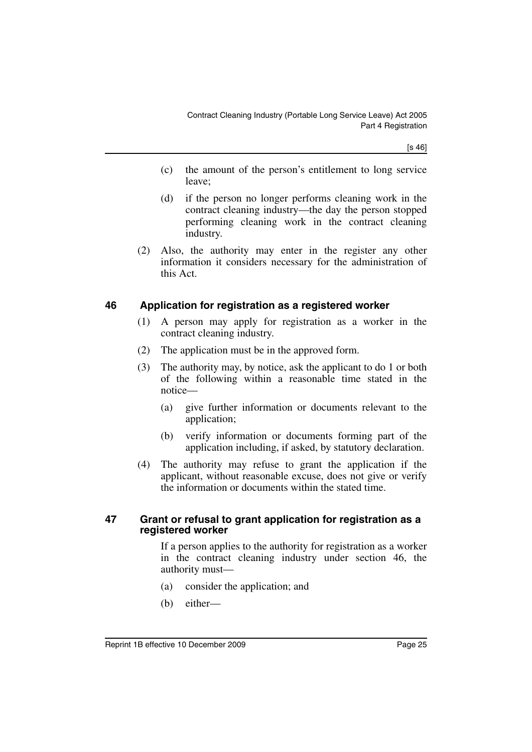(c) the amount of the person's entitlement to long service leave;

(d) if the person no longer performs cleaning work in the contract cleaning industry—the day the person stopped performing cleaning work in the contract cleaning industry.

(2) Also, the authority may enter in the register any other information it considers necessary for the administration of this Act.

### 46 Application for registration as a registered worker

(1) A person may apply for registration as a worker in the contract cleaning industry.

(2) The application must be in the approved form.

(3) The authority may, by notice, ask the applicant to do 1 or both of the following within a reasonable time stated in the notice—

(a) give further information or documents relevant to the application;

(b) verify information or documents forming part of the application including, if asked, by statutory declaration.

(4) The authority may refuse to grant the application if the applicant, without reasonable excuse, does not give or verify the information or documents within the stated time.

### 47 Grant or refusal to grant application for registration as a registered worker

If a person applies to the authority for registration as a worker in the contract cleaning industry under section 46, the authority must—

(a) consider the application; and

(b) either—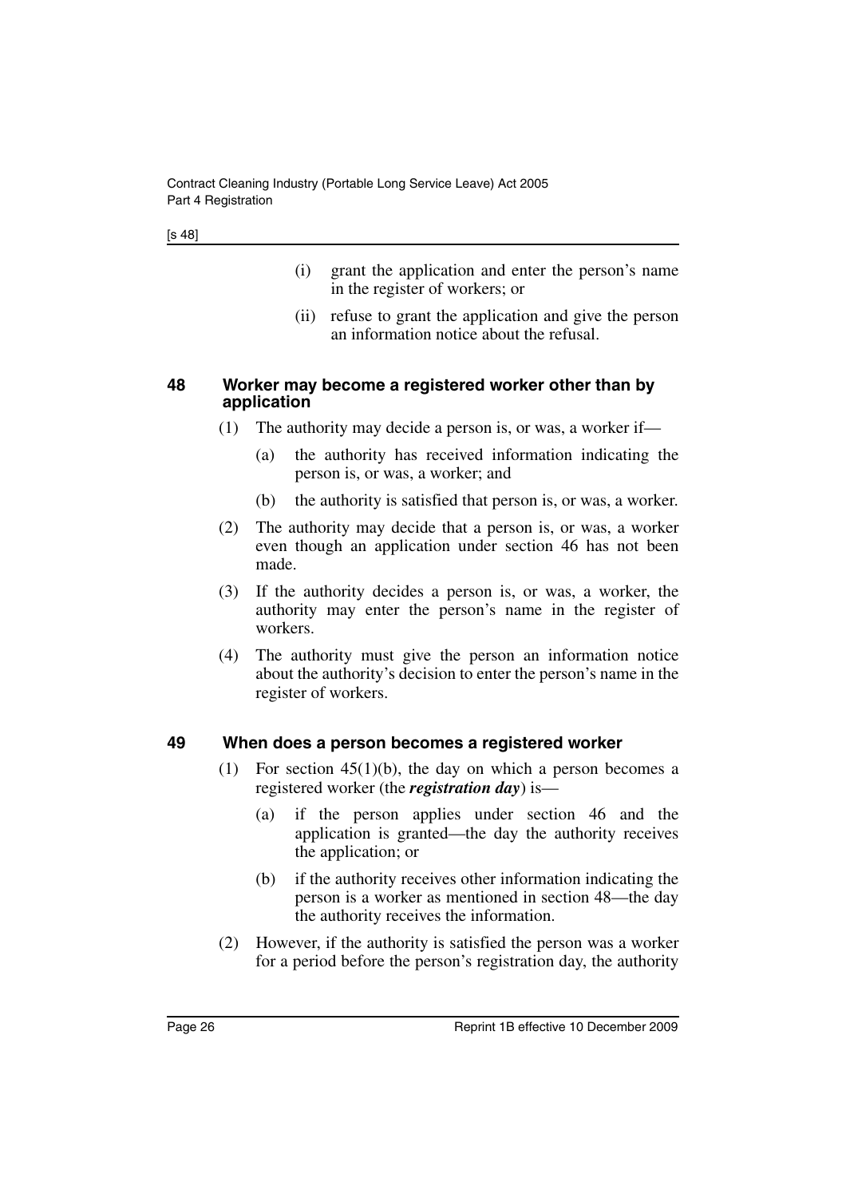(i) grant the application and enter the person's name in the register of workers; or

(ii) refuse to grant the application and give the person an information notice about the refusal.

### 48 Worker may become a registered worker other than by application

(1) The authority may decide a person is, or was, a worker if—

(a) the authority has received information indicating the person is, or was, a worker; and

(b) the authority is satisfied that person is, or was, a worker.

(2) The authority may decide that a person is, or was, a worker even though an application under section 46 has not been made.

(3) If the authority decides a person is, or was, a worker, the authority may enter the person's name in the register of workers.

(4) The authority must give the person an information notice about the authority's decision to enter the person's name in the register of workers.

### 49 When does a person becomes a registered worker

(1) For section 45(1)(b), the day on which a person becomes a registered worker (the ***registration day***) is—

(a) if the person applies under section 46 and the application is granted—the day the authority receives the application; or

(b) if the authority receives other information indicating the person is a worker as mentioned in section 48—the day the authority receives the information.

(2) However, if the authority is satisfied the person was a worker for a period before the person's registration day, the authority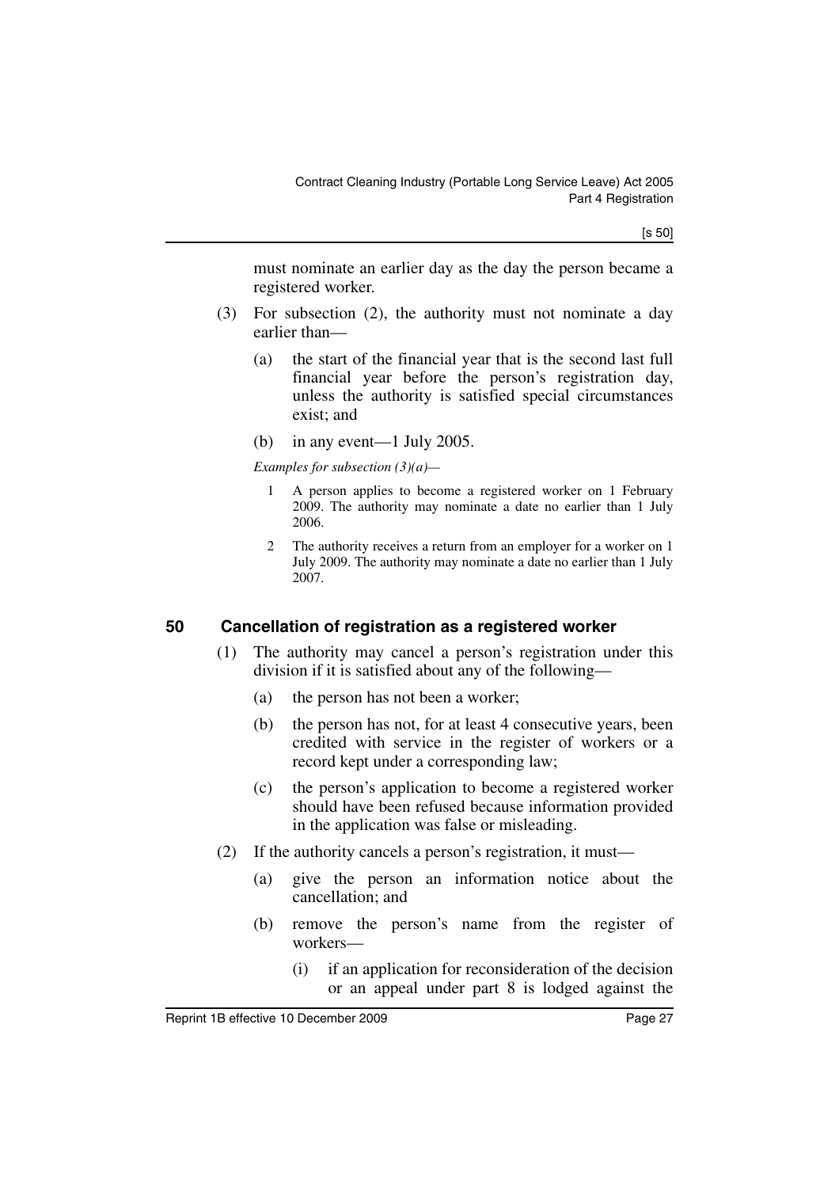must nominate an earlier day as the day the person became a registered worker.

(3) For subsection (2), the authority must not nominate a day earlier than—

(a) the start of the financial year that is the second last full financial year before the person's registration day, unless the authority is satisfied special circumstances exist; and

(b) in any event—1 July 2005.

*Examples for subsection (3)(a)—*

1 A person applies to become a registered worker on 1 February 2009. The authority may nominate a date no earlier than 1 July 2006.

2 The authority receives a return from an employer for a worker on 1 July 2009. The authority may nominate a date no earlier than 1 July 2007.

## 50 Cancellation of registration as a registered worker

(1) The authority may cancel a person's registration under this division if it is satisfied about any of the following—

(a) the person has not been a worker;

(b) the person has not, for at least 4 consecutive years, been credited with service in the register of workers or a record kept under a corresponding law;

(c) the person's application to become a registered worker should have been refused because information provided in the application was false or misleading.

(2) If the authority cancels a person's registration, it must—

(a) give the person an information notice about the cancellation; and

(b) remove the person's name from the register of workers—

(i) if an application for reconsideration of the decision or an appeal under part 8 is lodged against the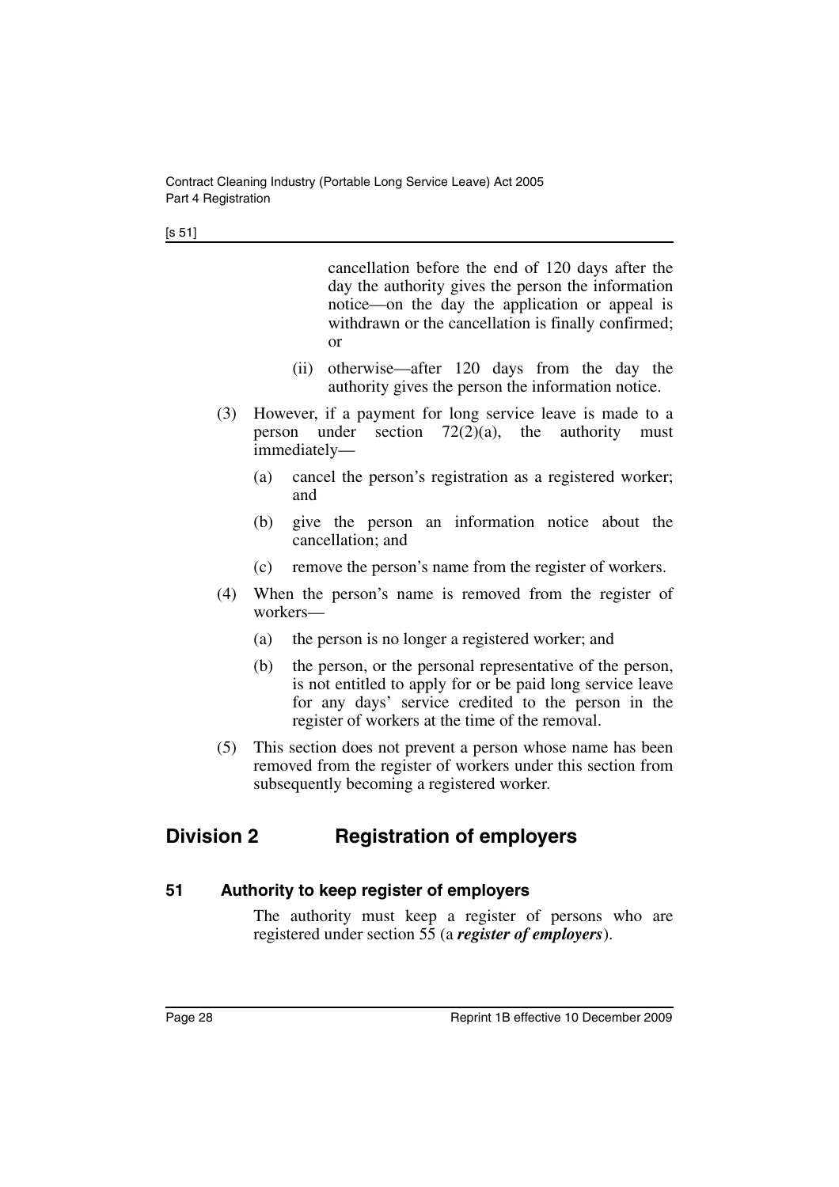cancellation before the end of 120 days after the day the authority gives the person the information notice—on the day the application or appeal is withdrawn or the cancellation is finally confirmed; or

(ii) otherwise—after 120 days from the day the authority gives the person the information notice.

(3) However, if a payment for long service leave is made to a person under section 72(2)(a), the authority must immediately—

(a) cancel the person's registration as a registered worker; and

(b) give the person an information notice about the cancellation; and

(c) remove the person's name from the register of workers.

(4) When the person's name is removed from the register of workers—

(a) the person is no longer a registered worker; and

(b) the person, or the personal representative of the person, is not entitled to apply for or be paid long service leave for any days' service credited to the person in the register of workers at the time of the removal.

(5) This section does not prevent a person whose name has been removed from the register of workers under this section from subsequently becoming a registered worker.

## Division 2 Registration of employers

### 51 Authority to keep register of employers

The authority must keep a register of persons who are registered under section 55 (a ***register of employers***).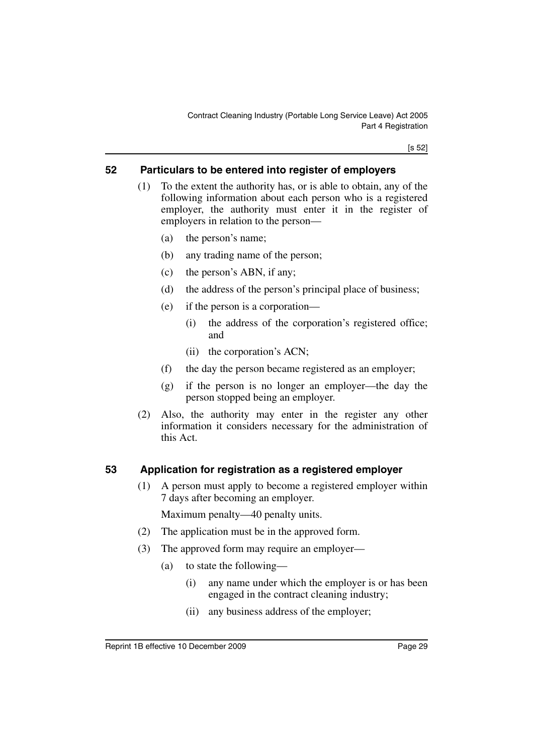## 52 Particulars to be entered into register of employers

(1) To the extent the authority has, or is able to obtain, any of the following information about each person who is a registered employer, the authority must enter it in the register of employers in relation to the person—

(a) the person's name;

(b) any trading name of the person;

(c) the person's ABN, if any;

(d) the address of the person's principal place of business;

(e) if the person is a corporation—

(i) the address of the corporation's registered office; and

(ii) the corporation's ACN;

(f) the day the person became registered as an employer;

(g) if the person is no longer an employer—the day the person stopped being an employer.

(2) Also, the authority may enter in the register any other information it considers necessary for the administration of this Act.

## 53 Application for registration as a registered employer

(1) A person must apply to become a registered employer within 7 days after becoming an employer.

Maximum penalty—40 penalty units.

(2) The application must be in the approved form.

(3) The approved form may require an employer—

(a) to state the following—

(i) any name under which the employer is or has been engaged in the contract cleaning industry;

(ii) any business address of the employer;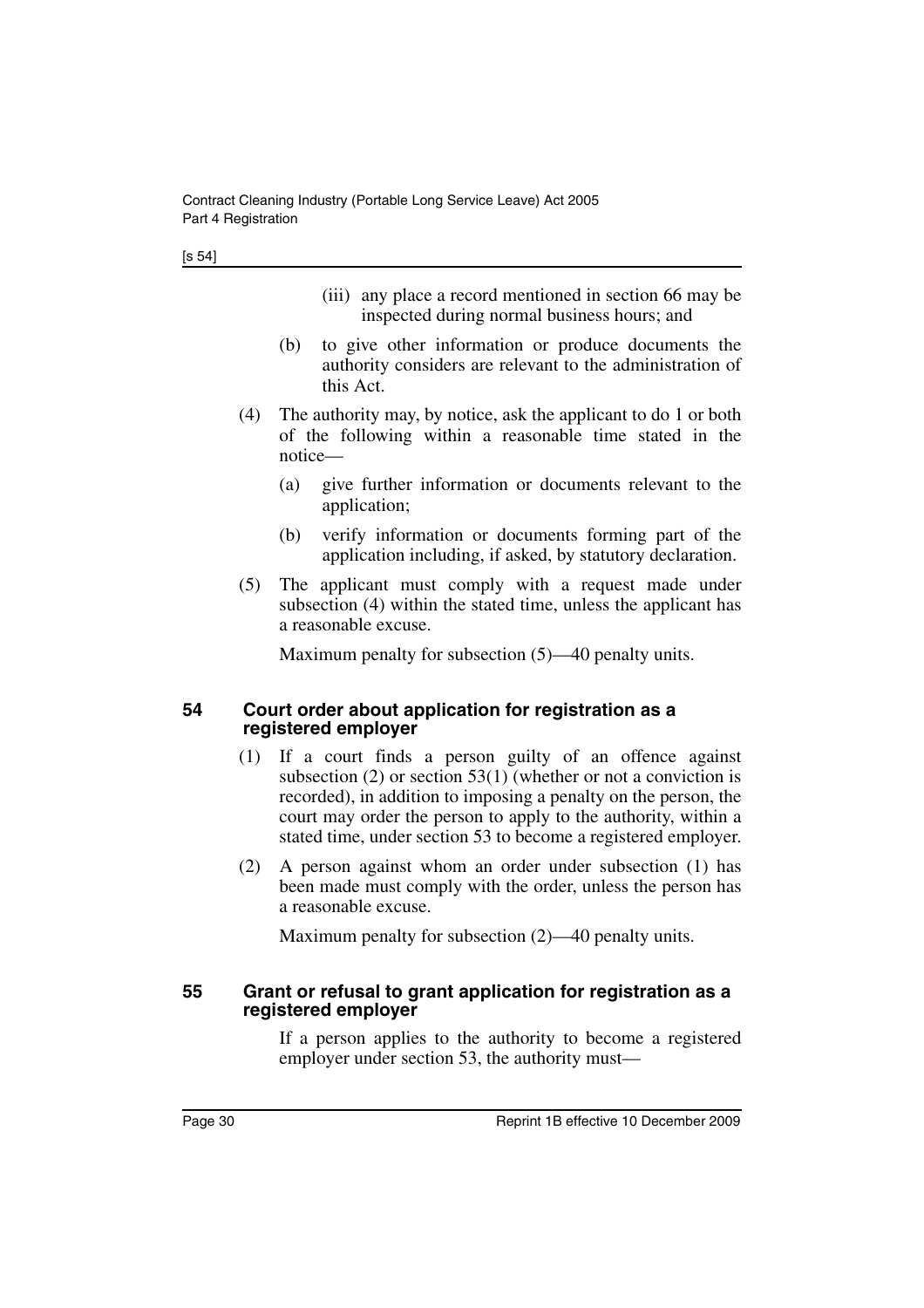(iii) any place a record mentioned in section 66 may be inspected during normal business hours; and

(b) to give other information or produce documents the authority considers are relevant to the administration of this Act.

(4) The authority may, by notice, ask the applicant to do 1 or both of the following within a reasonable time stated in the notice—

(a) give further information or documents relevant to the application;

(b) verify information or documents forming part of the application including, if asked, by statutory declaration.

(5) The applicant must comply with a request made under subsection (4) within the stated time, unless the applicant has a reasonable excuse.

Maximum penalty for subsection (5)—40 penalty units.

### 54 Court order about application for registration as a registered employer

(1) If a court finds a person guilty of an offence against subsection (2) or section 53(1) (whether or not a conviction is recorded), in addition to imposing a penalty on the person, the court may order the person to apply to the authority, within a stated time, under section 53 to become a registered employer.

(2) A person against whom an order under subsection (1) has been made must comply with the order, unless the person has a reasonable excuse.

Maximum penalty for subsection (2)—40 penalty units.

### 55 Grant or refusal to grant application for registration as a registered employer

If a person applies to the authority to become a registered employer under section 53, the authority must—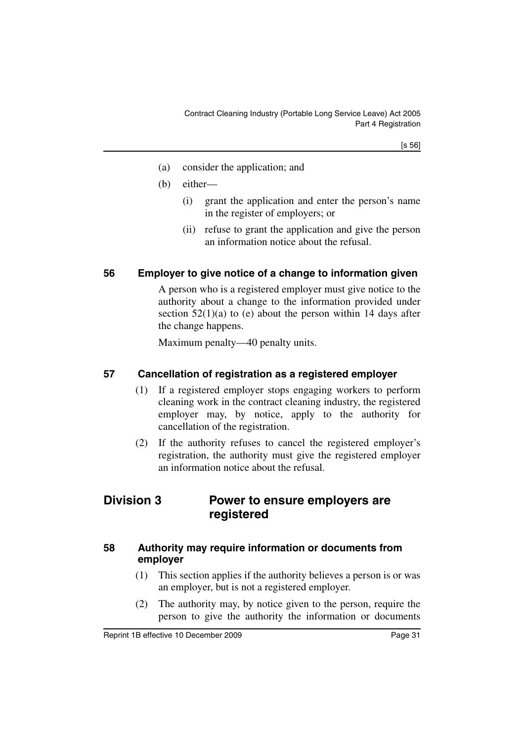(a) consider the application; and

(b) either—

(i) grant the application and enter the person's name in the register of employers; or

(ii) refuse to grant the application and give the person an information notice about the refusal.

### 56 Employer to give notice of a change to information given

A person who is a registered employer must give notice to the authority about a change to the information provided under section 52(1)(a) to (e) about the person within 14 days after the change happens.

Maximum penalty—40 penalty units.

### 57 Cancellation of registration as a registered employer

(1) If a registered employer stops engaging workers to perform cleaning work in the contract cleaning industry, the registered employer may, by notice, apply to the authority for cancellation of the registration.

(2) If the authority refuses to cancel the registered employer's registration, the authority must give the registered employer an information notice about the refusal.

## Division 3 Power to ensure employers are registered

### 58 Authority may require information or documents from employer

(1) This section applies if the authority believes a person is or was an employer, but is not a registered employer.

(2) The authority may, by notice given to the person, require the person to give the authority the information or documents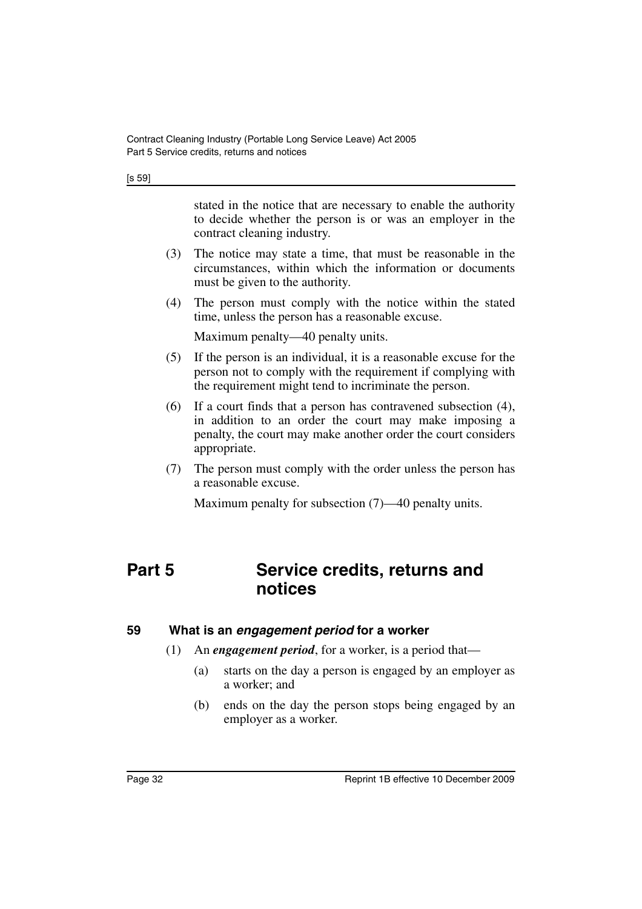stated in the notice that are necessary to enable the authority to decide whether the person is or was an employer in the contract cleaning industry.

(3) The notice may state a time, that must be reasonable in the circumstances, within which the information or documents must be given to the authority.

(4) The person must comply with the notice within the stated time, unless the person has a reasonable excuse.

Maximum penalty—40 penalty units.

(5) If the person is an individual, it is a reasonable excuse for the person not to comply with the requirement if complying with the requirement might tend to incriminate the person.

(6) If a court finds that a person has contravened subsection (4), in addition to an order the court may make imposing a penalty, the court may make another order the court considers appropriate.

(7) The person must comply with the order unless the person has a reasonable excuse.

Maximum penalty for subsection (7)—40 penalty units.

# Part 5 Service credits, returns and notices

## 59 What is an *engagement period* for a worker

(1) An ***engagement period***, for a worker, is a period that—

(a) starts on the day a person is engaged by an employer as a worker; and

(b) ends on the day the person stops being engaged by an employer as a worker.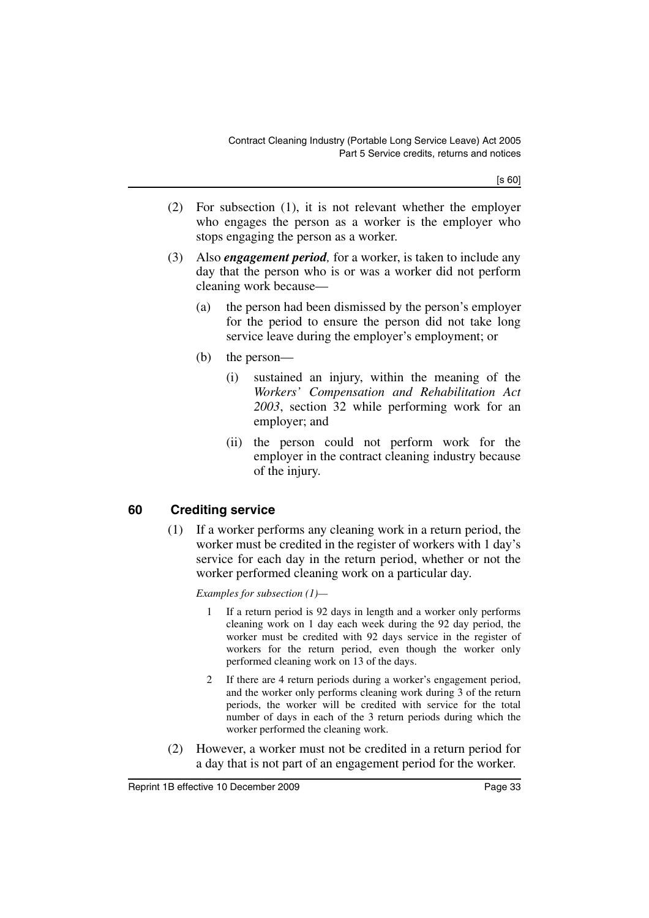(2) For subsection (1), it is not relevant whether the employer who engages the person as a worker is the employer who stops engaging the person as a worker.

(3) Also ***engagement period****,* for a worker, is taken to include any day that the person who is or was a worker did not perform cleaning work because—

(a) the person had been dismissed by the person's employer for the period to ensure the person did not take long service leave during the employer's employment; or

(b) the person—

(i) sustained an injury, within the meaning of the *Workers' Compensation and Rehabilitation Act 2003*, section 32 while performing work for an employer; and

(ii) the person could not perform work for the employer in the contract cleaning industry because of the injury.

## 60 Crediting service

(1) If a worker performs any cleaning work in a return period, the worker must be credited in the register of workers with 1 day's service for each day in the return period, whether or not the worker performed cleaning work on a particular day.

*Examples for subsection (1)—*

1 If a return period is 92 days in length and a worker only performs cleaning work on 1 day each week during the 92 day period, the worker must be credited with 92 days service in the register of workers for the return period, even though the worker only performed cleaning work on 13 of the days.

2 If there are 4 return periods during a worker's engagement period, and the worker only performs cleaning work during 3 of the return periods, the worker will be credited with service for the total number of days in each of the 3 return periods during which the worker performed the cleaning work.

(2) However, a worker must not be credited in a return period for a day that is not part of an engagement period for the worker.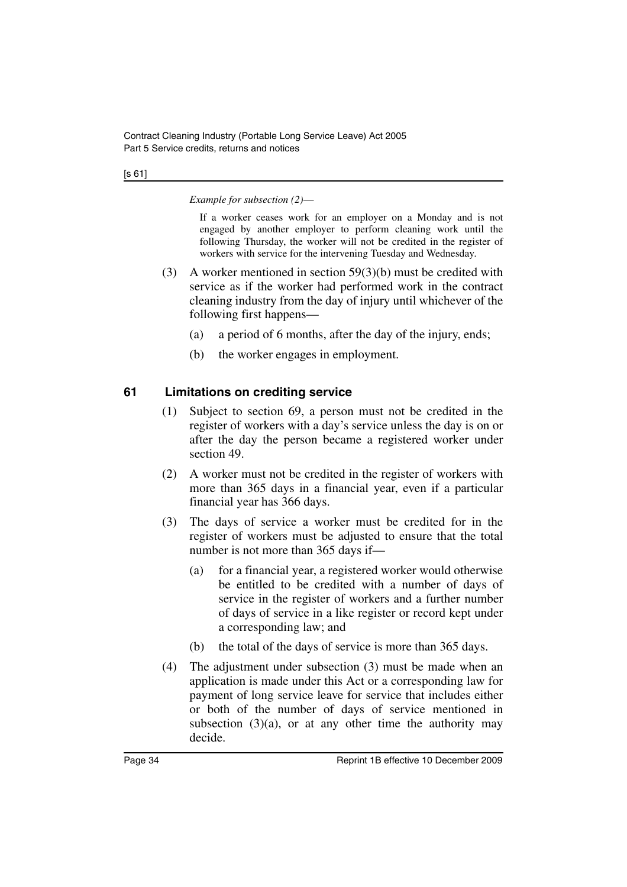*Example for subsection (2)—*

If a worker ceases work for an employer on a Monday and is not engaged by another employer to perform cleaning work until the following Thursday, the worker will not be credited in the register of workers with service for the intervening Tuesday and Wednesday.

(3) A worker mentioned in section 59(3)(b) must be credited with service as if the worker had performed work in the contract cleaning industry from the day of injury until whichever of the following first happens—

(a) a period of 6 months, after the day of the injury, ends;

(b) the worker engages in employment.

## 61 Limitations on crediting service

(1) Subject to section 69, a person must not be credited in the register of workers with a day's service unless the day is on or after the day the person became a registered worker under section 49.

(2) A worker must not be credited in the register of workers with more than 365 days in a financial year, even if a particular financial year has 366 days.

(3) The days of service a worker must be credited for in the register of workers must be adjusted to ensure that the total number is not more than 365 days if—

(a) for a financial year, a registered worker would otherwise be entitled to be credited with a number of days of service in the register of workers and a further number of days of service in a like register or record kept under a corresponding law; and

(b) the total of the days of service is more than 365 days.

(4) The adjustment under subsection (3) must be made when an application is made under this Act or a corresponding law for payment of long service leave for service that includes either or both of the number of days of service mentioned in subsection (3)(a), or at any other time the authority may decide.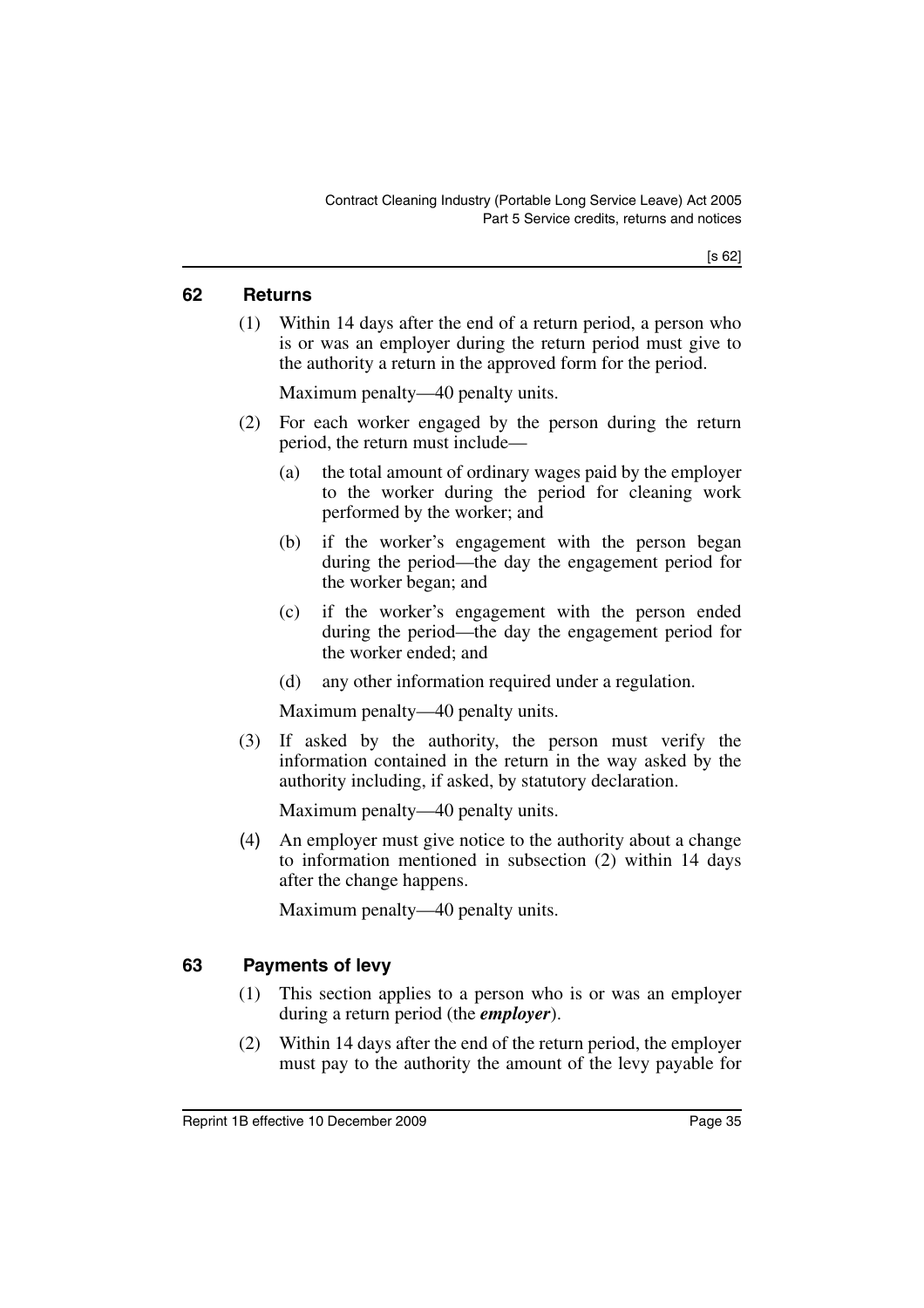## 62 Returns

(1) Within 14 days after the end of a return period, a person who is or was an employer during the return period must give to the authority a return in the approved form for the period.

Maximum penalty—40 penalty units.

(2) For each worker engaged by the person during the return period, the return must include—

(a) the total amount of ordinary wages paid by the employer to the worker during the period for cleaning work performed by the worker; and

(b) if the worker's engagement with the person began during the period—the day the engagement period for the worker began; and

(c) if the worker's engagement with the person ended during the period—the day the engagement period for the worker ended; and

(d) any other information required under a regulation.

Maximum penalty—40 penalty units.

(3) If asked by the authority, the person must verify the information contained in the return in the way asked by the authority including, if asked, by statutory declaration.

Maximum penalty—40 penalty units.

(4) An employer must give notice to the authority about a change to information mentioned in subsection (2) within 14 days after the change happens.

Maximum penalty—40 penalty units.

## 63 Payments of levy

(1) This section applies to a person who is or was an employer during a return period (the ***employer***).

(2) Within 14 days after the end of the return period, the employer must pay to the authority the amount of the levy payable for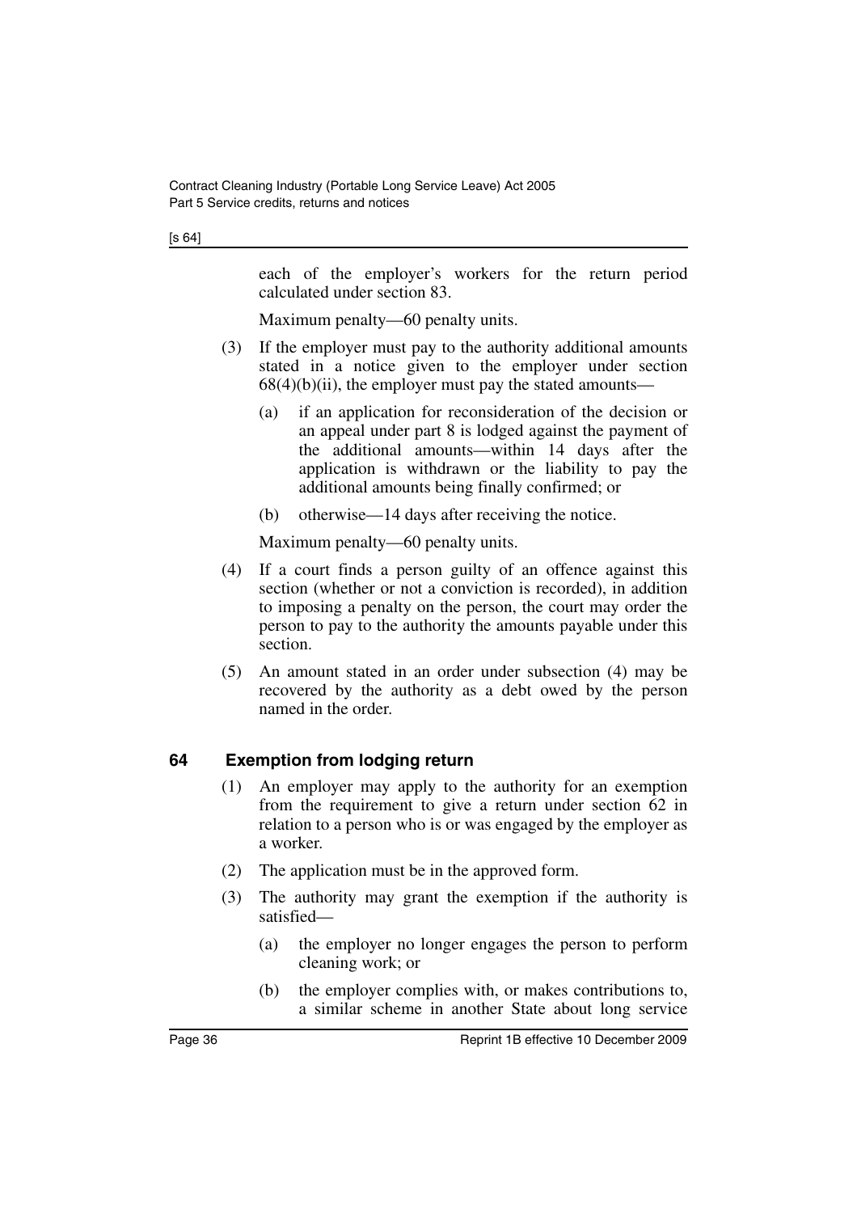each of the employer's workers for the return period calculated under section 83.

Maximum penalty—60 penalty units.

(3) If the employer must pay to the authority additional amounts stated in a notice given to the employer under section 68(4)(b)(ii), the employer must pay the stated amounts—

(a) if an application for reconsideration of the decision or an appeal under part 8 is lodged against the payment of the additional amounts—within 14 days after the application is withdrawn or the liability to pay the additional amounts being finally confirmed; or

(b) otherwise—14 days after receiving the notice.

Maximum penalty—60 penalty units.

(4) If a court finds a person guilty of an offence against this section (whether or not a conviction is recorded), in addition to imposing a penalty on the person, the court may order the person to pay to the authority the amounts payable under this section.

(5) An amount stated in an order under subsection (4) may be recovered by the authority as a debt owed by the person named in the order.

### 64 Exemption from lodging return

(1) An employer may apply to the authority for an exemption from the requirement to give a return under section 62 in relation to a person who is or was engaged by the employer as a worker.

(2) The application must be in the approved form.

(3) The authority may grant the exemption if the authority is satisfied—

(a) the employer no longer engages the person to perform cleaning work; or

(b) the employer complies with, or makes contributions to, a similar scheme in another State about long service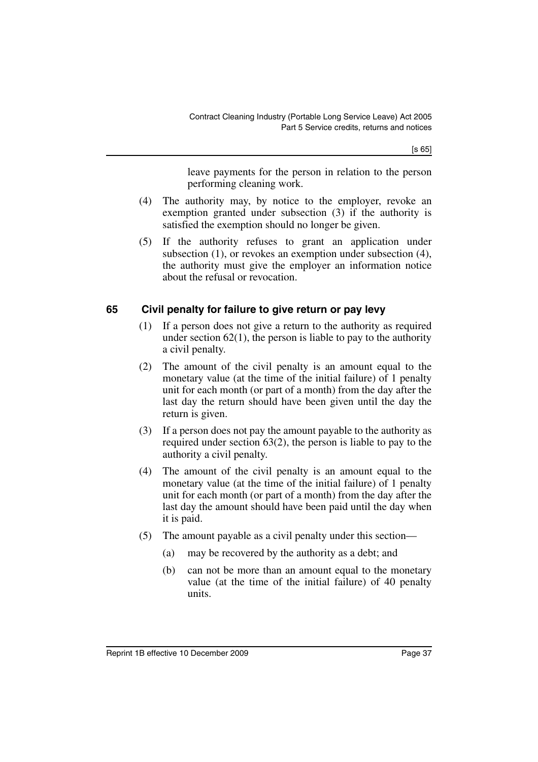leave payments for the person in relation to the person performing cleaning work.

(4) The authority may, by notice to the employer, revoke an exemption granted under subsection (3) if the authority is satisfied the exemption should no longer be given.

(5) If the authority refuses to grant an application under subsection (1), or revokes an exemption under subsection (4), the authority must give the employer an information notice about the refusal or revocation.

## 65 Civil penalty for failure to give return or pay levy

(1) If a person does not give a return to the authority as required under section 62(1), the person is liable to pay to the authority a civil penalty.

(2) The amount of the civil penalty is an amount equal to the monetary value (at the time of the initial failure) of 1 penalty unit for each month (or part of a month) from the day after the last day the return should have been given until the day the return is given.

(3) If a person does not pay the amount payable to the authority as required under section 63(2), the person is liable to pay to the authority a civil penalty.

(4) The amount of the civil penalty is an amount equal to the monetary value (at the time of the initial failure) of 1 penalty unit for each month (or part of a month) from the day after the last day the amount should have been paid until the day when it is paid.

(5) The amount payable as a civil penalty under this section—

(a) may be recovered by the authority as a debt; and

(b) can not be more than an amount equal to the monetary value (at the time of the initial failure) of 40 penalty units.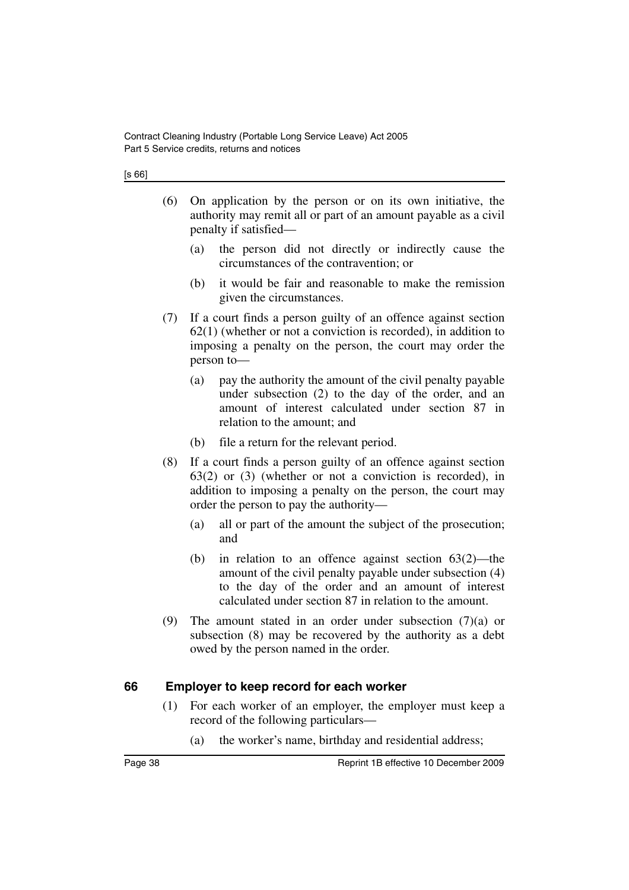(6) On application by the person or on its own initiative, the authority may remit all or part of an amount payable as a civil penalty if satisfied—

(a) the person did not directly or indirectly cause the circumstances of the contravention; or

(b) it would be fair and reasonable to make the remission given the circumstances.

(7) If a court finds a person guilty of an offence against section 62(1) (whether or not a conviction is recorded), in addition to imposing a penalty on the person, the court may order the person to—

(a) pay the authority the amount of the civil penalty payable under subsection (2) to the day of the order, and an amount of interest calculated under section 87 in relation to the amount; and

(b) file a return for the relevant period.

(8) If a court finds a person guilty of an offence against section 63(2) or (3) (whether or not a conviction is recorded), in addition to imposing a penalty on the person, the court may order the person to pay the authority—

(a) all or part of the amount the subject of the prosecution; and

(b) in relation to an offence against section 63(2)—the amount of the civil penalty payable under subsection (4) to the day of the order and an amount of interest calculated under section 87 in relation to the amount.

(9) The amount stated in an order under subsection (7)(a) or subsection (8) may be recovered by the authority as a debt owed by the person named in the order.

### 66 Employer to keep record for each worker

(1) For each worker of an employer, the employer must keep a record of the following particulars—

(a) the worker's name, birthday and residential address;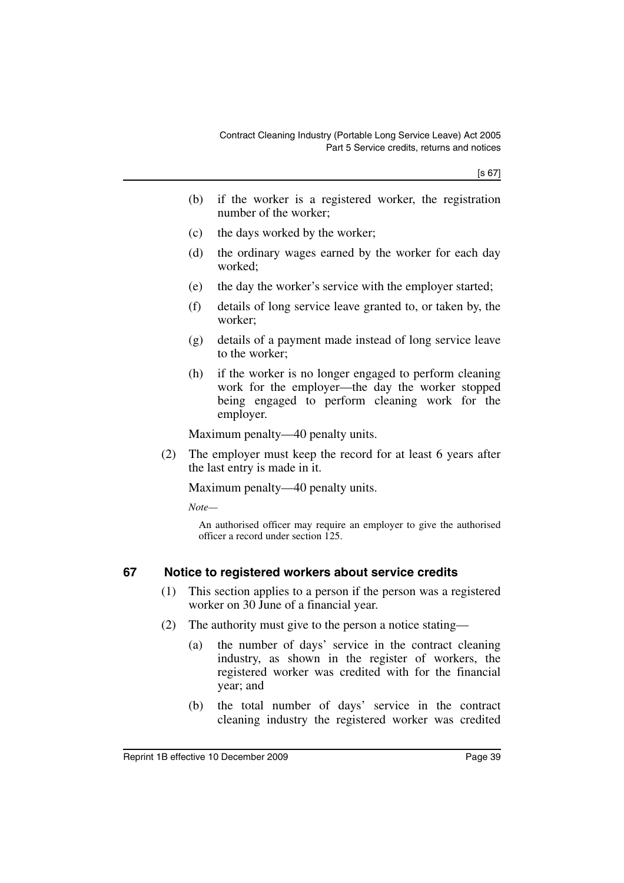(b) if the worker is a registered worker, the registration number of the worker;

(c) the days worked by the worker;

(d) the ordinary wages earned by the worker for each day worked;

(e) the day the worker's service with the employer started;

(f) details of long service leave granted to, or taken by, the worker;

(g) details of a payment made instead of long service leave to the worker;

(h) if the worker is no longer engaged to perform cleaning work for the employer—the day the worker stopped being engaged to perform cleaning work for the employer.

Maximum penalty—40 penalty units.

(2) The employer must keep the record for at least 6 years after the last entry is made in it.

Maximum penalty—40 penalty units.

*Note—*

An authorised officer may require an employer to give the authorised officer a record under section 125.

## 67 Notice to registered workers about service credits

(1) This section applies to a person if the person was a registered worker on 30 June of a financial year.

(2) The authority must give to the person a notice stating—

(a) the number of days' service in the contract cleaning industry, as shown in the register of workers, the registered worker was credited with for the financial year; and

(b) the total number of days' service in the contract cleaning industry the registered worker was credited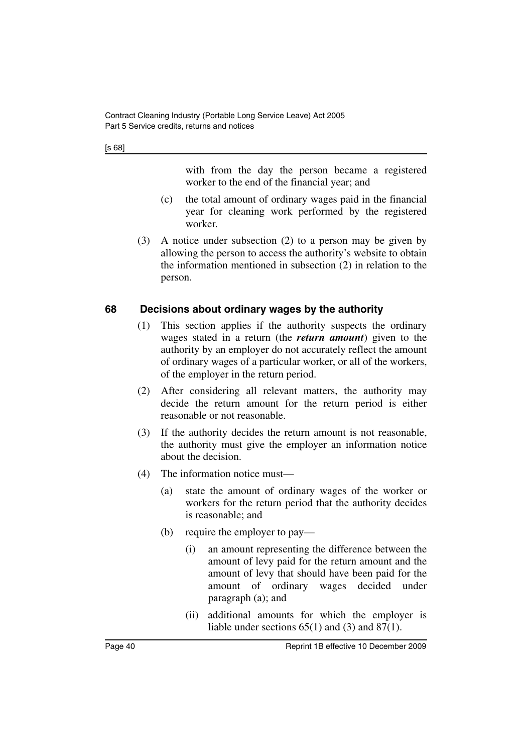with from the day the person became a registered worker to the end of the financial year; and

(c) the total amount of ordinary wages paid in the financial year for cleaning work performed by the registered worker.

(3) A notice under subsection (2) to a person may be given by allowing the person to access the authority's website to obtain the information mentioned in subsection (2) in relation to the person.

## 68 Decisions about ordinary wages by the authority

(1) This section applies if the authority suspects the ordinary wages stated in a return (the ***return amount***) given to the authority by an employer do not accurately reflect the amount of ordinary wages of a particular worker, or all of the workers, of the employer in the return period.

(2) After considering all relevant matters, the authority may decide the return amount for the return period is either reasonable or not reasonable.

(3) If the authority decides the return amount is not reasonable, the authority must give the employer an information notice about the decision.

(4) The information notice must—

(a) state the amount of ordinary wages of the worker or workers for the return period that the authority decides is reasonable; and

(b) require the employer to pay—

(i) an amount representing the difference between the amount of levy paid for the return amount and the amount of levy that should have been paid for the amount of ordinary wages decided under paragraph (a); and

(ii) additional amounts for which the employer is liable under sections 65(1) and (3) and 87(1).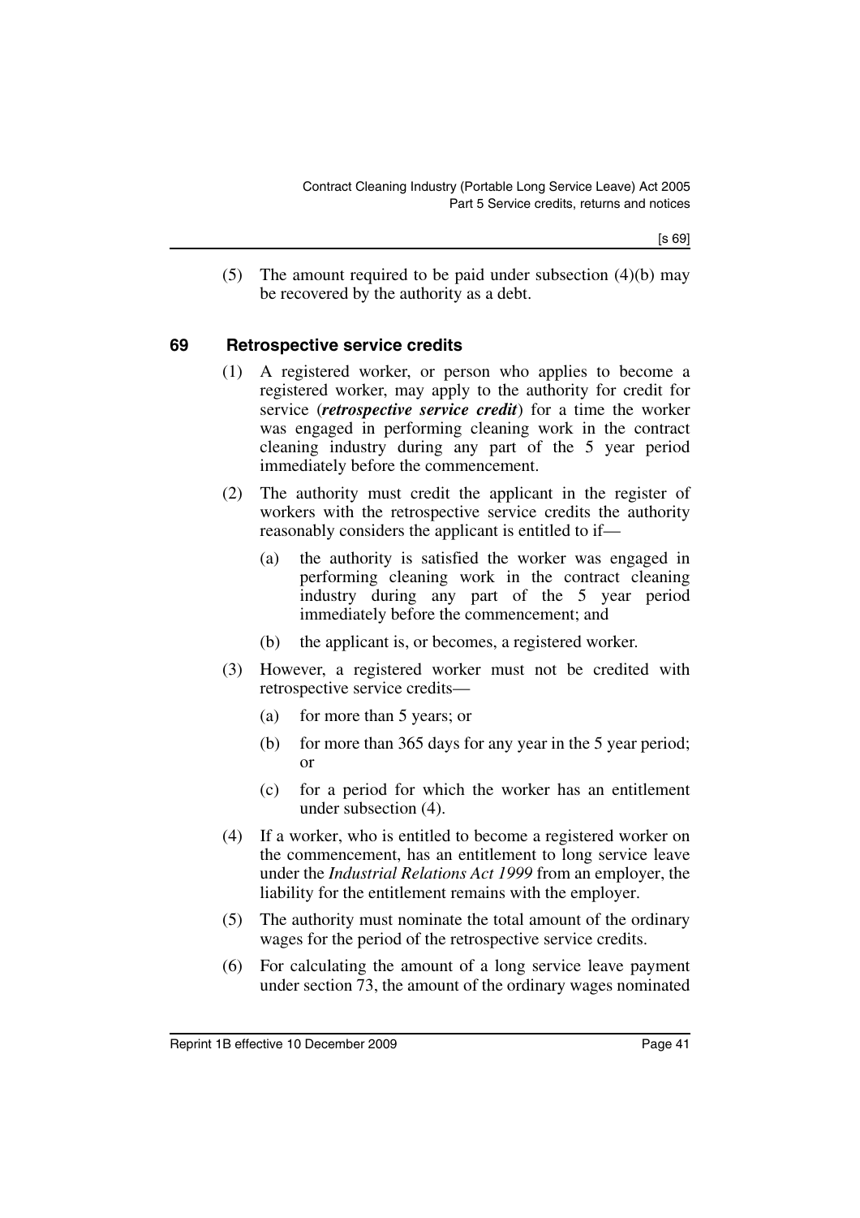(5) The amount required to be paid under subsection (4)(b) may be recovered by the authority as a debt.

## 69 Retrospective service credits

(1) A registered worker, or person who applies to become a registered worker, may apply to the authority for credit for service (***retrospective service credit***) for a time the worker was engaged in performing cleaning work in the contract cleaning industry during any part of the 5 year period immediately before the commencement.

(2) The authority must credit the applicant in the register of workers with the retrospective service credits the authority reasonably considers the applicant is entitled to if—

- (a) the authority is satisfied the worker was engaged in performing cleaning work in the contract cleaning industry during any part of the 5 year period immediately before the commencement; and
- (b) the applicant is, or becomes, a registered worker.

(3) However, a registered worker must not be credited with retrospective service credits—

- (a) for more than 5 years; or
- (b) for more than 365 days for any year in the 5 year period; or
- (c) for a period for which the worker has an entitlement under subsection (4).

(4) If a worker, who is entitled to become a registered worker on the commencement, has an entitlement to long service leave under the *Industrial Relations Act 1999* from an employer, the liability for the entitlement remains with the employer.

(5) The authority must nominate the total amount of the ordinary wages for the period of the retrospective service credits.

(6) For calculating the amount of a long service leave payment under section 73, the amount of the ordinary wages nominated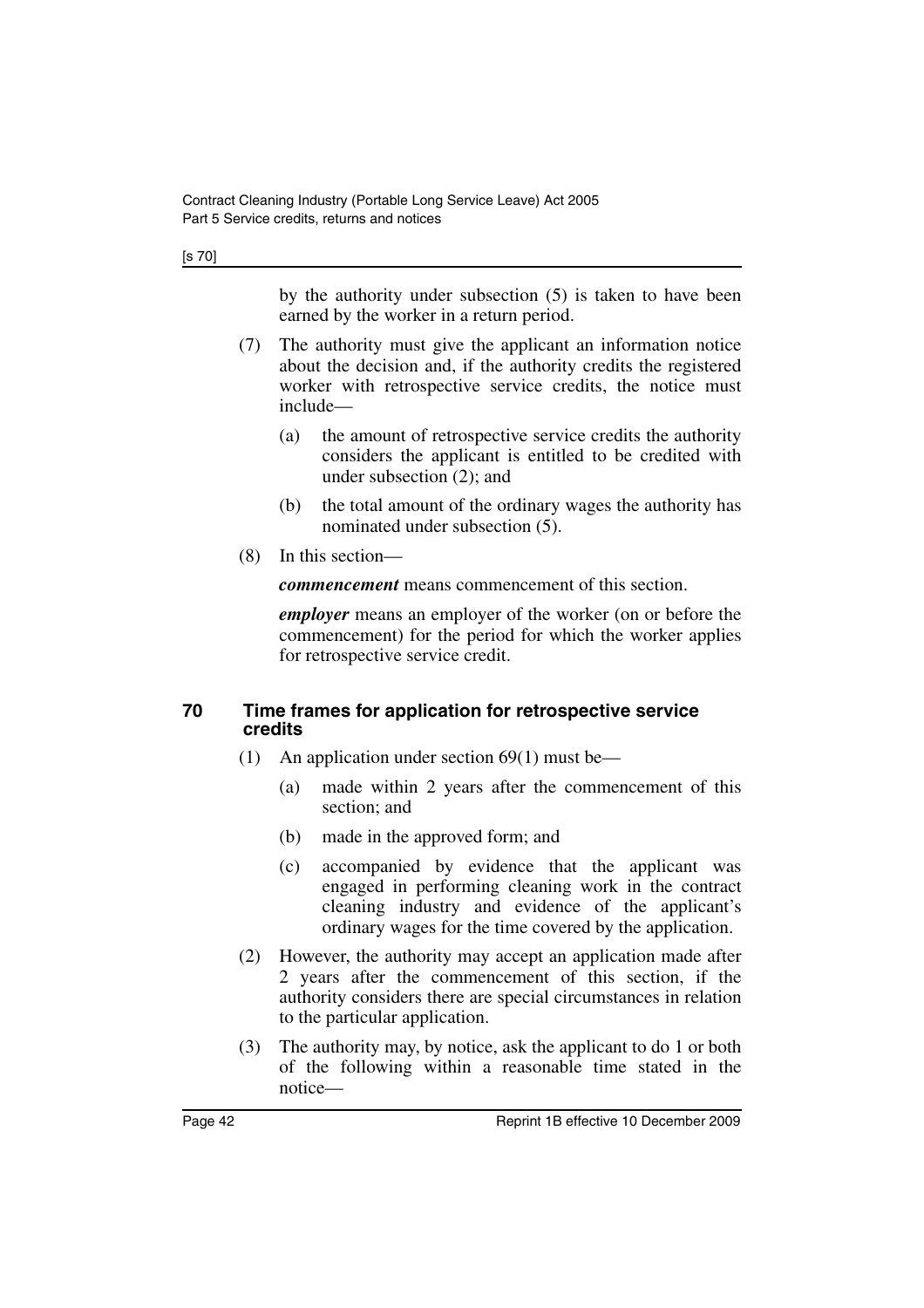by the authority under subsection (5) is taken to have been earned by the worker in a return period.

(7) The authority must give the applicant an information notice about the decision and, if the authority credits the registered worker with retrospective service credits, the notice must include—

(a) the amount of retrospective service credits the authority considers the applicant is entitled to be credited with under subsection (2); and

(b) the total amount of the ordinary wages the authority has nominated under subsection (5).

(8) In this section—

***commencement*** means commencement of this section.

***employer*** means an employer of the worker (on or before the commencement) for the period for which the worker applies for retrospective service credit.

### 70 Time frames for application for retrospective service credits

(1) An application under section 69(1) must be—

(a) made within 2 years after the commencement of this section; and

(b) made in the approved form; and

(c) accompanied by evidence that the applicant was engaged in performing cleaning work in the contract cleaning industry and evidence of the applicant's ordinary wages for the time covered by the application.

(2) However, the authority may accept an application made after 2 years after the commencement of this section, if the authority considers there are special circumstances in relation to the particular application.

(3) The authority may, by notice, ask the applicant to do 1 or both of the following within a reasonable time stated in the notice—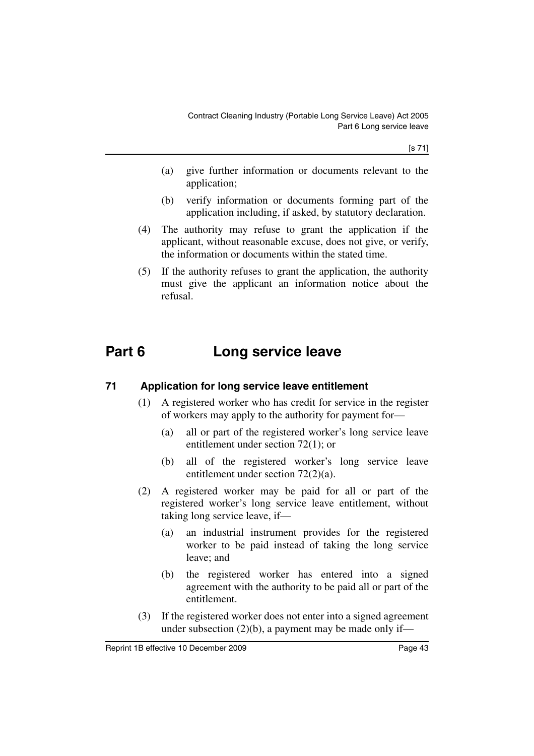(a) give further information or documents relevant to the application;

(b) verify information or documents forming part of the application including, if asked, by statutory declaration.

(4) The authority may refuse to grant the application if the applicant, without reasonable excuse, does not give, or verify, the information or documents within the stated time.

(5) If the authority refuses to grant the application, the authority must give the applicant an information notice about the refusal.

# Part 6 Long service leave

## 71 Application for long service leave entitlement

(1) A registered worker who has credit for service in the register of workers may apply to the authority for payment for—

(a) all or part of the registered worker's long service leave entitlement under section 72(1); or

(b) all of the registered worker's long service leave entitlement under section 72(2)(a).

(2) A registered worker may be paid for all or part of the registered worker's long service leave entitlement, without taking long service leave, if—

(a) an industrial instrument provides for the registered worker to be paid instead of taking the long service leave; and

(b) the registered worker has entered into a signed agreement with the authority to be paid all or part of the entitlement.

(3) If the registered worker does not enter into a signed agreement under subsection (2)(b), a payment may be made only if—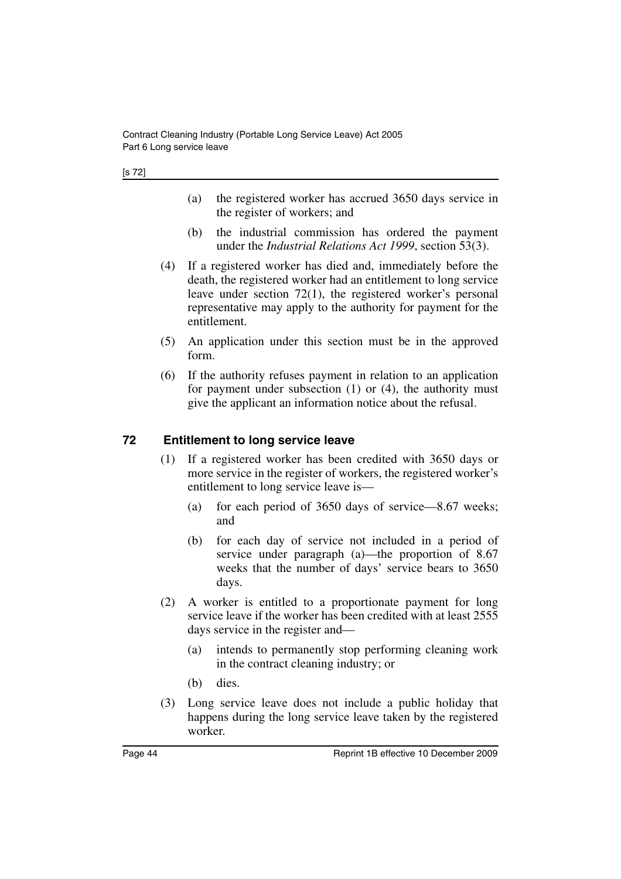(a) the registered worker has accrued 3650 days service in the register of workers; and

(b) the industrial commission has ordered the payment under the *Industrial Relations Act 1999*, section 53(3).

(4) If a registered worker has died and, immediately before the death, the registered worker had an entitlement to long service leave under section 72(1), the registered worker's personal representative may apply to the authority for payment for the entitlement.

(5) An application under this section must be in the approved form.

(6) If the authority refuses payment in relation to an application for payment under subsection (1) or (4), the authority must give the applicant an information notice about the refusal.

## 72 Entitlement to long service leave

(1) If a registered worker has been credited with 3650 days or more service in the register of workers, the registered worker's entitlement to long service leave is—

(a) for each period of 3650 days of service—8.67 weeks; and

(b) for each day of service not included in a period of service under paragraph (a)—the proportion of 8.67 weeks that the number of days' service bears to 3650 days.

(2) A worker is entitled to a proportionate payment for long service leave if the worker has been credited with at least 2555 days service in the register and—

(a) intends to permanently stop performing cleaning work in the contract cleaning industry; or

(b) dies.

(3) Long service leave does not include a public holiday that happens during the long service leave taken by the registered worker.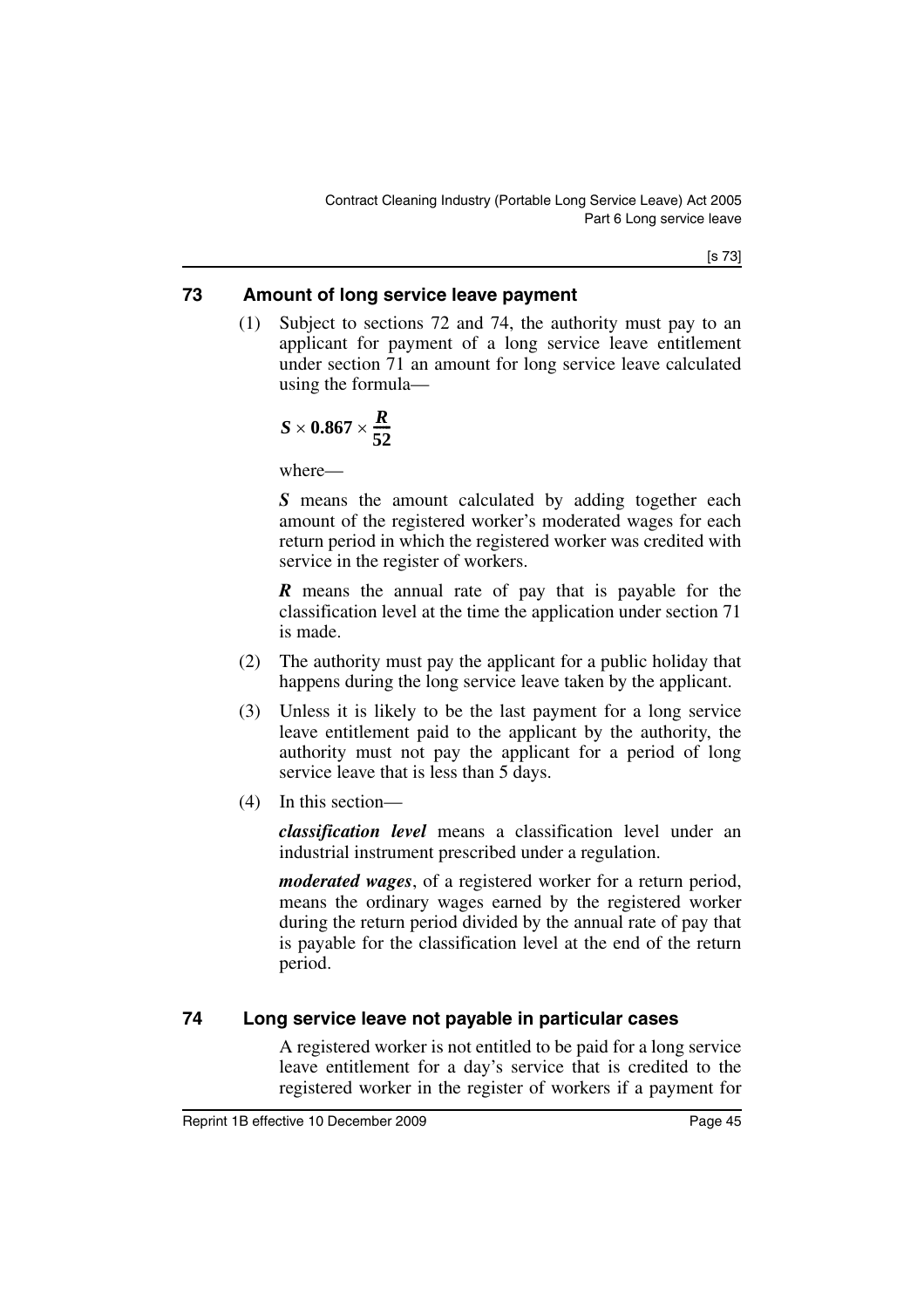## 73 Amount of long service leave payment

(1) Subject to sections 72 and 74, the authority must pay to an applicant for payment of a long service leave entitlement under section 71 an amount for long service leave calculated using the formula—

$$S \times 0.867 \times \frac{R}{52}$$

where—

***S*** means the amount calculated by adding together each amount of the registered worker's moderated wages for each return period in which the registered worker was credited with service in the register of workers.

***R*** means the annual rate of pay that is payable for the classification level at the time the application under section 71 is made.

(2) The authority must pay the applicant for a public holiday that happens during the long service leave taken by the applicant.

(3) Unless it is likely to be the last payment for a long service leave entitlement paid to the applicant by the authority, the authority must not pay the applicant for a period of long service leave that is less than 5 days.

(4) In this section—

***classification level*** means a classification level under an industrial instrument prescribed under a regulation.

***moderated wages***, of a registered worker for a return period, means the ordinary wages earned by the registered worker during the return period divided by the annual rate of pay that is payable for the classification level at the end of the return period.

## 74 Long service leave not payable in particular cases

A registered worker is not entitled to be paid for a long service leave entitlement for a day's service that is credited to the registered worker in the register of workers if a payment for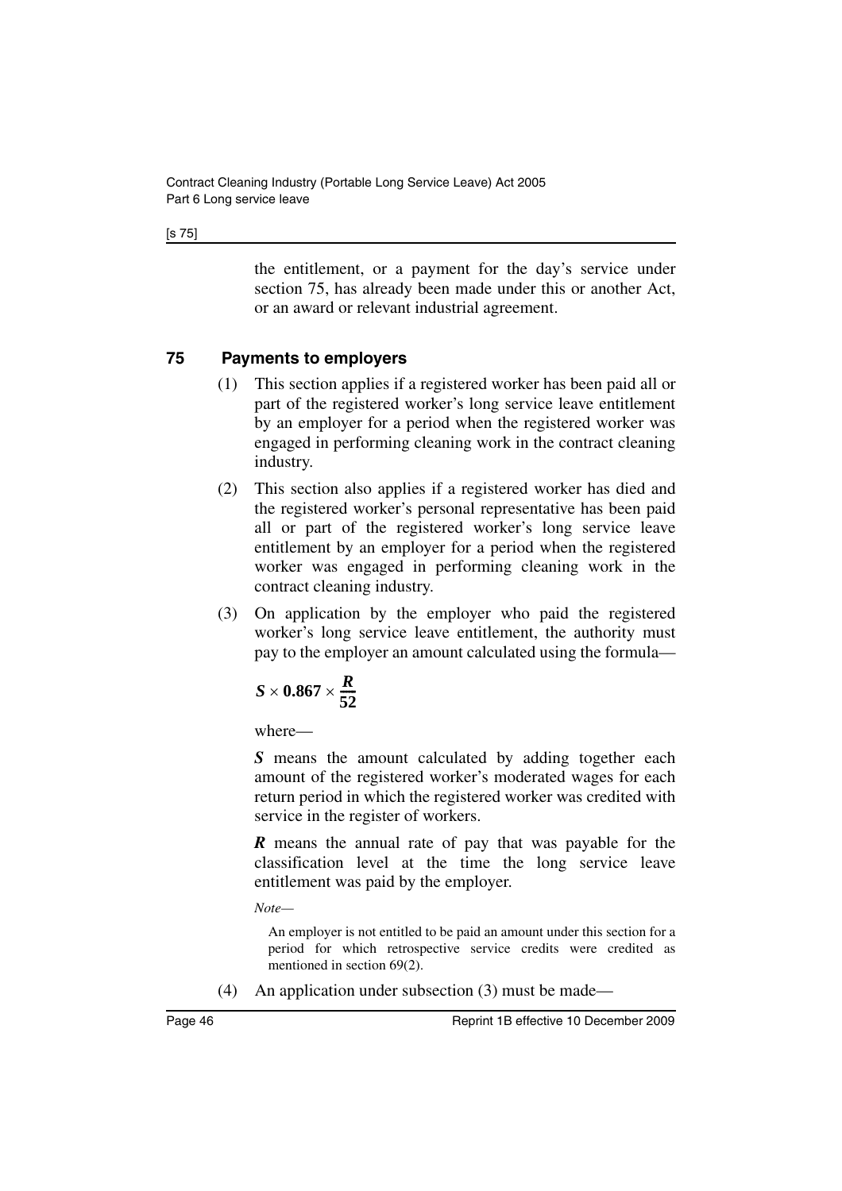the entitlement, or a payment for the day's service under section 75, has already been made under this or another Act, or an award or relevant industrial agreement.

## 75 Payments to employers

(1) This section applies if a registered worker has been paid all or part of the registered worker's long service leave entitlement by an employer for a period when the registered worker was engaged in performing cleaning work in the contract cleaning industry.

(2) This section also applies if a registered worker has died and the registered worker's personal representative has been paid all or part of the registered worker's long service leave entitlement by an employer for a period when the registered worker was engaged in performing cleaning work in the contract cleaning industry.

(3) On application by the employer who paid the registered worker's long service leave entitlement, the authority must pay to the employer an amount calculated using the formula—

$$S \times 0.867 \times \frac{R}{52}$$

where—

***S*** means the amount calculated by adding together each amount of the registered worker's moderated wages for each return period in which the registered worker was credited with service in the register of workers.

***R*** means the annual rate of pay that was payable for the classification level at the time the long service leave entitlement was paid by the employer.

*Note—*

An employer is not entitled to be paid an amount under this section for a period for which retrospective service credits were credited as mentioned in section 69(2).

(4) An application under subsection (3) must be made—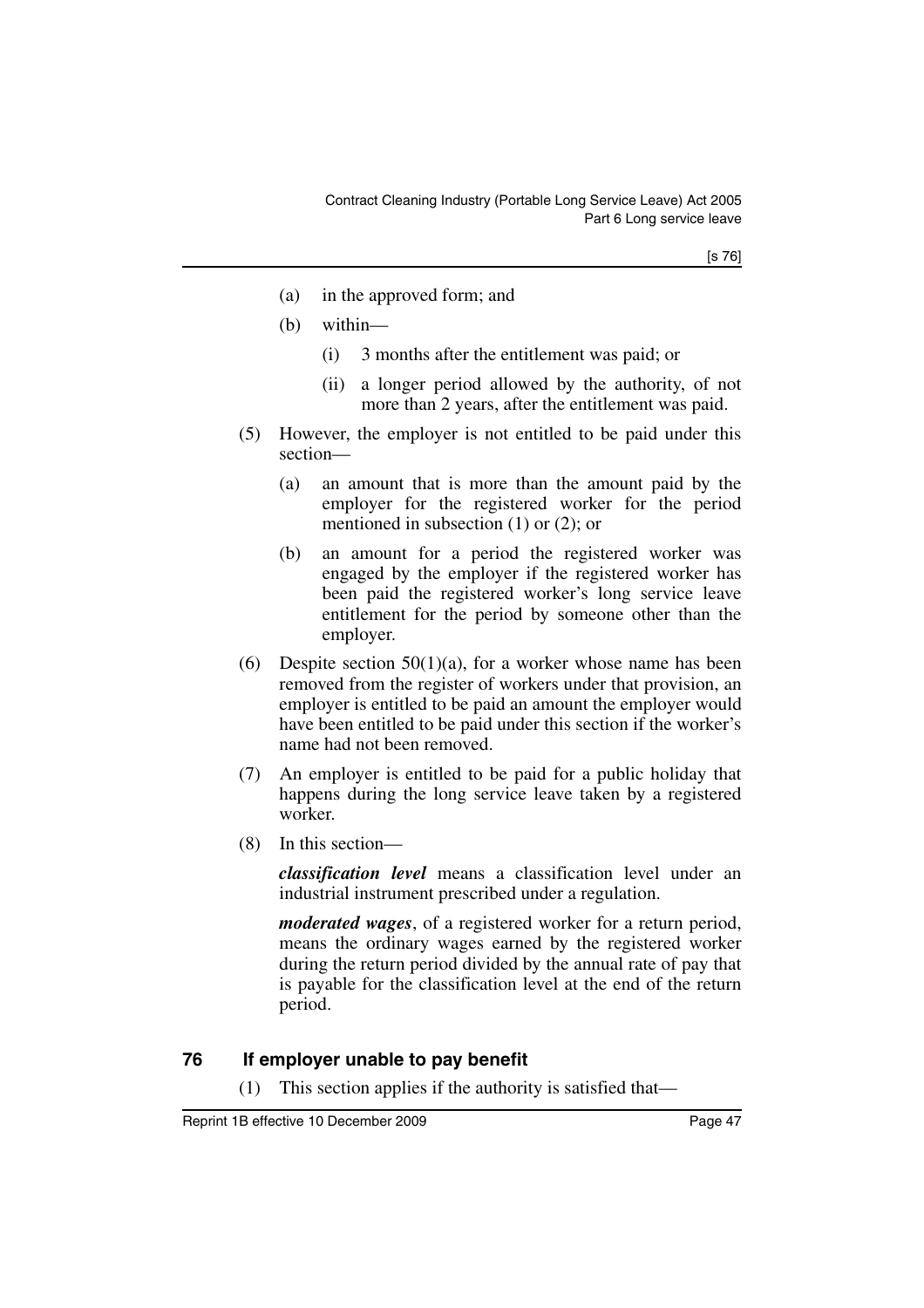(a) in the approved form; and

(b) within—

(i) 3 months after the entitlement was paid; or

(ii) a longer period allowed by the authority, of not more than 2 years, after the entitlement was paid.

(5) However, the employer is not entitled to be paid under this section—

(a) an amount that is more than the amount paid by the employer for the registered worker for the period mentioned in subsection (1) or (2); or

(b) an amount for a period the registered worker was engaged by the employer if the registered worker has been paid the registered worker's long service leave entitlement for the period by someone other than the employer.

(6) Despite section 50(1)(a), for a worker whose name has been removed from the register of workers under that provision, an employer is entitled to be paid an amount the employer would have been entitled to be paid under this section if the worker's name had not been removed.

(7) An employer is entitled to be paid for a public holiday that happens during the long service leave taken by a registered worker.

(8) In this section—

***classification level*** means a classification level under an industrial instrument prescribed under a regulation.

***moderated wages***, of a registered worker for a return period, means the ordinary wages earned by the registered worker during the return period divided by the annual rate of pay that is payable for the classification level at the end of the return period.

## 76 If employer unable to pay benefit

(1) This section applies if the authority is satisfied that—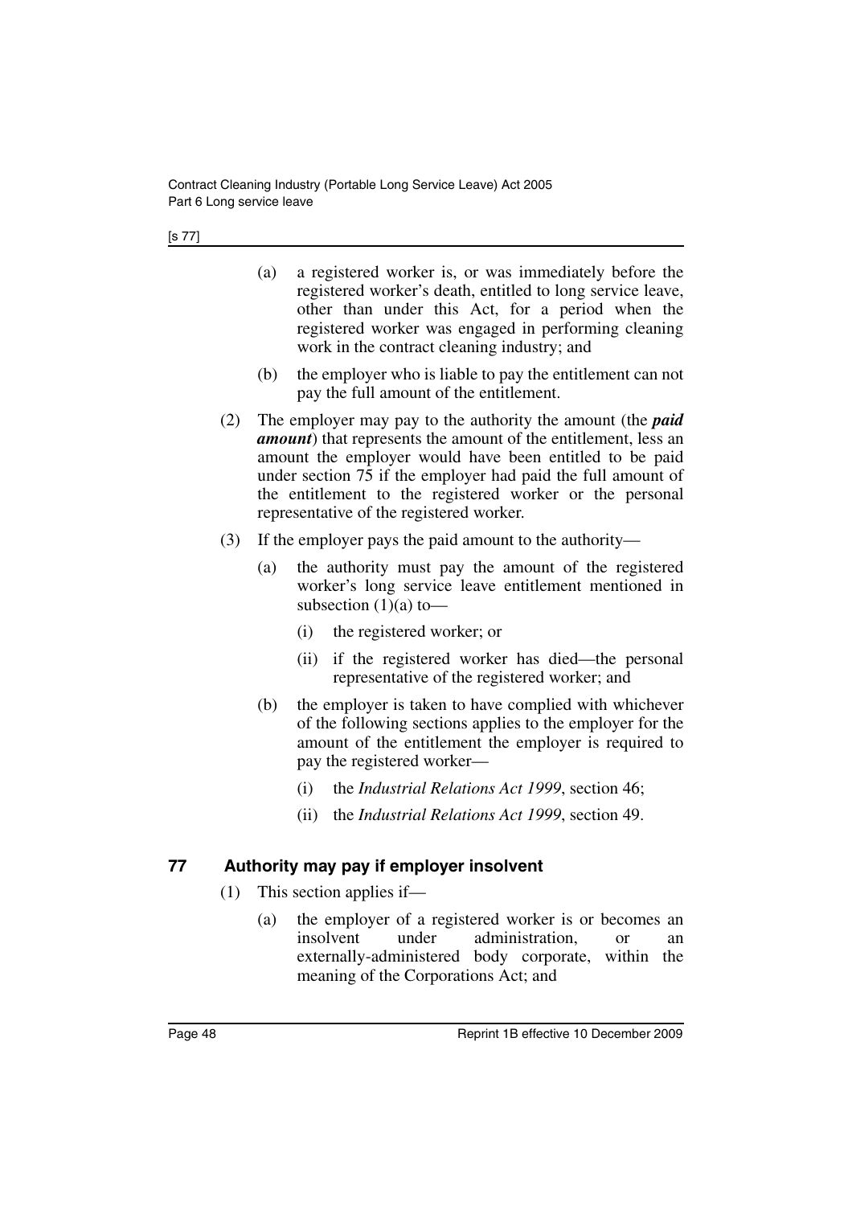(a) a registered worker is, or was immediately before the registered worker's death, entitled to long service leave, other than under this Act, for a period when the registered worker was engaged in performing cleaning work in the contract cleaning industry; and

(b) the employer who is liable to pay the entitlement can not pay the full amount of the entitlement.

(2) The employer may pay to the authority the amount (the ***paid amount***) that represents the amount of the entitlement, less an amount the employer would have been entitled to be paid under section 75 if the employer had paid the full amount of the entitlement to the registered worker or the personal representative of the registered worker.

(3) If the employer pays the paid amount to the authority—

(a) the authority must pay the amount of the registered worker's long service leave entitlement mentioned in subsection (1)(a) to—

(i) the registered worker; or

(ii) if the registered worker has died—the personal representative of the registered worker; and

(b) the employer is taken to have complied with whichever of the following sections applies to the employer for the amount of the entitlement the employer is required to pay the registered worker—

(i) the *Industrial Relations Act 1999*, section 46;

(ii) the *Industrial Relations Act 1999*, section 49.

### 77 Authority may pay if employer insolvent

(1) This section applies if—

(a) the employer of a registered worker is or becomes an insolvent under administration, or an externally-administered body corporate, within the meaning of the Corporations Act; and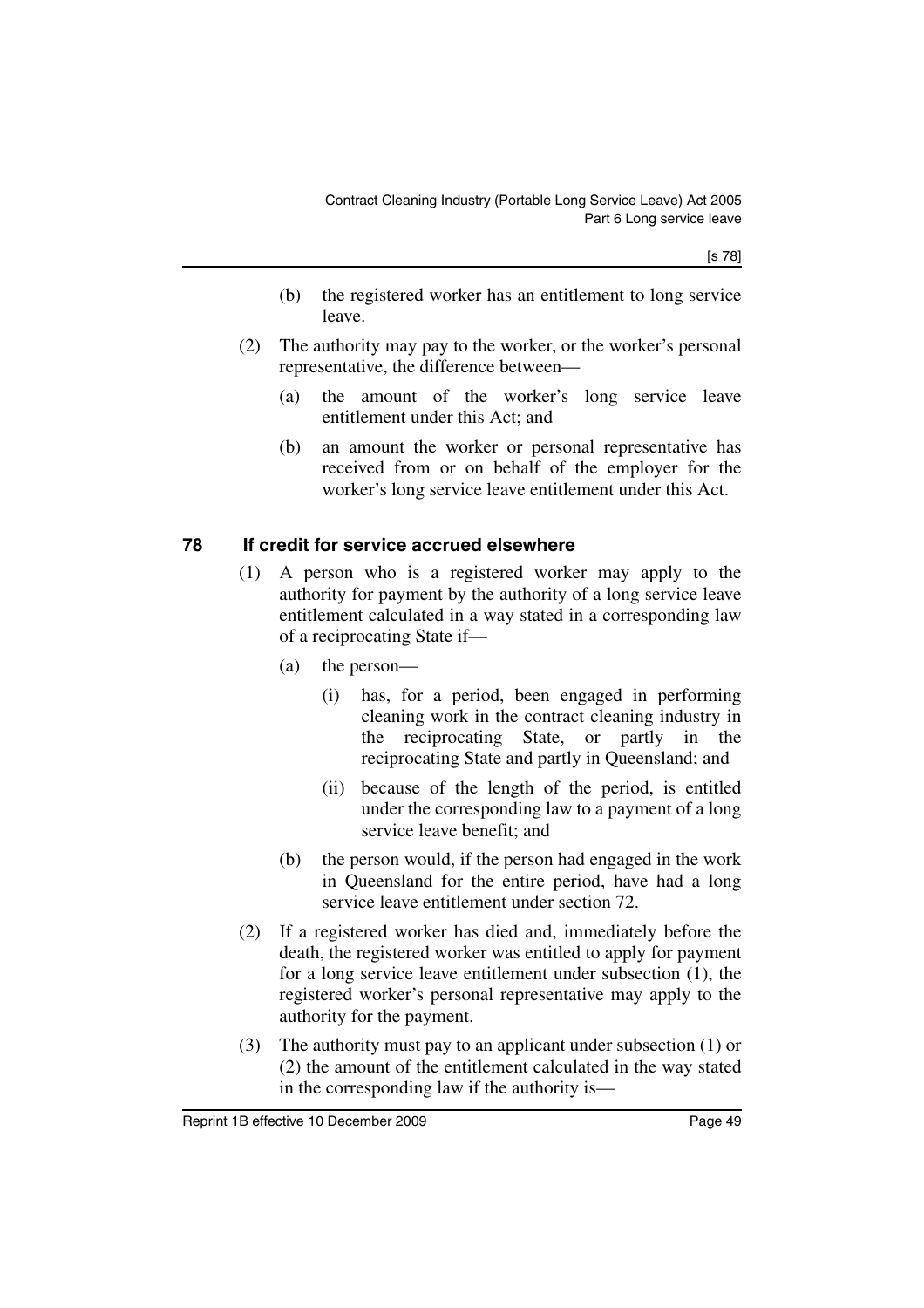(b) the registered worker has an entitlement to long service leave.

(2) The authority may pay to the worker, or the worker's personal representative, the difference between—

(a) the amount of the worker's long service leave entitlement under this Act; and

(b) an amount the worker or personal representative has received from or on behalf of the employer for the worker's long service leave entitlement under this Act.

## 78 If credit for service accrued elsewhere

(1) A person who is a registered worker may apply to the authority for payment by the authority of a long service leave entitlement calculated in a way stated in a corresponding law of a reciprocating State if—

(a) the person—

(i) has, for a period, been engaged in performing cleaning work in the contract cleaning industry in the reciprocating State, or partly in the reciprocating State and partly in Queensland; and

(ii) because of the length of the period, is entitled under the corresponding law to a payment of a long service leave benefit; and

(b) the person would, if the person had engaged in the work in Queensland for the entire period, have had a long service leave entitlement under section 72.

(2) If a registered worker has died and, immediately before the death, the registered worker was entitled to apply for payment for a long service leave entitlement under subsection (1), the registered worker's personal representative may apply to the authority for the payment.

(3) The authority must pay to an applicant under subsection (1) or (2) the amount of the entitlement calculated in the way stated in the corresponding law if the authority is—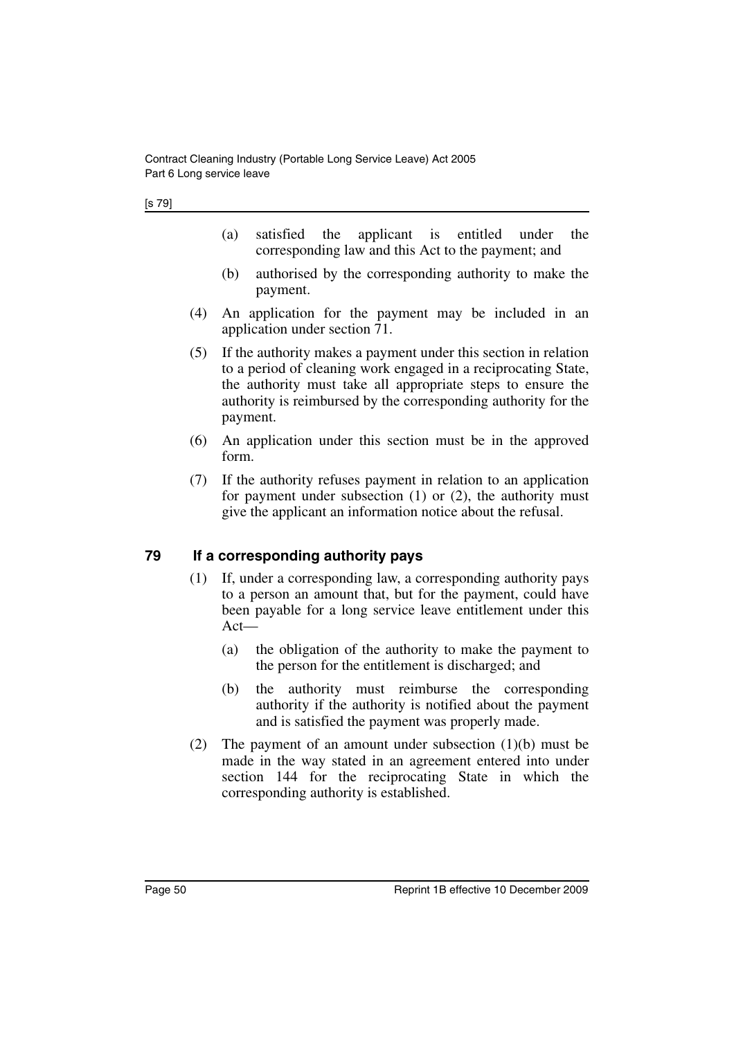(a) satisfied the applicant is entitled under the corresponding law and this Act to the payment; and

(b) authorised by the corresponding authority to make the payment.

(4) An application for the payment may be included in an application under section 71.

(5) If the authority makes a payment under this section in relation to a period of cleaning work engaged in a reciprocating State, the authority must take all appropriate steps to ensure the authority is reimbursed by the corresponding authority for the payment.

(6) An application under this section must be in the approved form.

(7) If the authority refuses payment in relation to an application for payment under subsection (1) or (2), the authority must give the applicant an information notice about the refusal.

## 79 If a corresponding authority pays

(1) If, under a corresponding law, a corresponding authority pays to a person an amount that, but for the payment, could have been payable for a long service leave entitlement under this Act—

(a) the obligation of the authority to make the payment to the person for the entitlement is discharged; and

(b) the authority must reimburse the corresponding authority if the authority is notified about the payment and is satisfied the payment was properly made.

(2) The payment of an amount under subsection (1)(b) must be made in the way stated in an agreement entered into under section 144 for the reciprocating State in which the corresponding authority is established.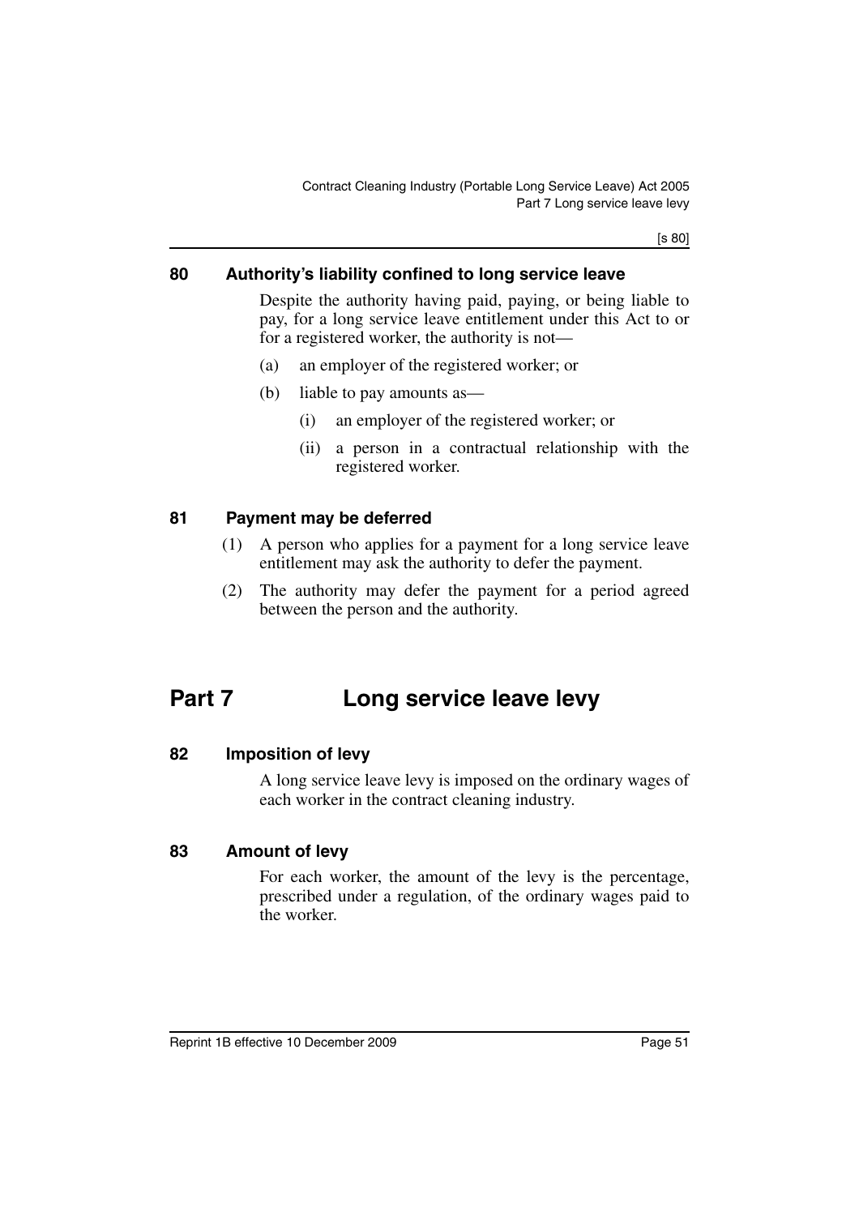### 80 Authority's liability confined to long service leave

Despite the authority having paid, paying, or being liable to pay, for a long service leave entitlement under this Act to or for a registered worker, the authority is not—

(a) an employer of the registered worker; or

(b) liable to pay amounts as—

(i) an employer of the registered worker; or

(ii) a person in a contractual relationship with the registered worker.

### 81 Payment may be deferred

(1) A person who applies for a payment for a long service leave entitlement may ask the authority to defer the payment.

(2) The authority may defer the payment for a period agreed between the person and the authority.

## Part 7 Long service leave levy

### 82 Imposition of levy

A long service leave levy is imposed on the ordinary wages of each worker in the contract cleaning industry.

### 83 Amount of levy

For each worker, the amount of the levy is the percentage, prescribed under a regulation, of the ordinary wages paid to the worker.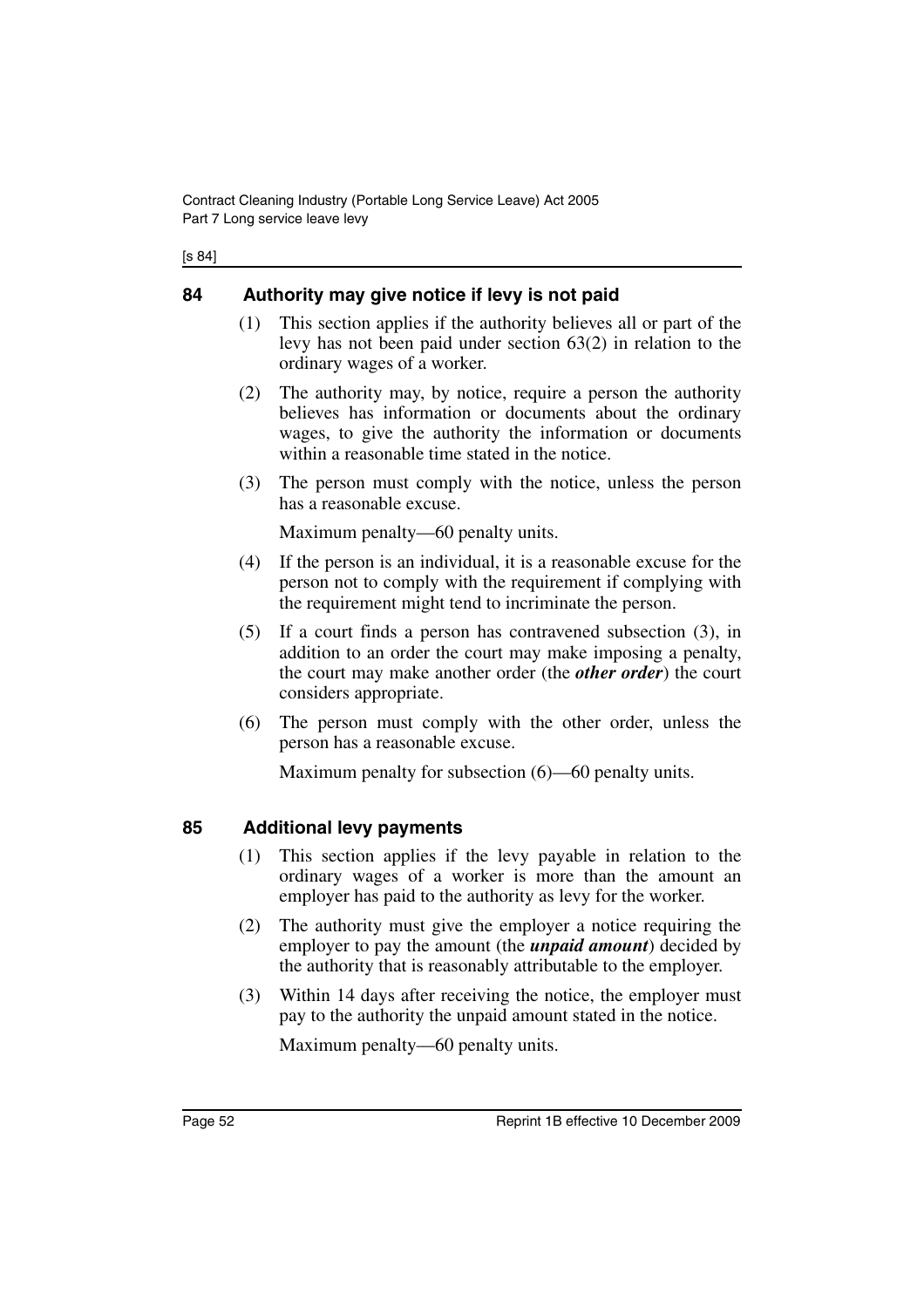## 84 Authority may give notice if levy is not paid

(1) This section applies if the authority believes all or part of the levy has not been paid under section 63(2) in relation to the ordinary wages of a worker.

(2) The authority may, by notice, require a person the authority believes has information or documents about the ordinary wages, to give the authority the information or documents within a reasonable time stated in the notice.

(3) The person must comply with the notice, unless the person has a reasonable excuse.

Maximum penalty—60 penalty units.

(4) If the person is an individual, it is a reasonable excuse for the person not to comply with the requirement if complying with the requirement might tend to incriminate the person.

(5) If a court finds a person has contravened subsection (3), in addition to an order the court may make imposing a penalty, the court may make another order (the ***other order***) the court considers appropriate.

(6) The person must comply with the other order, unless the person has a reasonable excuse.

Maximum penalty for subsection (6)—60 penalty units.

## 85 Additional levy payments

(1) This section applies if the levy payable in relation to the ordinary wages of a worker is more than the amount an employer has paid to the authority as levy for the worker.

(2) The authority must give the employer a notice requiring the employer to pay the amount (the ***unpaid amount***) decided by the authority that is reasonably attributable to the employer.

(3) Within 14 days after receiving the notice, the employer must pay to the authority the unpaid amount stated in the notice.

Maximum penalty—60 penalty units.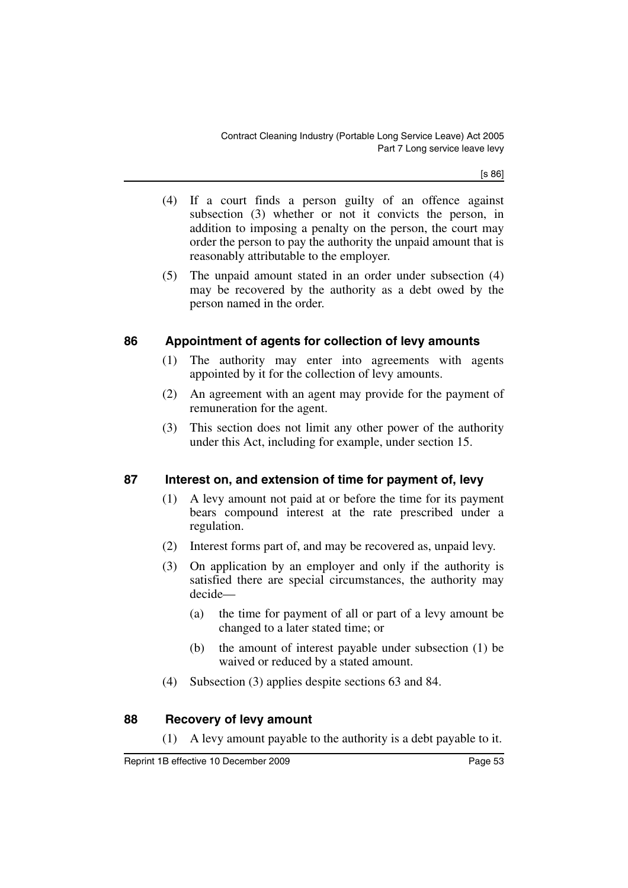(4) If a court finds a person guilty of an offence against subsection (3) whether or not it convicts the person, in addition to imposing a penalty on the person, the court may order the person to pay the authority the unpaid amount that is reasonably attributable to the employer.

(5) The unpaid amount stated in an order under subsection (4) may be recovered by the authority as a debt owed by the person named in the order.

## 86 Appointment of agents for collection of levy amounts

(1) The authority may enter into agreements with agents appointed by it for the collection of levy amounts.

(2) An agreement with an agent may provide for the payment of remuneration for the agent.

(3) This section does not limit any other power of the authority under this Act, including for example, under section 15.

## 87 Interest on, and extension of time for payment of, levy

(1) A levy amount not paid at or before the time for its payment bears compound interest at the rate prescribed under a regulation.

(2) Interest forms part of, and may be recovered as, unpaid levy.

(3) On application by an employer and only if the authority is satisfied there are special circumstances, the authority may decide—

- (a) the time for payment of all or part of a levy amount be changed to a later stated time; or
- (b) the amount of interest payable under subsection (1) be waived or reduced by a stated amount.

(4) Subsection (3) applies despite sections 63 and 84.

## 88 Recovery of levy amount

(1) A levy amount payable to the authority is a debt payable to it.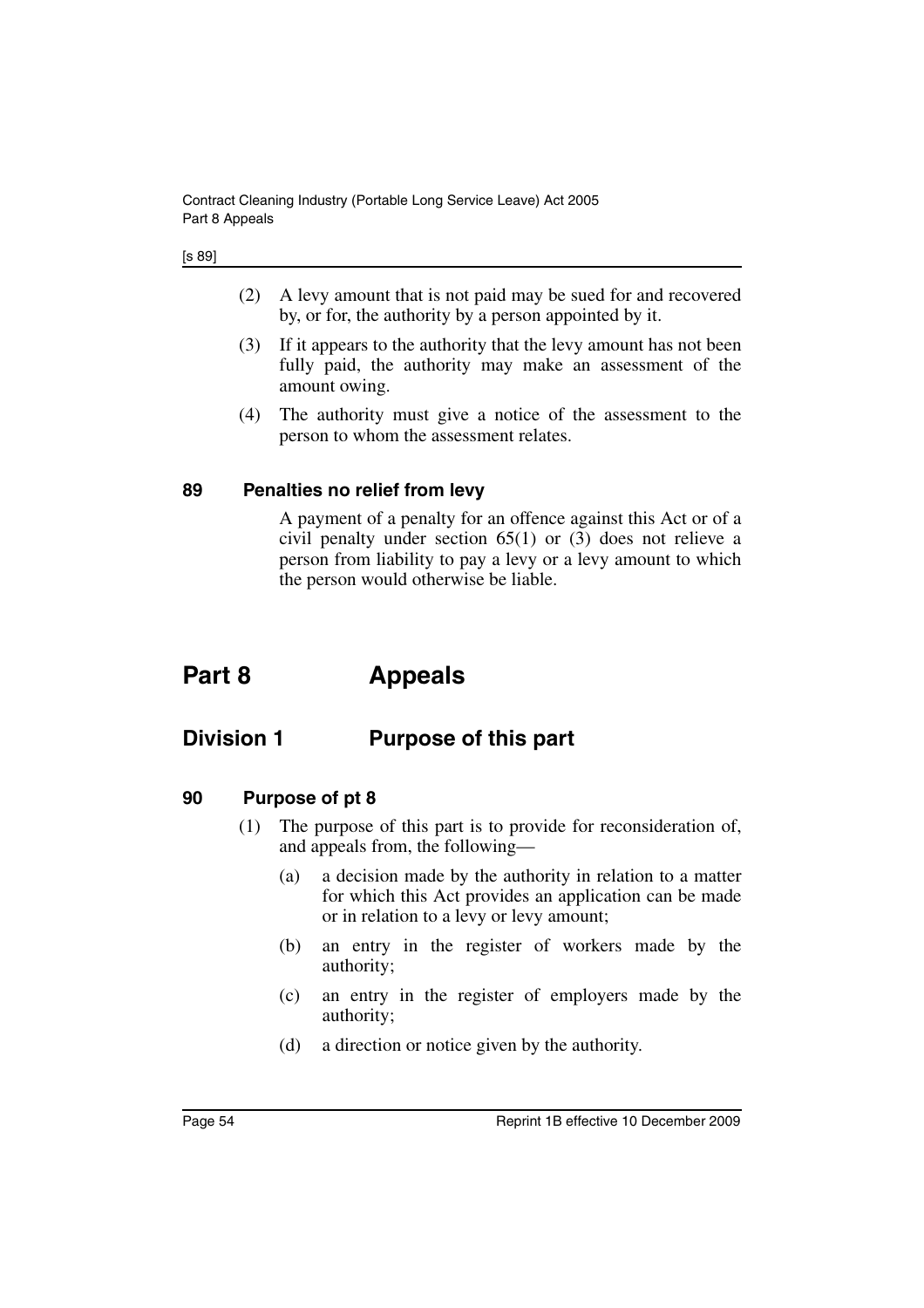(2) A levy amount that is not paid may be sued for and recovered by, or for, the authority by a person appointed by it.

(3) If it appears to the authority that the levy amount has not been fully paid, the authority may make an assessment of the amount owing.

(4) The authority must give a notice of the assessment to the person to whom the assessment relates.

### 89 Penalties no relief from levy

A payment of a penalty for an offence against this Act or of a civil penalty under section 65(1) or (3) does not relieve a person from liability to pay a levy or a levy amount to which the person would otherwise be liable.

# Part 8 Appeals

## Division 1 Purpose of this part

### 90 Purpose of pt 8

(1) The purpose of this part is to provide for reconsideration of, and appeals from, the following—

(a) a decision made by the authority in relation to a matter for which this Act provides an application can be made or in relation to a levy or levy amount;

(b) an entry in the register of workers made by the authority;

(c) an entry in the register of employers made by the authority;

(d) a direction or notice given by the authority.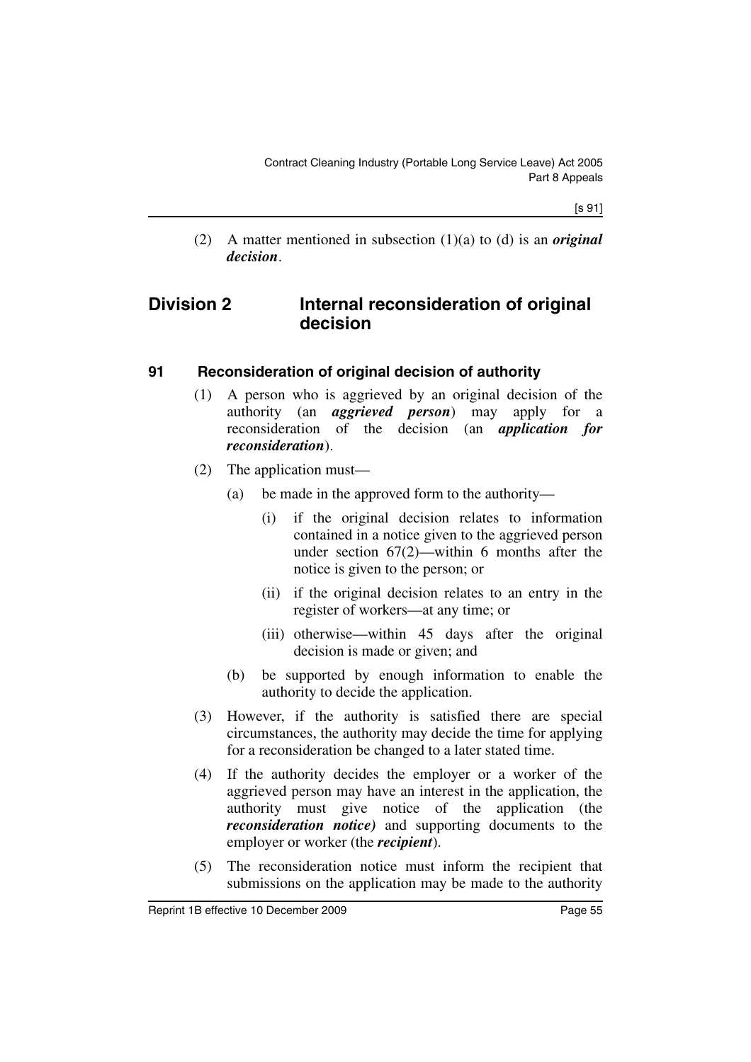(2) A matter mentioned in subsection (1)(a) to (d) is an ***original decision***.

## Division 2 Internal reconsideration of original decision

### 91 Reconsideration of original decision of authority

(1) A person who is aggrieved by an original decision of the authority (an ***aggrieved person***) may apply for a reconsideration of the decision (an ***application for reconsideration***).

(2) The application must—

(a) be made in the approved form to the authority—

(i) if the original decision relates to information contained in a notice given to the aggrieved person under section 67(2)—within 6 months after the notice is given to the person; or

(ii) if the original decision relates to an entry in the register of workers—at any time; or

(iii) otherwise—within 45 days after the original decision is made or given; and

(b) be supported by enough information to enable the authority to decide the application.

(3) However, if the authority is satisfied there are special circumstances, the authority may decide the time for applying for a reconsideration be changed to a later stated time.

(4) If the authority decides the employer or a worker of the aggrieved person may have an interest in the application, the authority must give notice of the application (the ***reconsideration notice)*** and supporting documents to the employer or worker (the ***recipient***).

(5) The reconsideration notice must inform the recipient that submissions on the application may be made to the authority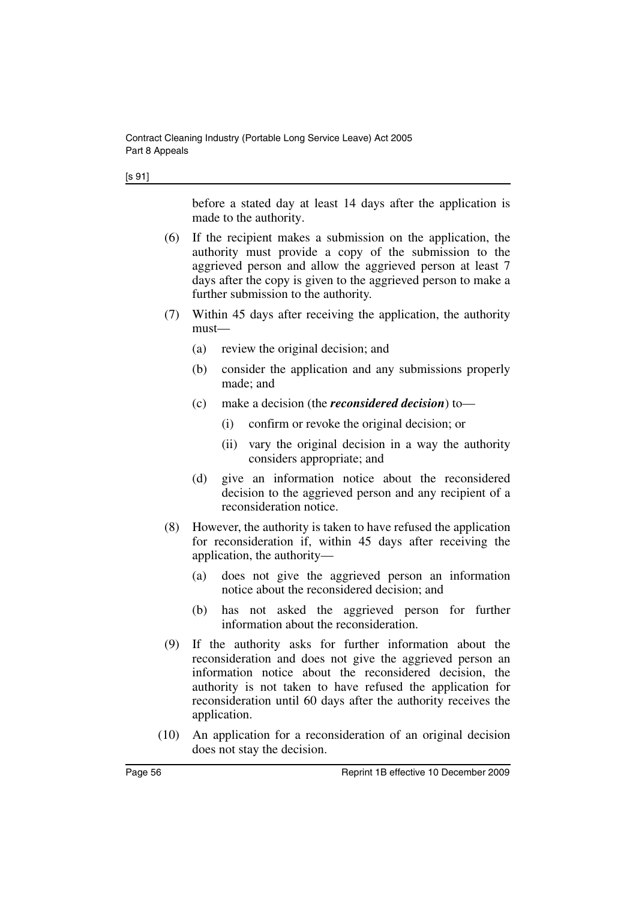before a stated day at least 14 days after the application is made to the authority.

(6) If the recipient makes a submission on the application, the authority must provide a copy of the submission to the aggrieved person and allow the aggrieved person at least 7 days after the copy is given to the aggrieved person to make a further submission to the authority.

(7) Within 45 days after receiving the application, the authority must—

(a) review the original decision; and

(b) consider the application and any submissions properly made; and

(c) make a decision (the ***reconsidered decision***) to—

(i) confirm or revoke the original decision; or

(ii) vary the original decision in a way the authority considers appropriate; and

(d) give an information notice about the reconsidered decision to the aggrieved person and any recipient of a reconsideration notice.

(8) However, the authority is taken to have refused the application for reconsideration if, within 45 days after receiving the application, the authority—

(a) does not give the aggrieved person an information notice about the reconsidered decision; and

(b) has not asked the aggrieved person for further information about the reconsideration.

(9) If the authority asks for further information about the reconsideration and does not give the aggrieved person an information notice about the reconsidered decision, the authority is not taken to have refused the application for reconsideration until 60 days after the authority receives the application.

(10) An application for a reconsideration of an original decision does not stay the decision.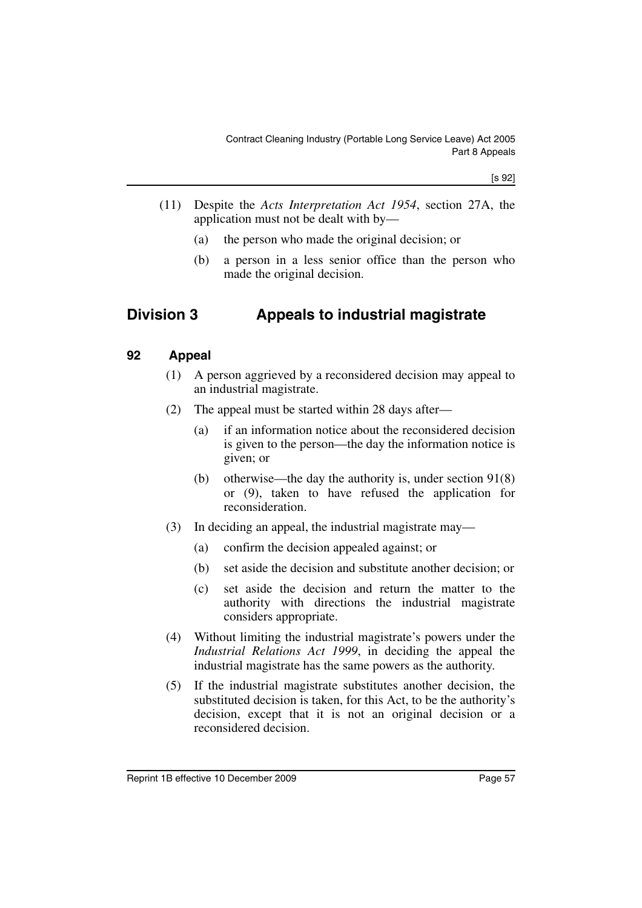(11) Despite the *Acts Interpretation Act 1954*, section 27A, the application must not be dealt with by—

(a) the person who made the original decision; or

(b) a person in a less senior office than the person who made the original decision.

## Division 3 Appeals to industrial magistrate

### 92 Appeal

(1) A person aggrieved by a reconsidered decision may appeal to an industrial magistrate.

(2) The appeal must be started within 28 days after—

(a) if an information notice about the reconsidered decision is given to the person—the day the information notice is given; or

(b) otherwise—the day the authority is, under section 91(8) or (9), taken to have refused the application for reconsideration.

(3) In deciding an appeal, the industrial magistrate may—

(a) confirm the decision appealed against; or

(b) set aside the decision and substitute another decision; or

(c) set aside the decision and return the matter to the authority with directions the industrial magistrate considers appropriate.

(4) Without limiting the industrial magistrate's powers under the *Industrial Relations Act 1999*, in deciding the appeal the industrial magistrate has the same powers as the authority.

(5) If the industrial magistrate substitutes another decision, the substituted decision is taken, for this Act, to be the authority's decision, except that it is not an original decision or a reconsidered decision.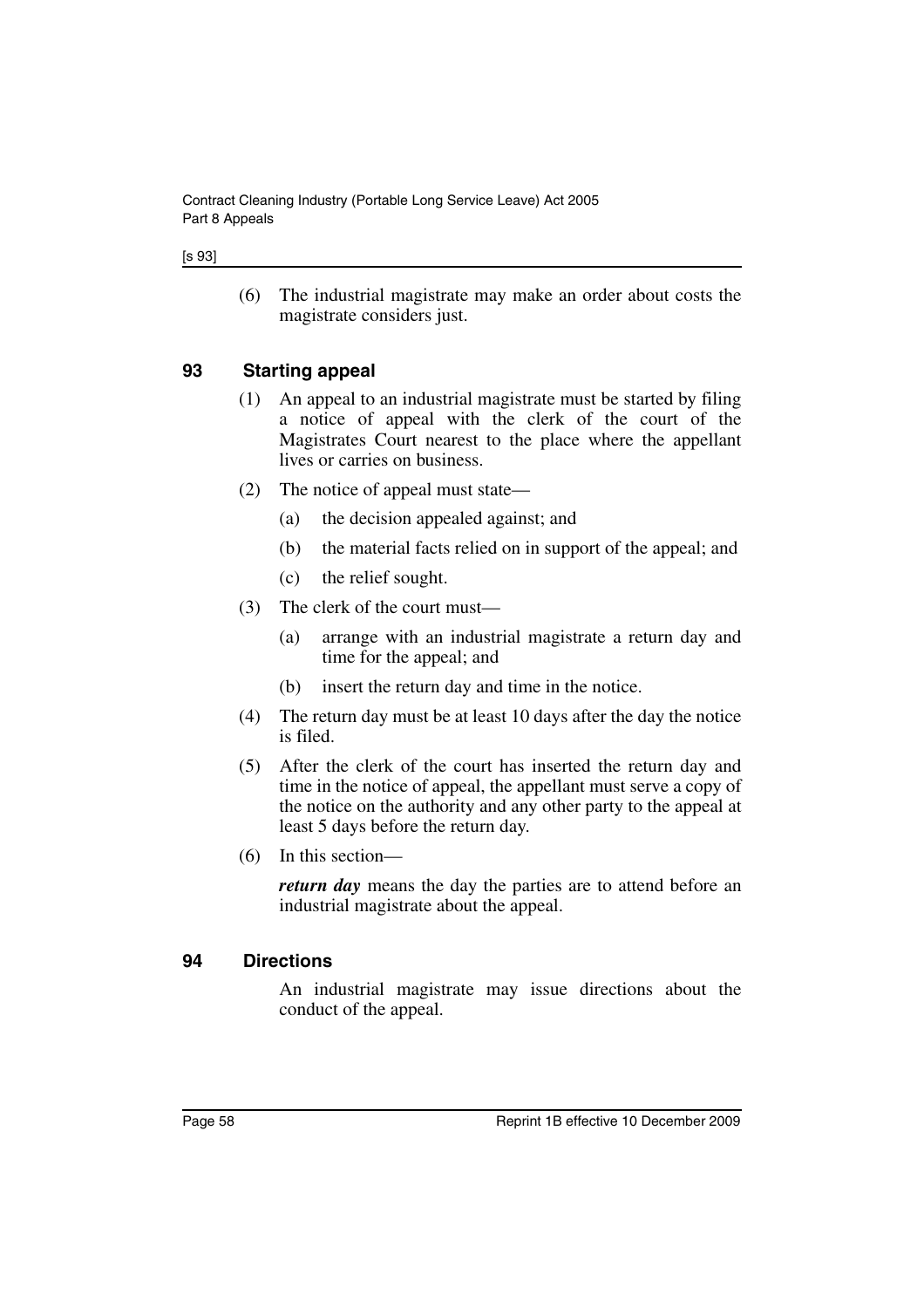(6) The industrial magistrate may make an order about costs the magistrate considers just.

## 93 Starting appeal

(1) An appeal to an industrial magistrate must be started by filing a notice of appeal with the clerk of the court of the Magistrates Court nearest to the place where the appellant lives or carries on business.

(2) The notice of appeal must state—

(a) the decision appealed against; and

(b) the material facts relied on in support of the appeal; and

(c) the relief sought.

(3) The clerk of the court must—

(a) arrange with an industrial magistrate a return day and time for the appeal; and

(b) insert the return day and time in the notice.

(4) The return day must be at least 10 days after the day the notice is filed.

(5) After the clerk of the court has inserted the return day and time in the notice of appeal, the appellant must serve a copy of the notice on the authority and any other party to the appeal at least 5 days before the return day.

(6) In this section—

***return day*** means the day the parties are to attend before an industrial magistrate about the appeal.

## 94 Directions

An industrial magistrate may issue directions about the conduct of the appeal.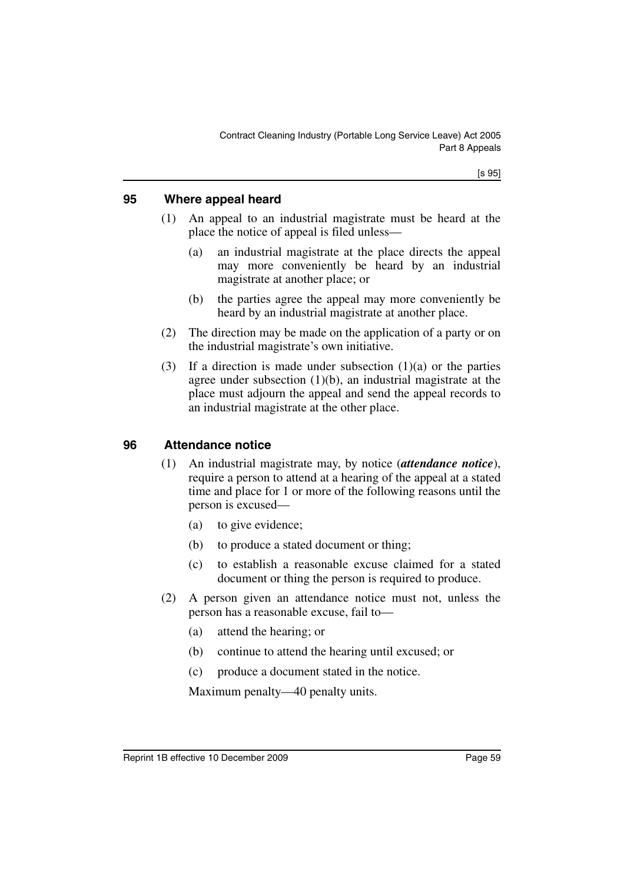## 95 Where appeal heard

(1) An appeal to an industrial magistrate must be heard at the place the notice of appeal is filed unless—

(a) an industrial magistrate at the place directs the appeal may more conveniently be heard by an industrial magistrate at another place; or

(b) the parties agree the appeal may more conveniently be heard by an industrial magistrate at another place.

(2) The direction may be made on the application of a party or on the industrial magistrate's own initiative.

(3) If a direction is made under subsection (1)(a) or the parties agree under subsection (1)(b), an industrial magistrate at the place must adjourn the appeal and send the appeal records to an industrial magistrate at the other place.

## 96 Attendance notice

(1) An industrial magistrate may, by notice (***attendance notice***), require a person to attend at a hearing of the appeal at a stated time and place for 1 or more of the following reasons until the person is excused—

(a) to give evidence;

(b) to produce a stated document or thing;

(c) to establish a reasonable excuse claimed for a stated document or thing the person is required to produce.

(2) A person given an attendance notice must not, unless the person has a reasonable excuse, fail to—

(a) attend the hearing; or

(b) continue to attend the hearing until excused; or

(c) produce a document stated in the notice.

Maximum penalty—40 penalty units.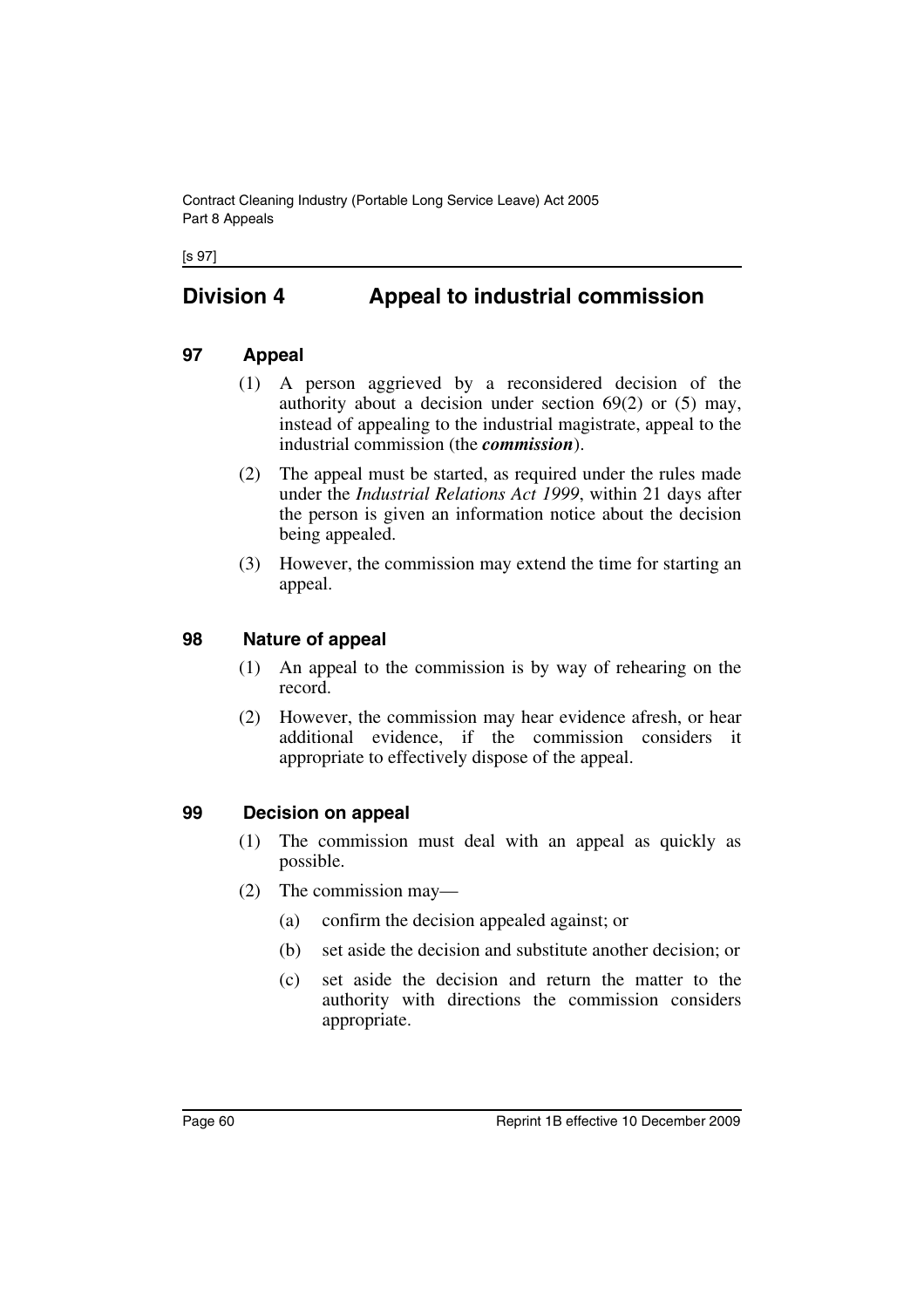## Division 4 Appeal to industrial commission

### 97 Appeal

(1) A person aggrieved by a reconsidered decision of the authority about a decision under section 69(2) or (5) may, instead of appealing to the industrial magistrate, appeal to the industrial commission (the ***commission***).

(2) The appeal must be started, as required under the rules made under the *Industrial Relations Act 1999*, within 21 days after the person is given an information notice about the decision being appealed.

(3) However, the commission may extend the time for starting an appeal.

### 98 Nature of appeal

(1) An appeal to the commission is by way of rehearing on the record.

(2) However, the commission may hear evidence afresh, or hear additional evidence, if the commission considers it appropriate to effectively dispose of the appeal.

### 99 Decision on appeal

(1) The commission must deal with an appeal as quickly as possible.

(2) The commission may—

(a) confirm the decision appealed against; or

(b) set aside the decision and substitute another decision; or

(c) set aside the decision and return the matter to the authority with directions the commission considers appropriate.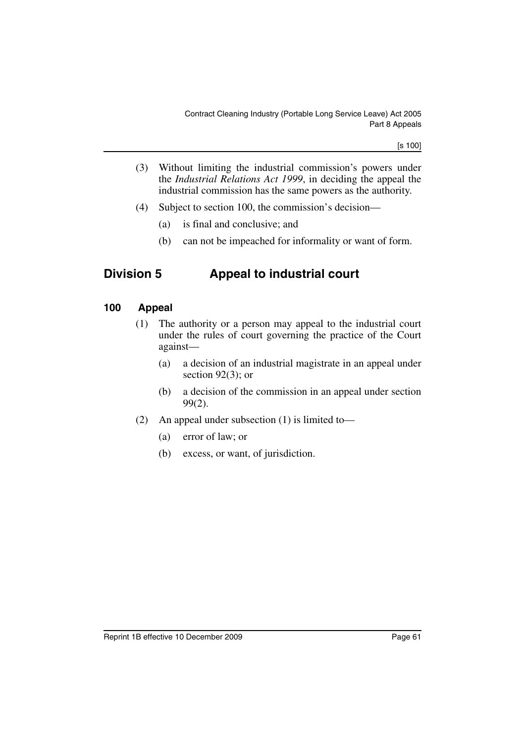(3) Without limiting the industrial commission's powers under the *Industrial Relations Act 1999*, in deciding the appeal the industrial commission has the same powers as the authority.

(4) Subject to section 100, the commission's decision—

(a) is final and conclusive; and

(b) can not be impeached for informality or want of form.

## Division 5 Appeal to industrial court

### 100 Appeal

(1) The authority or a person may appeal to the industrial court under the rules of court governing the practice of the Court against—

(a) a decision of an industrial magistrate in an appeal under section 92(3); or

(b) a decision of the commission in an appeal under section 99(2).

(2) An appeal under subsection (1) is limited to—

(a) error of law; or

(b) excess, or want, of jurisdiction.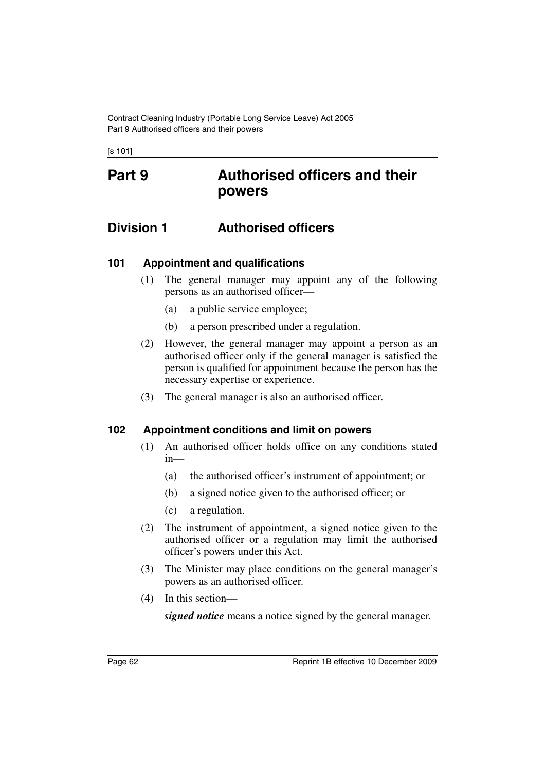# Part 9 Authorised officers and their powers

## Division 1 Authorised officers

### 101 Appointment and qualifications

(1) The general manager may appoint any of the following persons as an authorised officer—

(a) a public service employee;

(b) a person prescribed under a regulation.

(2) However, the general manager may appoint a person as an authorised officer only if the general manager is satisfied the person is qualified for appointment because the person has the necessary expertise or experience.

(3) The general manager is also an authorised officer.

### 102 Appointment conditions and limit on powers

(1) An authorised officer holds office on any conditions stated in—

(a) the authorised officer's instrument of appointment; or

(b) a signed notice given to the authorised officer; or

(c) a regulation.

(2) The instrument of appointment, a signed notice given to the authorised officer or a regulation may limit the authorised officer's powers under this Act.

(3) The Minister may place conditions on the general manager's powers as an authorised officer.

(4) In this section—

***signed notice*** means a notice signed by the general manager.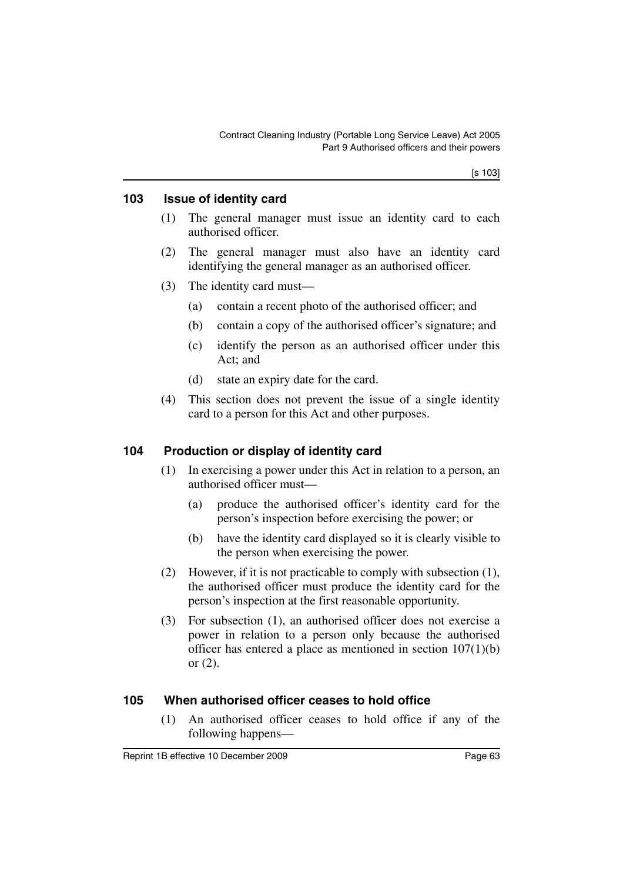## 103 Issue of identity card

(1) The general manager must issue an identity card to each authorised officer.

(2) The general manager must also have an identity card identifying the general manager as an authorised officer.

(3) The identity card must—

(a) contain a recent photo of the authorised officer; and

(b) contain a copy of the authorised officer's signature; and

(c) identify the person as an authorised officer under this Act; and

(d) state an expiry date for the card.

(4) This section does not prevent the issue of a single identity card to a person for this Act and other purposes.

## 104 Production or display of identity card

(1) In exercising a power under this Act in relation to a person, an authorised officer must—

(a) produce the authorised officer's identity card for the person's inspection before exercising the power; or

(b) have the identity card displayed so it is clearly visible to the person when exercising the power.

(2) However, if it is not practicable to comply with subsection (1), the authorised officer must produce the identity card for the person's inspection at the first reasonable opportunity.

(3) For subsection (1), an authorised officer does not exercise a power in relation to a person only because the authorised officer has entered a place as mentioned in section 107(1)(b) or (2).

## 105 When authorised officer ceases to hold office

(1) An authorised officer ceases to hold office if any of the following happens—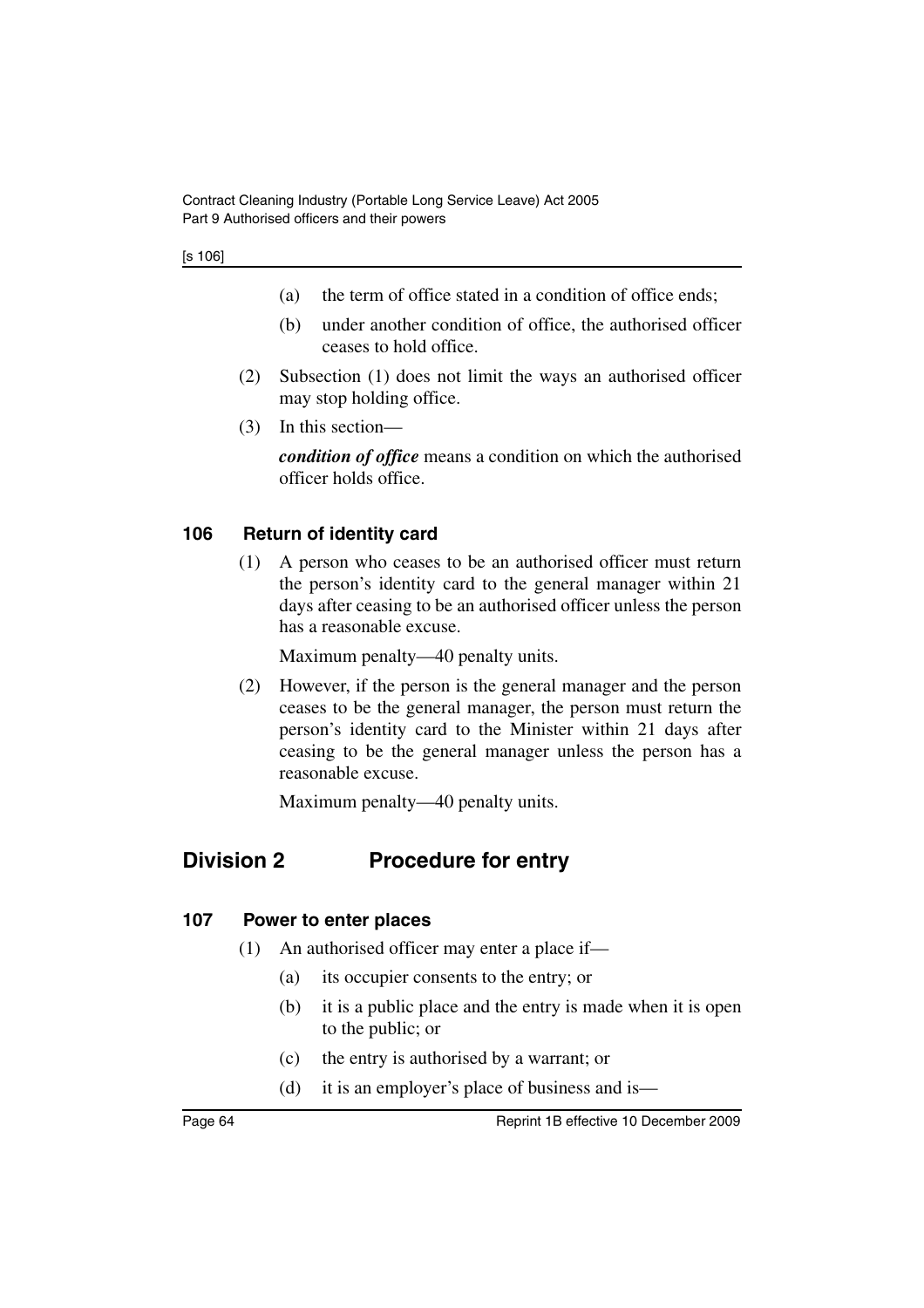(a) the term of office stated in a condition of office ends;

(b) under another condition of office, the authorised officer ceases to hold office.

(2) Subsection (1) does not limit the ways an authorised officer may stop holding office.

(3) In this section—

***condition of office*** means a condition on which the authorised officer holds office.

### 106 Return of identity card

(1) A person who ceases to be an authorised officer must return the person's identity card to the general manager within 21 days after ceasing to be an authorised officer unless the person has a reasonable excuse.

Maximum penalty—40 penalty units.

(2) However, if the person is the general manager and the person ceases to be the general manager, the person must return the person's identity card to the Minister within 21 days after ceasing to be the general manager unless the person has a reasonable excuse.

Maximum penalty—40 penalty units.

## Division 2 Procedure for entry

### 107 Power to enter places

(1) An authorised officer may enter a place if—

(a) its occupier consents to the entry; or

(b) it is a public place and the entry is made when it is open to the public; or

(c) the entry is authorised by a warrant; or

(d) it is an employer's place of business and is—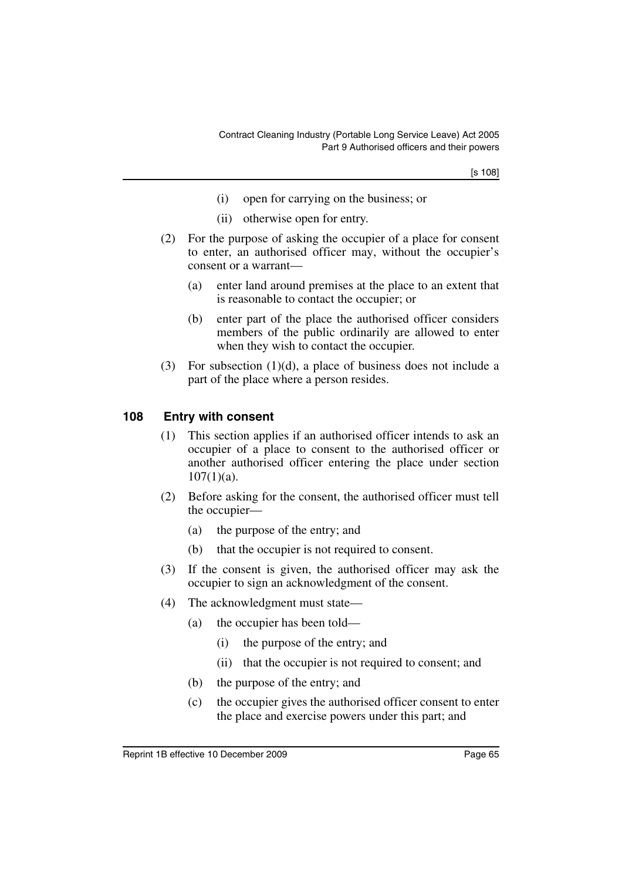(i) open for carrying on the business; or

(ii) otherwise open for entry.

(2) For the purpose of asking the occupier of a place for consent to enter, an authorised officer may, without the occupier's consent or a warrant—

(a) enter land around premises at the place to an extent that is reasonable to contact the occupier; or

(b) enter part of the place the authorised officer considers members of the public ordinarily are allowed to enter when they wish to contact the occupier.

(3) For subsection (1)(d), a place of business does not include a part of the place where a person resides.

## 108 Entry with consent

(1) This section applies if an authorised officer intends to ask an occupier of a place to consent to the authorised officer or another authorised officer entering the place under section 107(1)(a).

(2) Before asking for the consent, the authorised officer must tell the occupier—

(a) the purpose of the entry; and

(b) that the occupier is not required to consent.

(3) If the consent is given, the authorised officer may ask the occupier to sign an acknowledgment of the consent.

(4) The acknowledgment must state—

(a) the occupier has been told—

(i) the purpose of the entry; and

(ii) that the occupier is not required to consent; and

(b) the purpose of the entry; and

(c) the occupier gives the authorised officer consent to enter the place and exercise powers under this part; and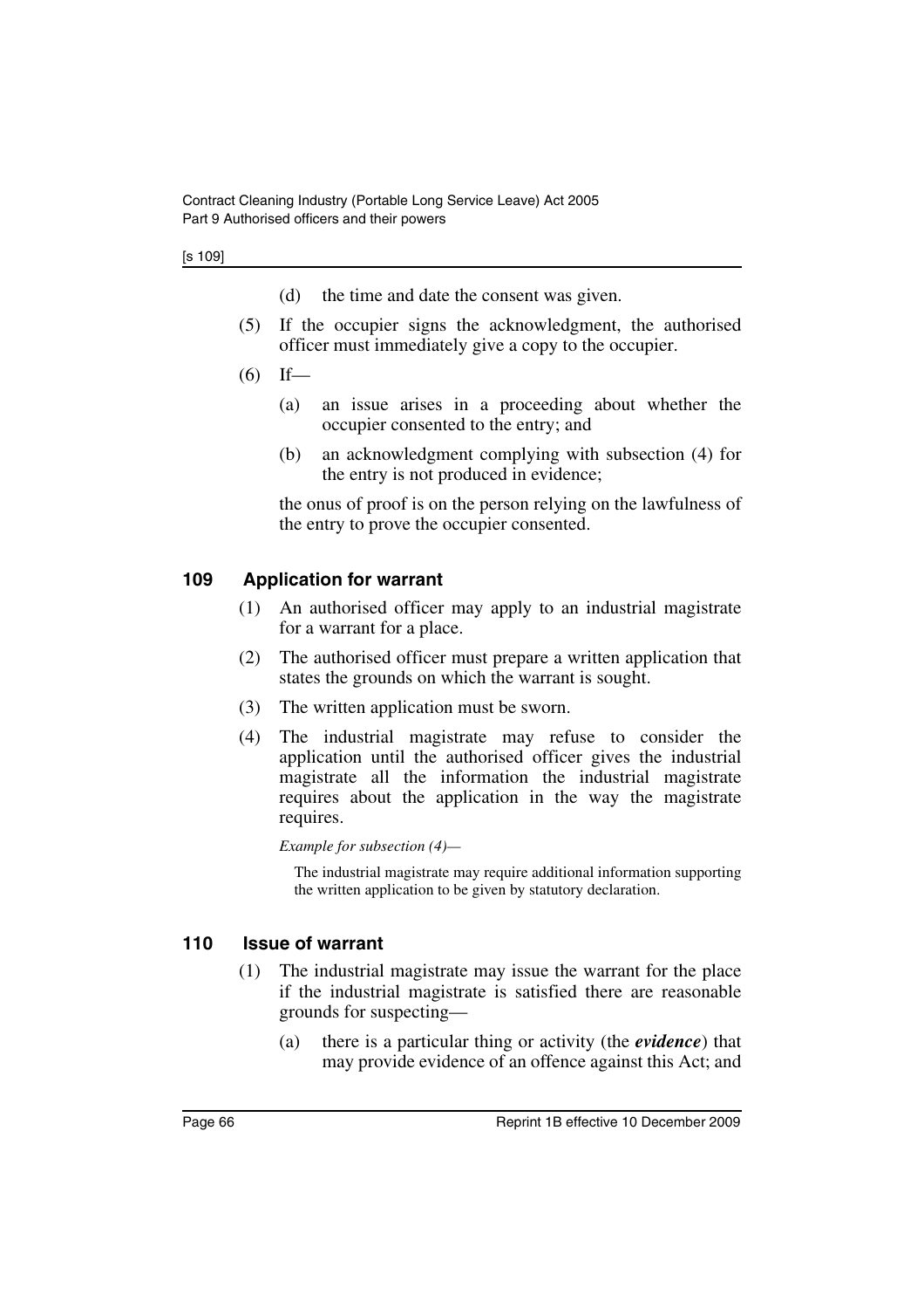(d) the time and date the consent was given.

(5) If the occupier signs the acknowledgment, the authorised officer must immediately give a copy to the occupier.

(6) If—

(a) an issue arises in a proceeding about whether the occupier consented to the entry; and

(b) an acknowledgment complying with subsection (4) for the entry is not produced in evidence;

the onus of proof is on the person relying on the lawfulness of the entry to prove the occupier consented.

### 109 Application for warrant

(1) An authorised officer may apply to an industrial magistrate for a warrant for a place.

(2) The authorised officer must prepare a written application that states the grounds on which the warrant is sought.

(3) The written application must be sworn.

(4) The industrial magistrate may refuse to consider the application until the authorised officer gives the industrial magistrate all the information the industrial magistrate requires about the application in the way the magistrate requires.

*Example for subsection (4)—*

The industrial magistrate may require additional information supporting the written application to be given by statutory declaration.

### 110 Issue of warrant

(1) The industrial magistrate may issue the warrant for the place if the industrial magistrate is satisfied there are reasonable grounds for suspecting—

(a) there is a particular thing or activity (the ***evidence***) that may provide evidence of an offence against this Act; and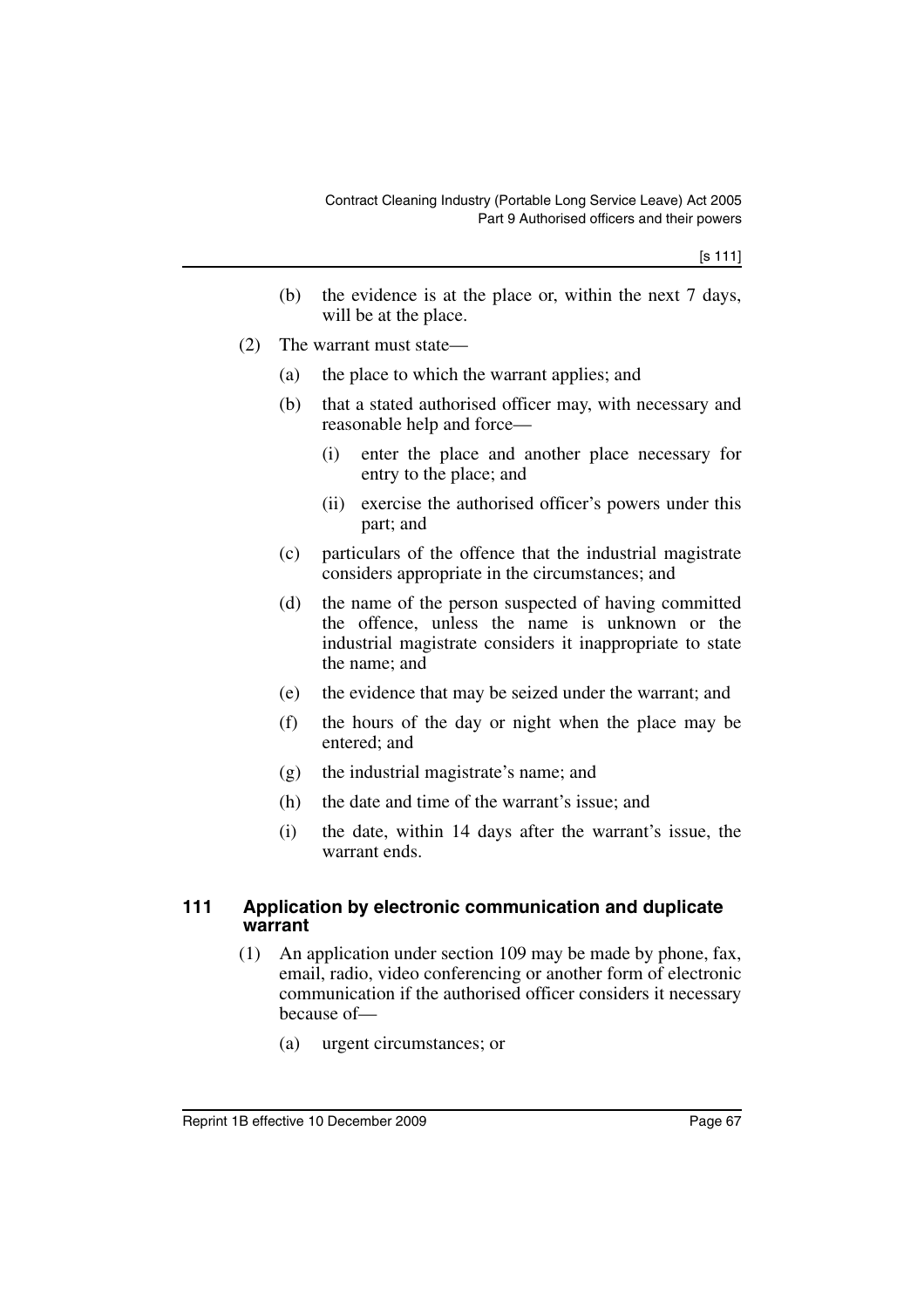(b) the evidence is at the place or, within the next 7 days, will be at the place.

(2) The warrant must state—

(a) the place to which the warrant applies; and

(b) that a stated authorised officer may, with necessary and reasonable help and force—

(i) enter the place and another place necessary for entry to the place; and

(ii) exercise the authorised officer's powers under this part; and

(c) particulars of the offence that the industrial magistrate considers appropriate in the circumstances; and

(d) the name of the person suspected of having committed the offence, unless the name is unknown or the industrial magistrate considers it inappropriate to state the name; and

(e) the evidence that may be seized under the warrant; and

(f) the hours of the day or night when the place may be entered; and

(g) the industrial magistrate's name; and

(h) the date and time of the warrant's issue; and

(i) the date, within 14 days after the warrant's issue, the warrant ends.

### 111 Application by electronic communication and duplicate warrant

(1) An application under section 109 may be made by phone, fax, email, radio, video conferencing or another form of electronic communication if the authorised officer considers it necessary because of—

(a) urgent circumstances; or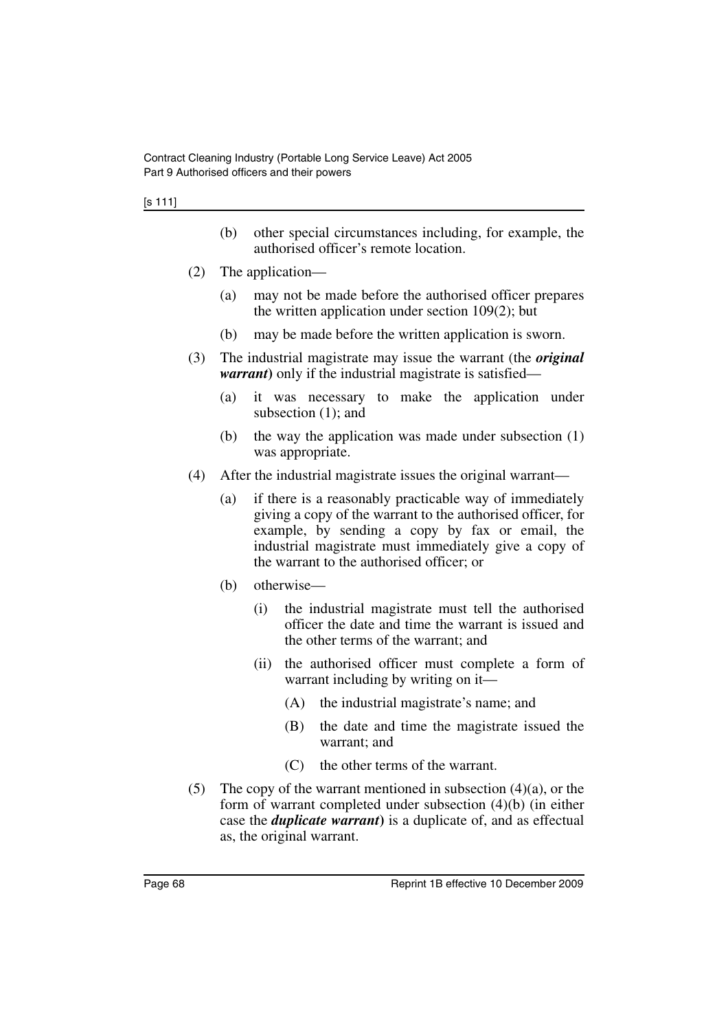(b) other special circumstances including, for example, the authorised officer's remote location.

(2) The application—

(a) may not be made before the authorised officer prepares the written application under section 109(2); but

(b) may be made before the written application is sworn.

(3) The industrial magistrate may issue the warrant (the ***original warrant***) only if the industrial magistrate is satisfied—

(a) it was necessary to make the application under subsection (1); and

(b) the way the application was made under subsection (1) was appropriate.

(4) After the industrial magistrate issues the original warrant—

(a) if there is a reasonably practicable way of immediately giving a copy of the warrant to the authorised officer, for example, by sending a copy by fax or email, the industrial magistrate must immediately give a copy of the warrant to the authorised officer; or

(b) otherwise—

(i) the industrial magistrate must tell the authorised officer the date and time the warrant is issued and the other terms of the warrant; and

(ii) the authorised officer must complete a form of warrant including by writing on it—

(A) the industrial magistrate's name; and

(B) the date and time the magistrate issued the warrant; and

(C) the other terms of the warrant.

(5) The copy of the warrant mentioned in subsection (4)(a), or the form of warrant completed under subsection (4)(b) (in either case the ***duplicate warrant***) is a duplicate of, and as effectual as, the original warrant.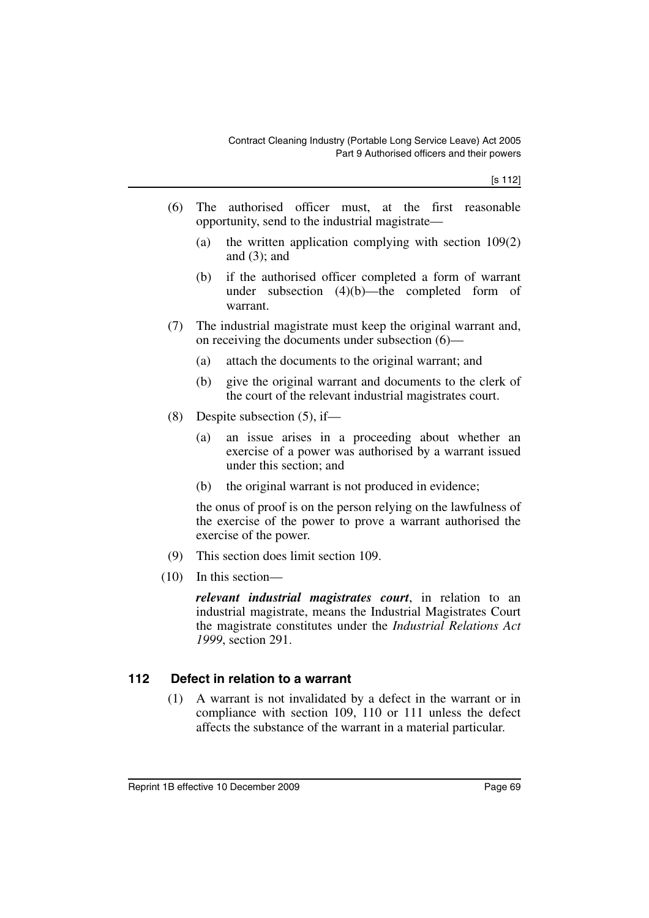(6) The authorised officer must, at the first reasonable opportunity, send to the industrial magistrate—

  (a) the written application complying with section 109(2) and (3); and

  (b) if the authorised officer completed a form of warrant under subsection (4)(b)—the completed form of warrant.

(7) The industrial magistrate must keep the original warrant and, on receiving the documents under subsection (6)—

  (a) attach the documents to the original warrant; and

  (b) give the original warrant and documents to the clerk of the court of the relevant industrial magistrates court.

(8) Despite subsection (5), if—

  (a) an issue arises in a proceeding about whether an exercise of a power was authorised by a warrant issued under this section; and

  (b) the original warrant is not produced in evidence;

  the onus of proof is on the person relying on the lawfulness of the exercise of the power to prove a warrant authorised the exercise of the power.

(9) This section does limit section 109.

(10) In this section—

  ***relevant industrial magistrates court***, in relation to an industrial magistrate, means the Industrial Magistrates Court the magistrate constitutes under the *Industrial Relations Act 1999*, section 291.

### 112 Defect in relation to a warrant

(1) A warrant is not invalidated by a defect in the warrant or in compliance with section 109, 110 or 111 unless the defect affects the substance of the warrant in a material particular.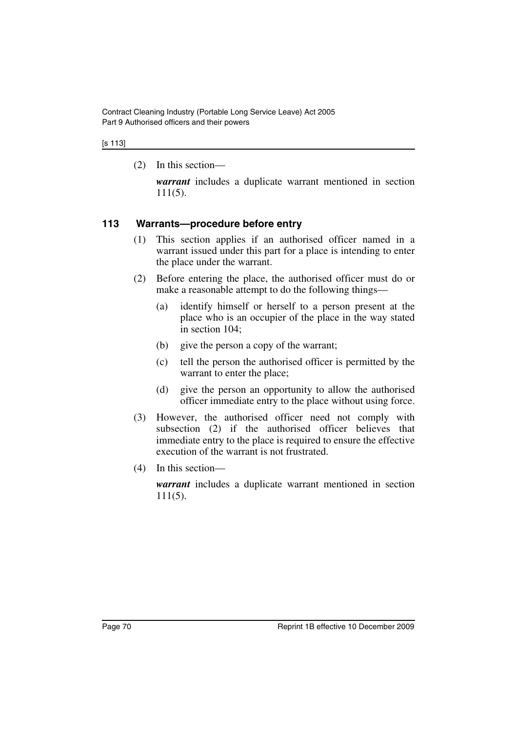(2) In this section—

***warrant*** includes a duplicate warrant mentioned in section 111(5).

### 113 Warrants—procedure before entry

(1) This section applies if an authorised officer named in a warrant issued under this part for a place is intending to enter the place under the warrant.

(2) Before entering the place, the authorised officer must do or make a reasonable attempt to do the following things—

(a) identify himself or herself to a person present at the place who is an occupier of the place in the way stated in section 104;

(b) give the person a copy of the warrant;

(c) tell the person the authorised officer is permitted by the warrant to enter the place;

(d) give the person an opportunity to allow the authorised officer immediate entry to the place without using force.

(3) However, the authorised officer need not comply with subsection (2) if the authorised officer believes that immediate entry to the place is required to ensure the effective execution of the warrant is not frustrated.

(4) In this section—

***warrant*** includes a duplicate warrant mentioned in section 111(5).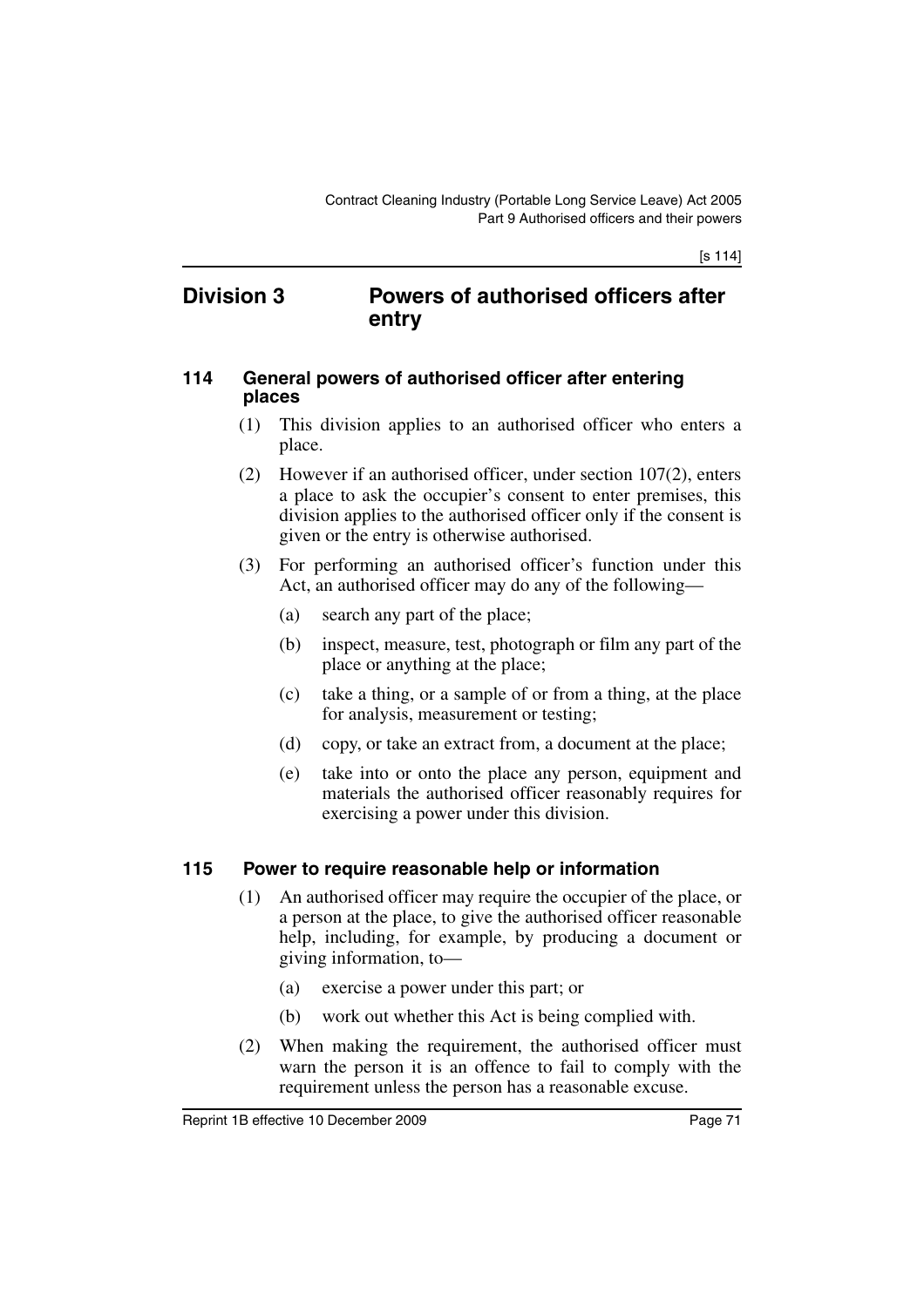## Division 3 Powers of authorised officers after entry

### 114 General powers of authorised officer after entering places

(1) This division applies to an authorised officer who enters a place.

(2) However if an authorised officer, under section 107(2), enters a place to ask the occupier's consent to enter premises, this division applies to the authorised officer only if the consent is given or the entry is otherwise authorised.

(3) For performing an authorised officer's function under this Act, an authorised officer may do any of the following—

(a) search any part of the place;

(b) inspect, measure, test, photograph or film any part of the place or anything at the place;

(c) take a thing, or a sample of or from a thing, at the place for analysis, measurement or testing;

(d) copy, or take an extract from, a document at the place;

(e) take into or onto the place any person, equipment and materials the authorised officer reasonably requires for exercising a power under this division.

### 115 Power to require reasonable help or information

(1) An authorised officer may require the occupier of the place, or a person at the place, to give the authorised officer reasonable help, including, for example, by producing a document or giving information, to—

(a) exercise a power under this part; or

(b) work out whether this Act is being complied with.

(2) When making the requirement, the authorised officer must warn the person it is an offence to fail to comply with the requirement unless the person has a reasonable excuse.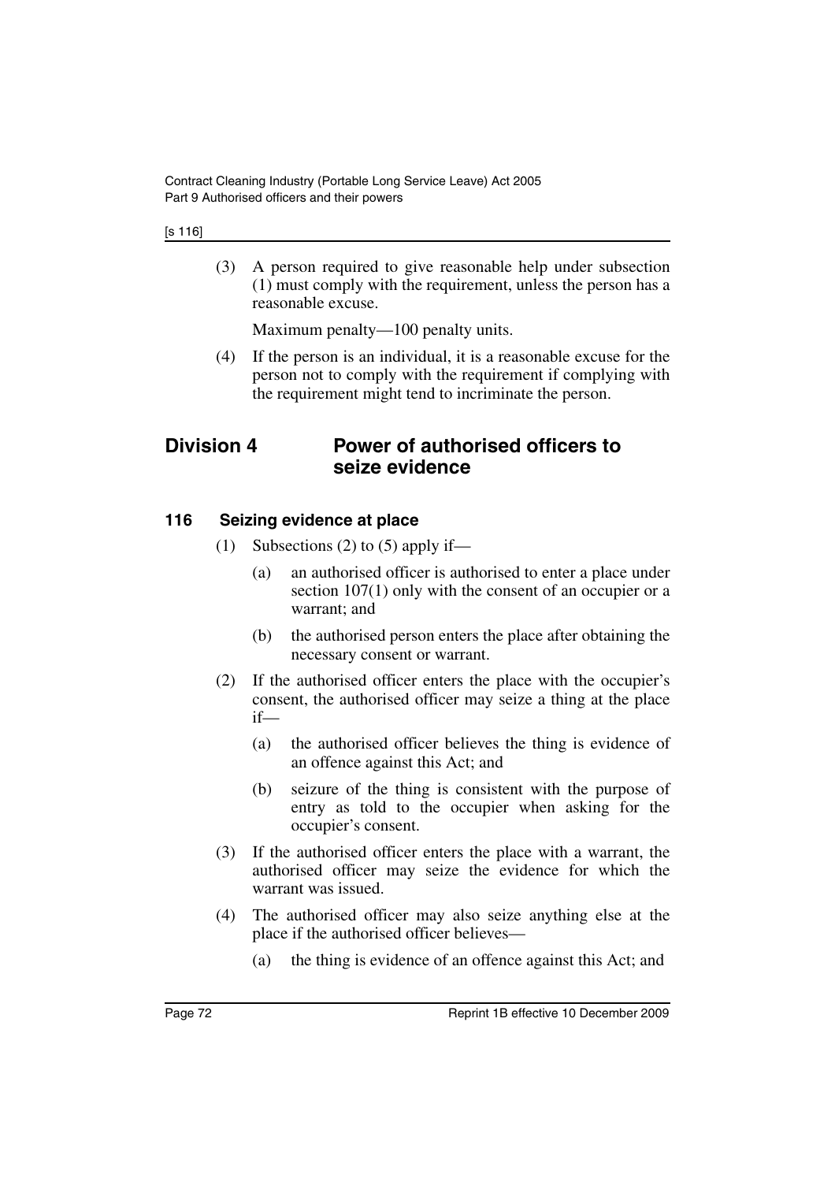(3) A person required to give reasonable help under subsection (1) must comply with the requirement, unless the person has a reasonable excuse.

Maximum penalty—100 penalty units.

(4) If the person is an individual, it is a reasonable excuse for the person not to comply with the requirement if complying with the requirement might tend to incriminate the person.

## Division 4 Power of authorised officers to seize evidence

### 116 Seizing evidence at place

(1) Subsections (2) to (5) apply if—

(a) an authorised officer is authorised to enter a place under section 107(1) only with the consent of an occupier or a warrant; and

(b) the authorised person enters the place after obtaining the necessary consent or warrant.

(2) If the authorised officer enters the place with the occupier's consent, the authorised officer may seize a thing at the place if—

(a) the authorised officer believes the thing is evidence of an offence against this Act; and

(b) seizure of the thing is consistent with the purpose of entry as told to the occupier when asking for the occupier's consent.

(3) If the authorised officer enters the place with a warrant, the authorised officer may seize the evidence for which the warrant was issued.

(4) The authorised officer may also seize anything else at the place if the authorised officer believes—

(a) the thing is evidence of an offence against this Act; and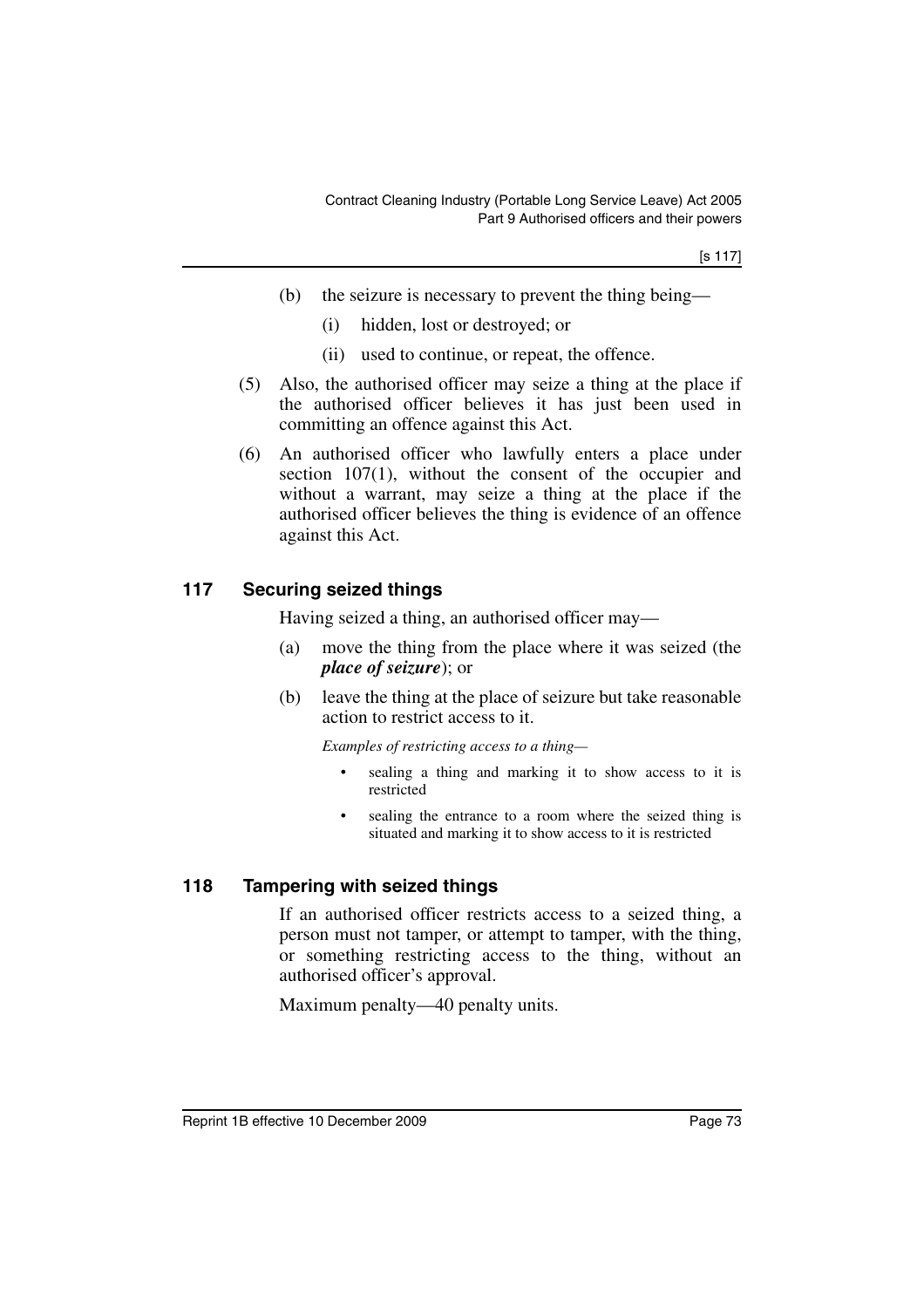(b) the seizure is necessary to prevent the thing being—

(i) hidden, lost or destroyed; or

(ii) used to continue, or repeat, the offence.

(5) Also, the authorised officer may seize a thing at the place if the authorised officer believes it has just been used in committing an offence against this Act.

(6) An authorised officer who lawfully enters a place under section 107(1), without the consent of the occupier and without a warrant, may seize a thing at the place if the authorised officer believes the thing is evidence of an offence against this Act.

## 117 Securing seized things

Having seized a thing, an authorised officer may—

(a) move the thing from the place where it was seized (the ***place of seizure***); or

(b) leave the thing at the place of seizure but take reasonable action to restrict access to it.

*Examples of restricting access to a thing—*

- sealing a thing and marking it to show access to it is restricted
- sealing the entrance to a room where the seized thing is situated and marking it to show access to it is restricted

## 118 Tampering with seized things

If an authorised officer restricts access to a seized thing, a person must not tamper, or attempt to tamper, with the thing, or something restricting access to the thing, without an authorised officer's approval.

Maximum penalty—40 penalty units.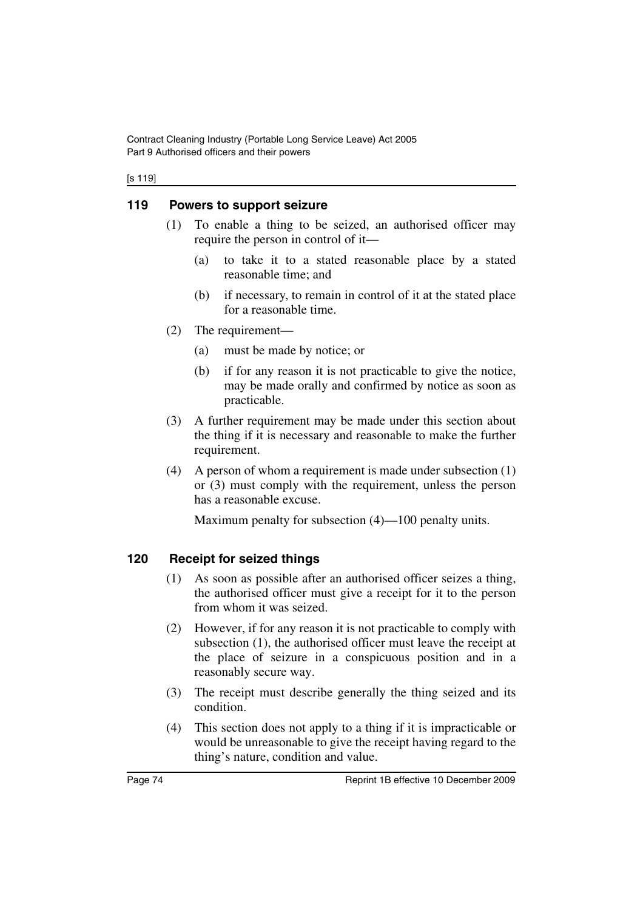## 119 Powers to support seizure

(1) To enable a thing to be seized, an authorised officer may require the person in control of it—

(a) to take it to a stated reasonable place by a stated reasonable time; and

(b) if necessary, to remain in control of it at the stated place for a reasonable time.

(2) The requirement—

(a) must be made by notice; or

(b) if for any reason it is not practicable to give the notice, may be made orally and confirmed by notice as soon as practicable.

(3) A further requirement may be made under this section about the thing if it is necessary and reasonable to make the further requirement.

(4) A person of whom a requirement is made under subsection (1) or (3) must comply with the requirement, unless the person has a reasonable excuse.

Maximum penalty for subsection (4)—100 penalty units.

## 120 Receipt for seized things

(1) As soon as possible after an authorised officer seizes a thing, the authorised officer must give a receipt for it to the person from whom it was seized.

(2) However, if for any reason it is not practicable to comply with subsection (1), the authorised officer must leave the receipt at the place of seizure in a conspicuous position and in a reasonably secure way.

(3) The receipt must describe generally the thing seized and its condition.

(4) This section does not apply to a thing if it is impracticable or would be unreasonable to give the receipt having regard to the thing's nature, condition and value.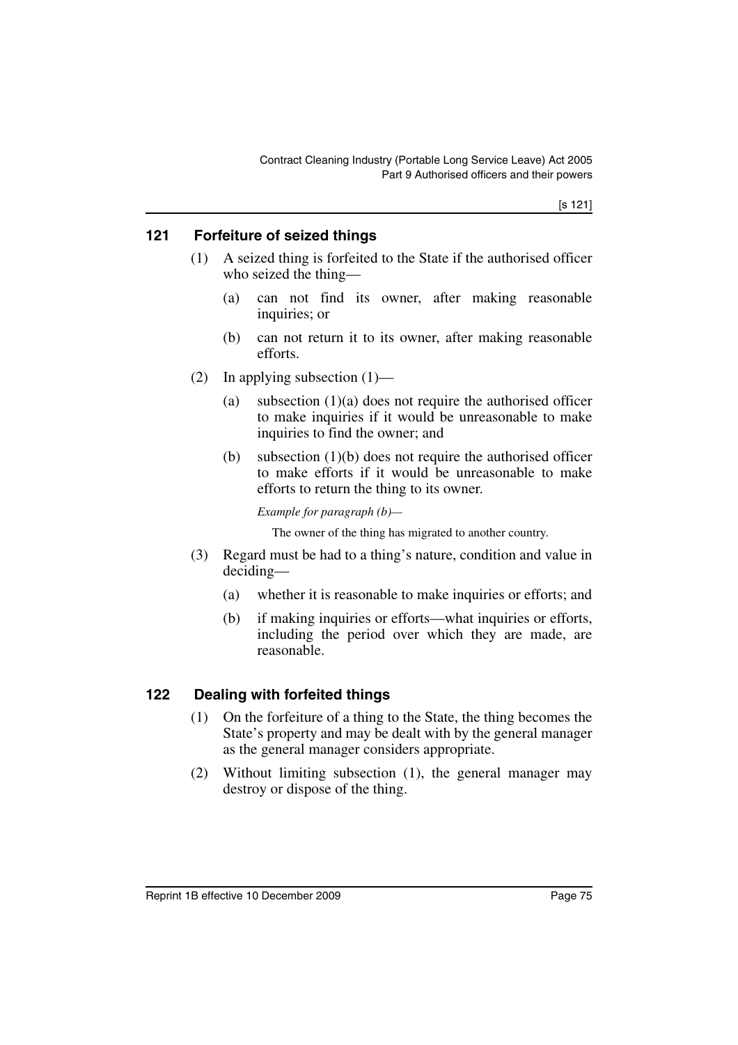## 121 Forfeiture of seized things

(1) A seized thing is forfeited to the State if the authorised officer who seized the thing—

(a) can not find its owner, after making reasonable inquiries; or

(b) can not return it to its owner, after making reasonable efforts.

(2) In applying subsection (1)—

(a) subsection (1)(a) does not require the authorised officer to make inquiries if it would be unreasonable to make inquiries to find the owner; and

(b) subsection (1)(b) does not require the authorised officer to make efforts if it would be unreasonable to make efforts to return the thing to its owner.

*Example for paragraph (b)—*

The owner of the thing has migrated to another country.

(3) Regard must be had to a thing's nature, condition and value in deciding—

(a) whether it is reasonable to make inquiries or efforts; and

(b) if making inquiries or efforts—what inquiries or efforts, including the period over which they are made, are reasonable.

## 122 Dealing with forfeited things

(1) On the forfeiture of a thing to the State, the thing becomes the State's property and may be dealt with by the general manager as the general manager considers appropriate.

(2) Without limiting subsection (1), the general manager may destroy or dispose of the thing.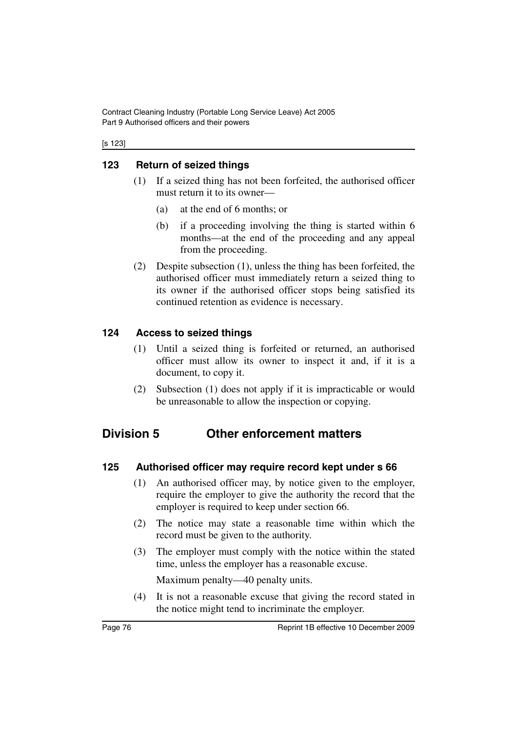### 123 Return of seized things

(1) If a seized thing has not been forfeited, the authorised officer must return it to its owner—

(a) at the end of 6 months; or

(b) if a proceeding involving the thing is started within 6 months—at the end of the proceeding and any appeal from the proceeding.

(2) Despite subsection (1), unless the thing has been forfeited, the authorised officer must immediately return a seized thing to its owner if the authorised officer stops being satisfied its continued retention as evidence is necessary.

### 124 Access to seized things

(1) Until a seized thing is forfeited or returned, an authorised officer must allow its owner to inspect it and, if it is a document, to copy it.

(2) Subsection (1) does not apply if it is impracticable or would be unreasonable to allow the inspection or copying.

## Division 5 Other enforcement matters

### 125 Authorised officer may require record kept under s 66

(1) An authorised officer may, by notice given to the employer, require the employer to give the authority the record that the employer is required to keep under section 66.

(2) The notice may state a reasonable time within which the record must be given to the authority.

(3) The employer must comply with the notice within the stated time, unless the employer has a reasonable excuse.

Maximum penalty—40 penalty units.

(4) It is not a reasonable excuse that giving the record stated in the notice might tend to incriminate the employer.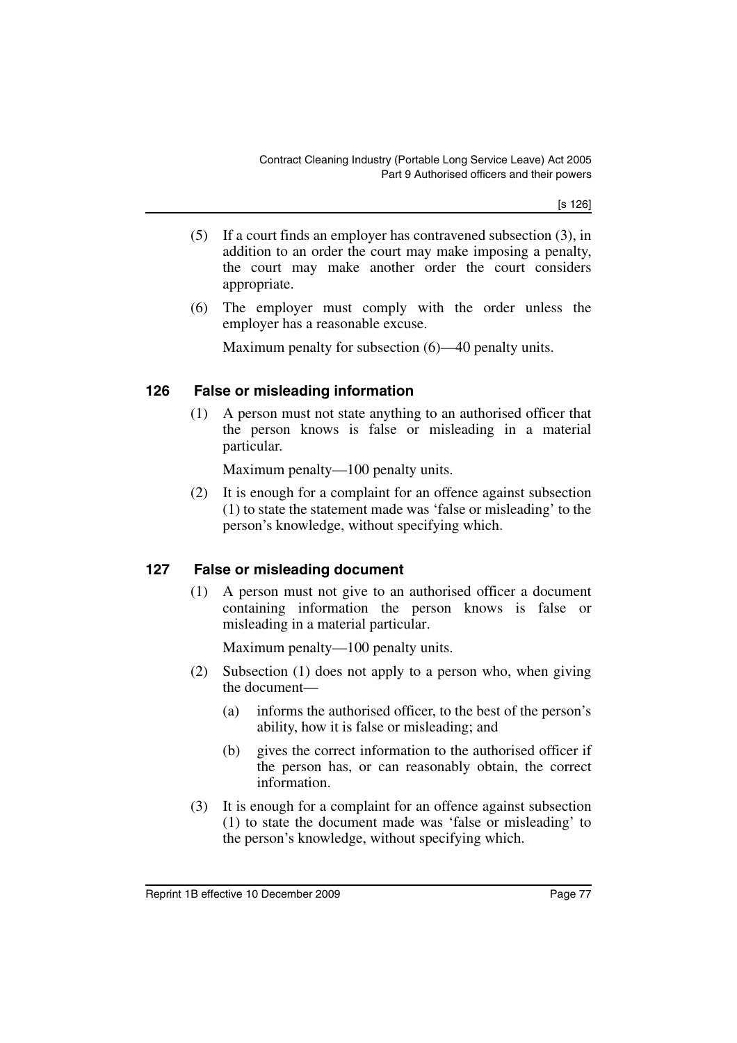(5) If a court finds an employer has contravened subsection (3), in addition to an order the court may make imposing a penalty, the court may make another order the court considers appropriate.

(6) The employer must comply with the order unless the employer has a reasonable excuse.

Maximum penalty for subsection (6)—40 penalty units.

## 126 False or misleading information

(1) A person must not state anything to an authorised officer that the person knows is false or misleading in a material particular.

Maximum penalty—100 penalty units.

(2) It is enough for a complaint for an offence against subsection (1) to state the statement made was 'false or misleading' to the person's knowledge, without specifying which.

## 127 False or misleading document

(1) A person must not give to an authorised officer a document containing information the person knows is false or misleading in a material particular.

Maximum penalty—100 penalty units.

(2) Subsection (1) does not apply to a person who, when giving the document—

- (a) informs the authorised officer, to the best of the person's ability, how it is false or misleading; and
- (b) gives the correct information to the authorised officer if the person has, or can reasonably obtain, the correct information.

(3) It is enough for a complaint for an offence against subsection (1) to state the document made was 'false or misleading' to the person's knowledge, without specifying which.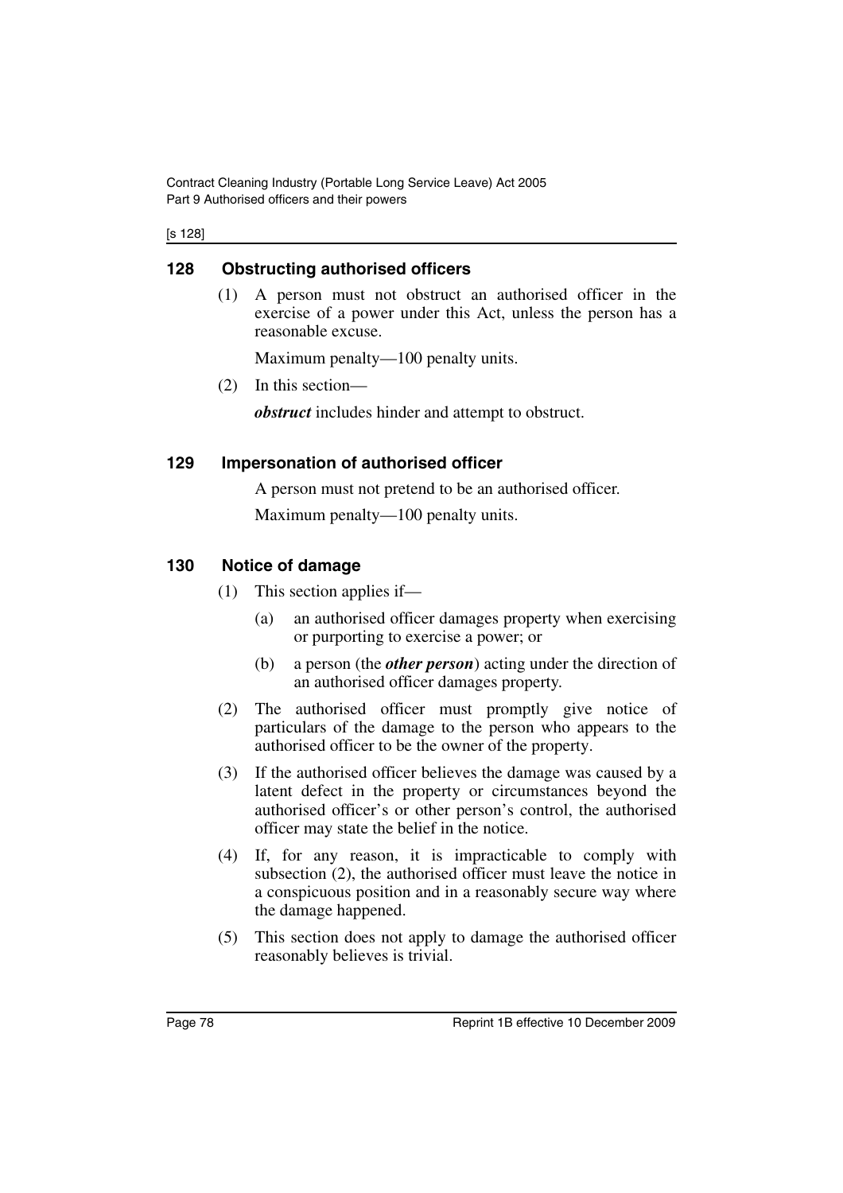### 128 Obstructing authorised officers

(1) A person must not obstruct an authorised officer in the exercise of a power under this Act, unless the person has a reasonable excuse.

Maximum penalty—100 penalty units.

(2) In this section—

***obstruct*** includes hinder and attempt to obstruct.

### 129 Impersonation of authorised officer

A person must not pretend to be an authorised officer.

Maximum penalty—100 penalty units.

### 130 Notice of damage

(1) This section applies if—

(a) an authorised officer damages property when exercising or purporting to exercise a power; or

(b) a person (the ***other person***) acting under the direction of an authorised officer damages property.

(2) The authorised officer must promptly give notice of particulars of the damage to the person who appears to the authorised officer to be the owner of the property.

(3) If the authorised officer believes the damage was caused by a latent defect in the property or circumstances beyond the authorised officer's or other person's control, the authorised officer may state the belief in the notice.

(4) If, for any reason, it is impracticable to comply with subsection (2), the authorised officer must leave the notice in a conspicuous position and in a reasonably secure way where the damage happened.

(5) This section does not apply to damage the authorised officer reasonably believes is trivial.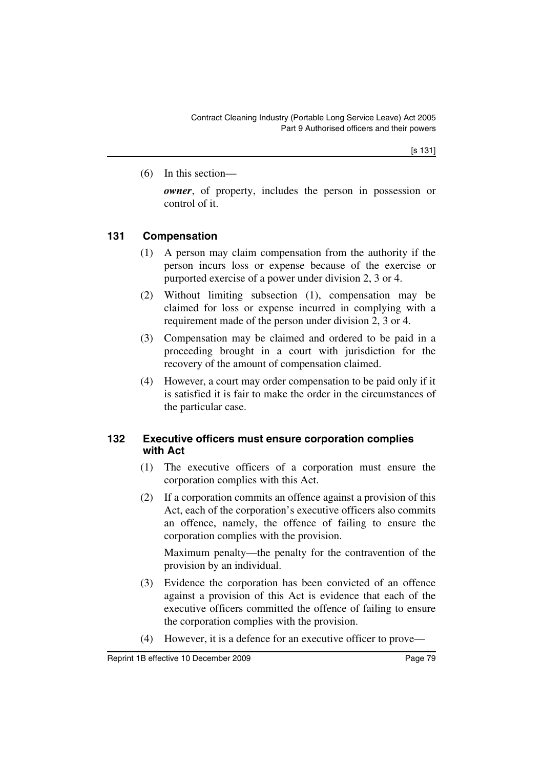(6) In this section—

***owner***, of property, includes the person in possession or control of it.

### 131 Compensation

(1) A person may claim compensation from the authority if the person incurs loss or expense because of the exercise or purported exercise of a power under division 2, 3 or 4.

(2) Without limiting subsection (1), compensation may be claimed for loss or expense incurred in complying with a requirement made of the person under division 2, 3 or 4.

(3) Compensation may be claimed and ordered to be paid in a proceeding brought in a court with jurisdiction for the recovery of the amount of compensation claimed.

(4) However, a court may order compensation to be paid only if it is satisfied it is fair to make the order in the circumstances of the particular case.

### 132 Executive officers must ensure corporation complies with Act

(1) The executive officers of a corporation must ensure the corporation complies with this Act.

(2) If a corporation commits an offence against a provision of this Act, each of the corporation's executive officers also commits an offence, namely, the offence of failing to ensure the corporation complies with the provision.

Maximum penalty—the penalty for the contravention of the provision by an individual.

(3) Evidence the corporation has been convicted of an offence against a provision of this Act is evidence that each of the executive officers committed the offence of failing to ensure the corporation complies with the provision.

(4) However, it is a defence for an executive officer to prove—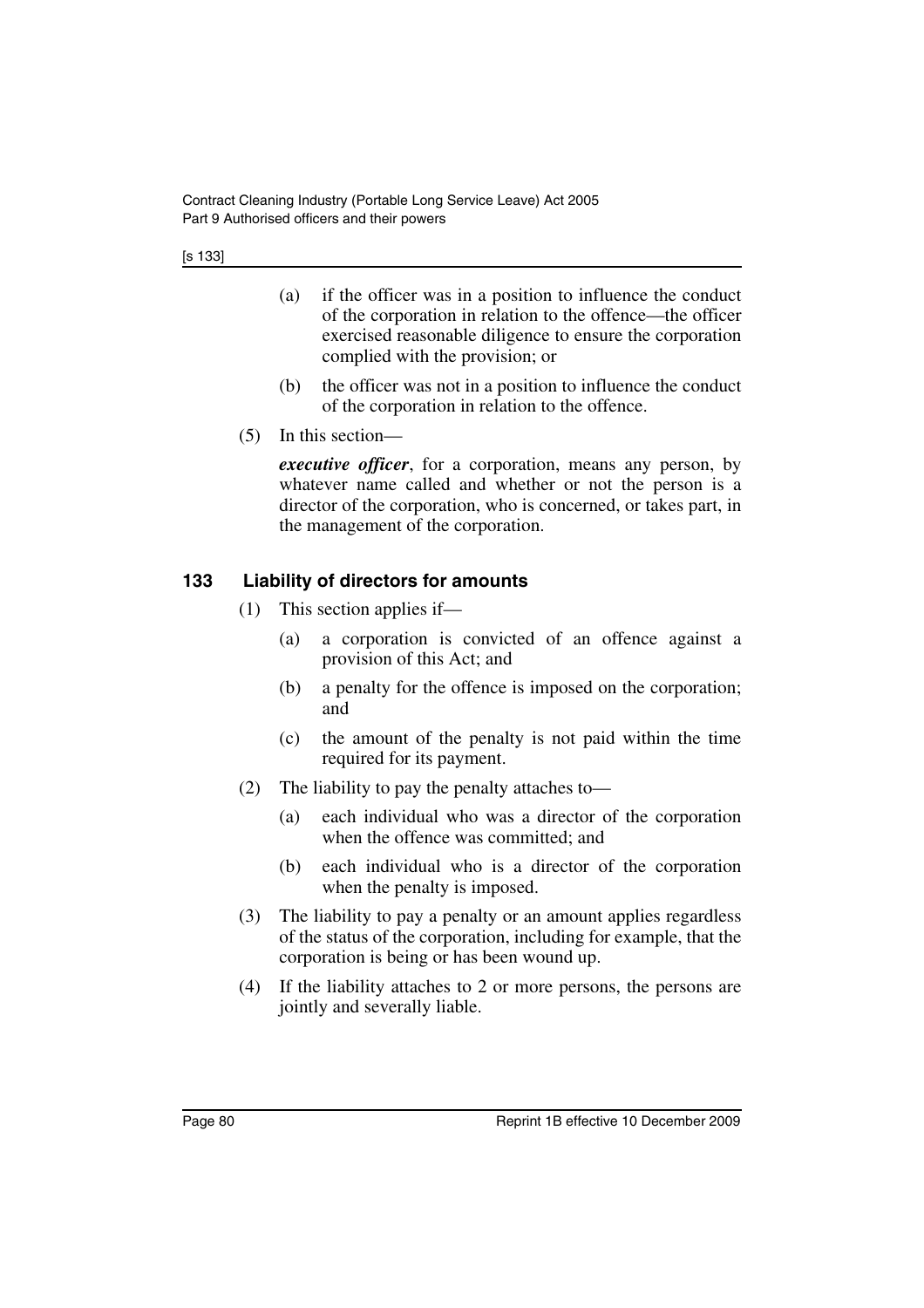(a) if the officer was in a position to influence the conduct of the corporation in relation to the offence—the officer exercised reasonable diligence to ensure the corporation complied with the provision; or

(b) the officer was not in a position to influence the conduct of the corporation in relation to the offence.

(5) In this section—

***executive officer***, for a corporation, means any person, by whatever name called and whether or not the person is a director of the corporation, who is concerned, or takes part, in the management of the corporation.

### 133 Liability of directors for amounts

(1) This section applies if—

(a) a corporation is convicted of an offence against a provision of this Act; and

(b) a penalty for the offence is imposed on the corporation; and

(c) the amount of the penalty is not paid within the time required for its payment.

(2) The liability to pay the penalty attaches to—

(a) each individual who was a director of the corporation when the offence was committed; and

(b) each individual who is a director of the corporation when the penalty is imposed.

(3) The liability to pay a penalty or an amount applies regardless of the status of the corporation, including for example, that the corporation is being or has been wound up.

(4) If the liability attaches to 2 or more persons, the persons are jointly and severally liable.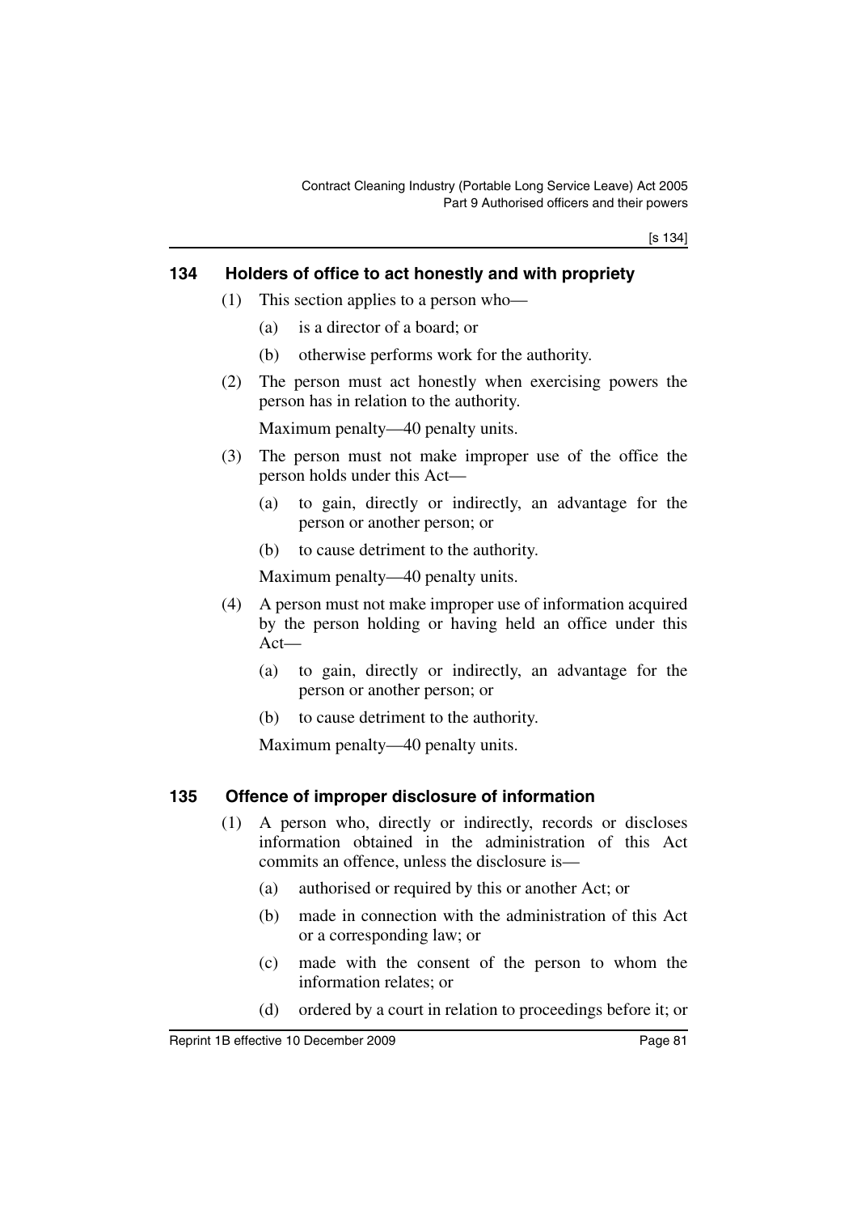## 134 Holders of office to act honestly and with propriety

(1) This section applies to a person who—

(a) is a director of a board; or

(b) otherwise performs work for the authority.

(2) The person must act honestly when exercising powers the person has in relation to the authority.

Maximum penalty—40 penalty units.

(3) The person must not make improper use of the office the person holds under this Act—

(a) to gain, directly or indirectly, an advantage for the person or another person; or

(b) to cause detriment to the authority.

Maximum penalty—40 penalty units.

(4) A person must not make improper use of information acquired by the person holding or having held an office under this Act—

(a) to gain, directly or indirectly, an advantage for the person or another person; or

(b) to cause detriment to the authority.

Maximum penalty—40 penalty units.

## 135 Offence of improper disclosure of information

(1) A person who, directly or indirectly, records or discloses information obtained in the administration of this Act commits an offence, unless the disclosure is—

(a) authorised or required by this or another Act; or

(b) made in connection with the administration of this Act or a corresponding law; or

(c) made with the consent of the person to whom the information relates; or

(d) ordered by a court in relation to proceedings before it; or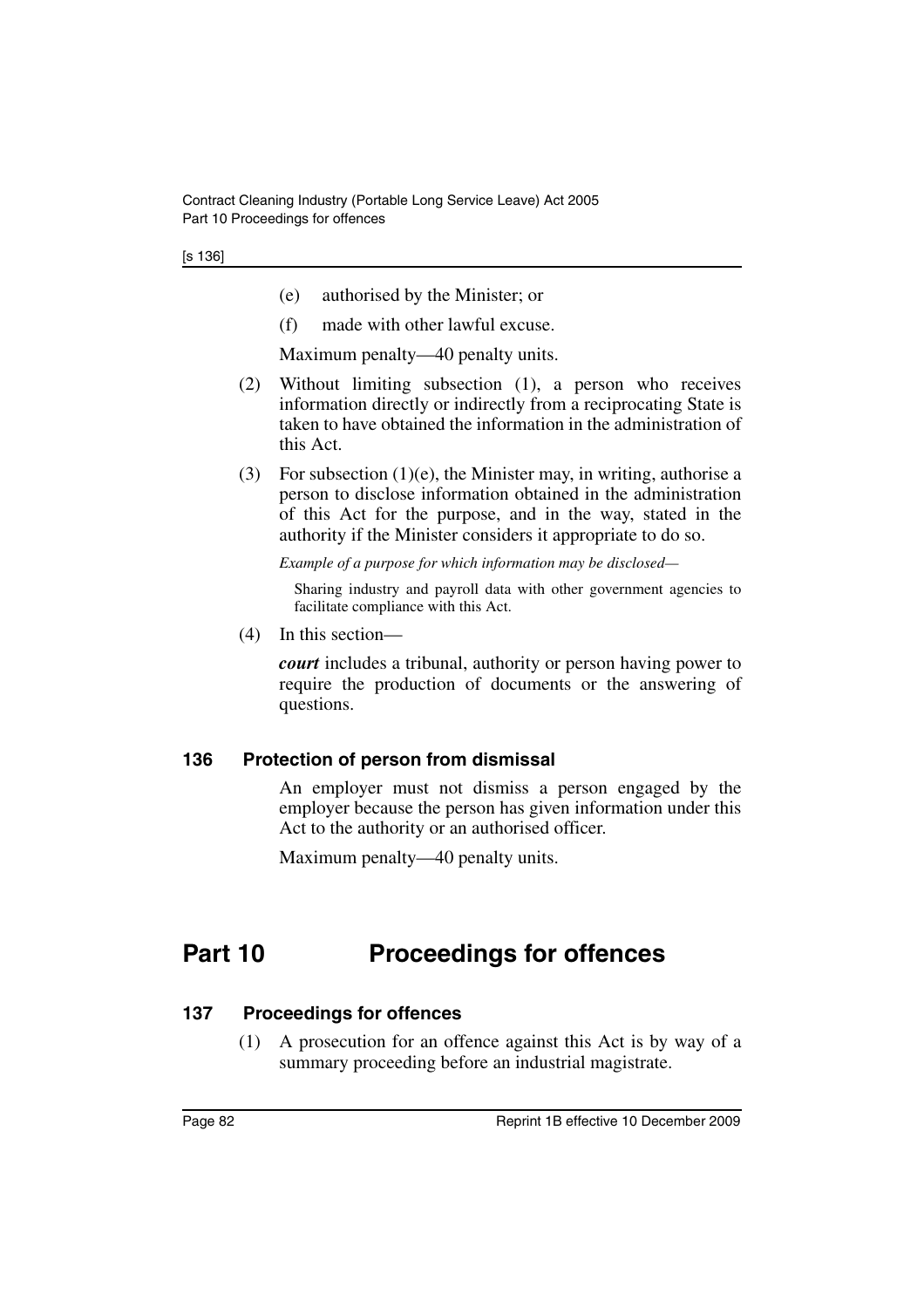(e) authorised by the Minister; or

(f) made with other lawful excuse.

Maximum penalty—40 penalty units.

(2) Without limiting subsection (1), a person who receives information directly or indirectly from a reciprocating State is taken to have obtained the information in the administration of this Act.

(3) For subsection (1)(e), the Minister may, in writing, authorise a person to disclose information obtained in the administration of this Act for the purpose, and in the way, stated in the authority if the Minister considers it appropriate to do so.

*Example of a purpose for which information may be disclosed—*

Sharing industry and payroll data with other government agencies to facilitate compliance with this Act.

(4) In this section—

***court*** includes a tribunal, authority or person having power to require the production of documents or the answering of questions.

### 136 Protection of person from dismissal

An employer must not dismiss a person engaged by the employer because the person has given information under this Act to the authority or an authorised officer.

Maximum penalty—40 penalty units.

## Part 10 Proceedings for offences

### 137 Proceedings for offences

(1) A prosecution for an offence against this Act is by way of a summary proceeding before an industrial magistrate.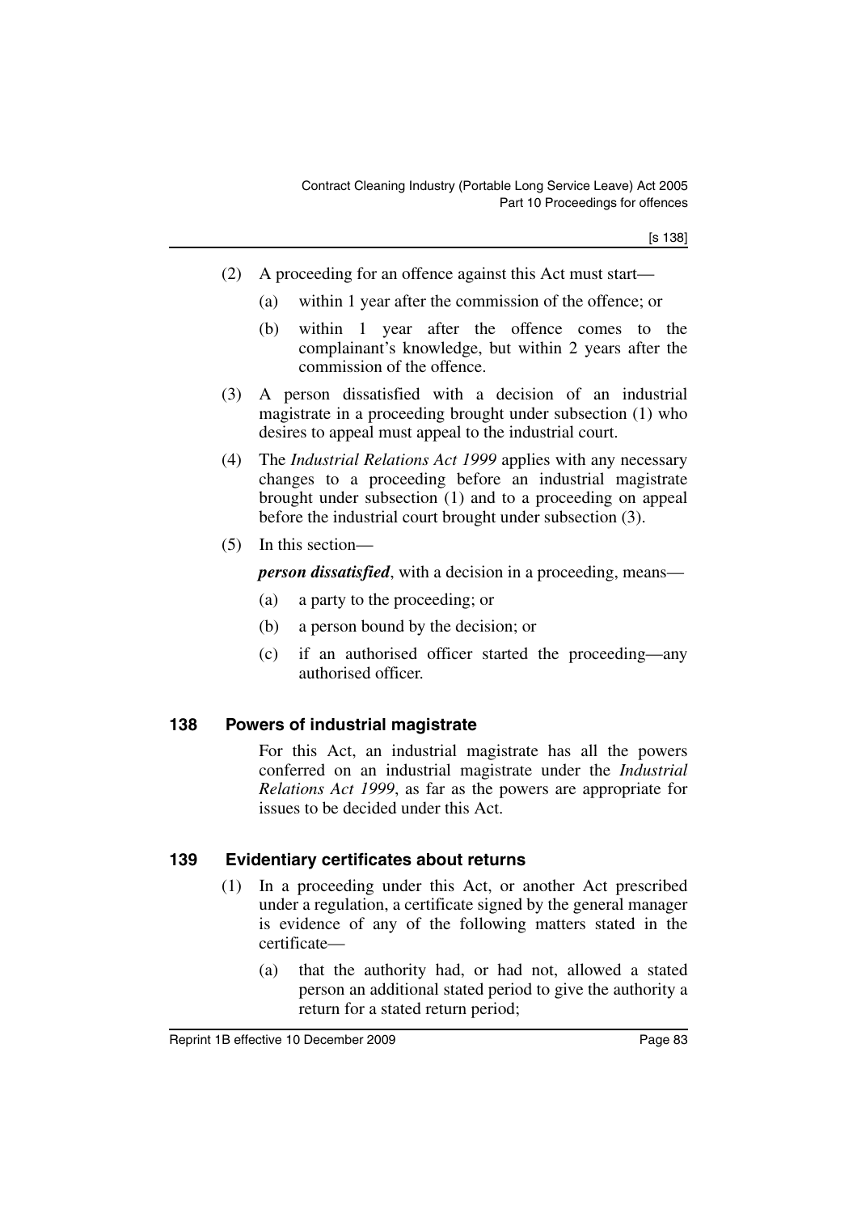(2) A proceeding for an offence against this Act must start—

(a) within 1 year after the commission of the offence; or

(b) within 1 year after the offence comes to the complainant's knowledge, but within 2 years after the commission of the offence.

(3) A person dissatisfied with a decision of an industrial magistrate in a proceeding brought under subsection (1) who desires to appeal must appeal to the industrial court.

(4) The *Industrial Relations Act 1999* applies with any necessary changes to a proceeding before an industrial magistrate brought under subsection (1) and to a proceeding on appeal before the industrial court brought under subsection (3).

(5) In this section—

***person dissatisfied***, with a decision in a proceeding, means—

(a) a party to the proceeding; or

(b) a person bound by the decision; or

(c) if an authorised officer started the proceeding—any authorised officer.

### 138 Powers of industrial magistrate

For this Act, an industrial magistrate has all the powers conferred on an industrial magistrate under the *Industrial Relations Act 1999*, as far as the powers are appropriate for issues to be decided under this Act.

### 139 Evidentiary certificates about returns

(1) In a proceeding under this Act, or another Act prescribed under a regulation, a certificate signed by the general manager is evidence of any of the following matters stated in the certificate—

(a) that the authority had, or had not, allowed a stated person an additional stated period to give the authority a return for a stated return period;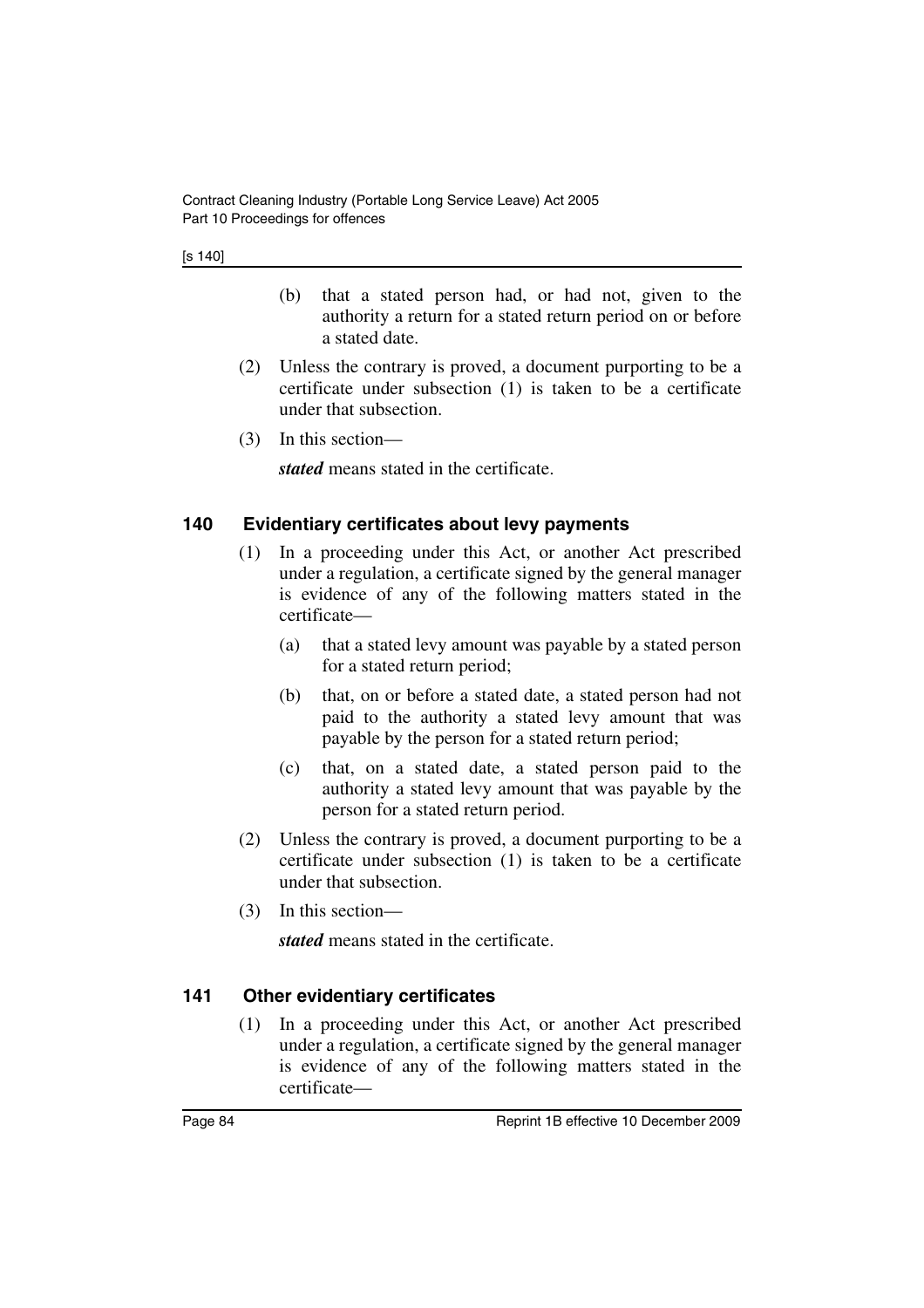(b) that a stated person had, or had not, given to the authority a return for a stated return period on or before a stated date.

(2) Unless the contrary is proved, a document purporting to be a certificate under subsection (1) is taken to be a certificate under that subsection.

(3) In this section—

***stated*** means stated in the certificate.

### 140 Evidentiary certificates about levy payments

(1) In a proceeding under this Act, or another Act prescribed under a regulation, a certificate signed by the general manager is evidence of any of the following matters stated in the certificate—

(a) that a stated levy amount was payable by a stated person for a stated return period;

(b) that, on or before a stated date, a stated person had not paid to the authority a stated levy amount that was payable by the person for a stated return period;

(c) that, on a stated date, a stated person paid to the authority a stated levy amount that was payable by the person for a stated return period.

(2) Unless the contrary is proved, a document purporting to be a certificate under subsection (1) is taken to be a certificate under that subsection.

(3) In this section—

***stated*** means stated in the certificate.

### 141 Other evidentiary certificates

(1) In a proceeding under this Act, or another Act prescribed under a regulation, a certificate signed by the general manager is evidence of any of the following matters stated in the certificate—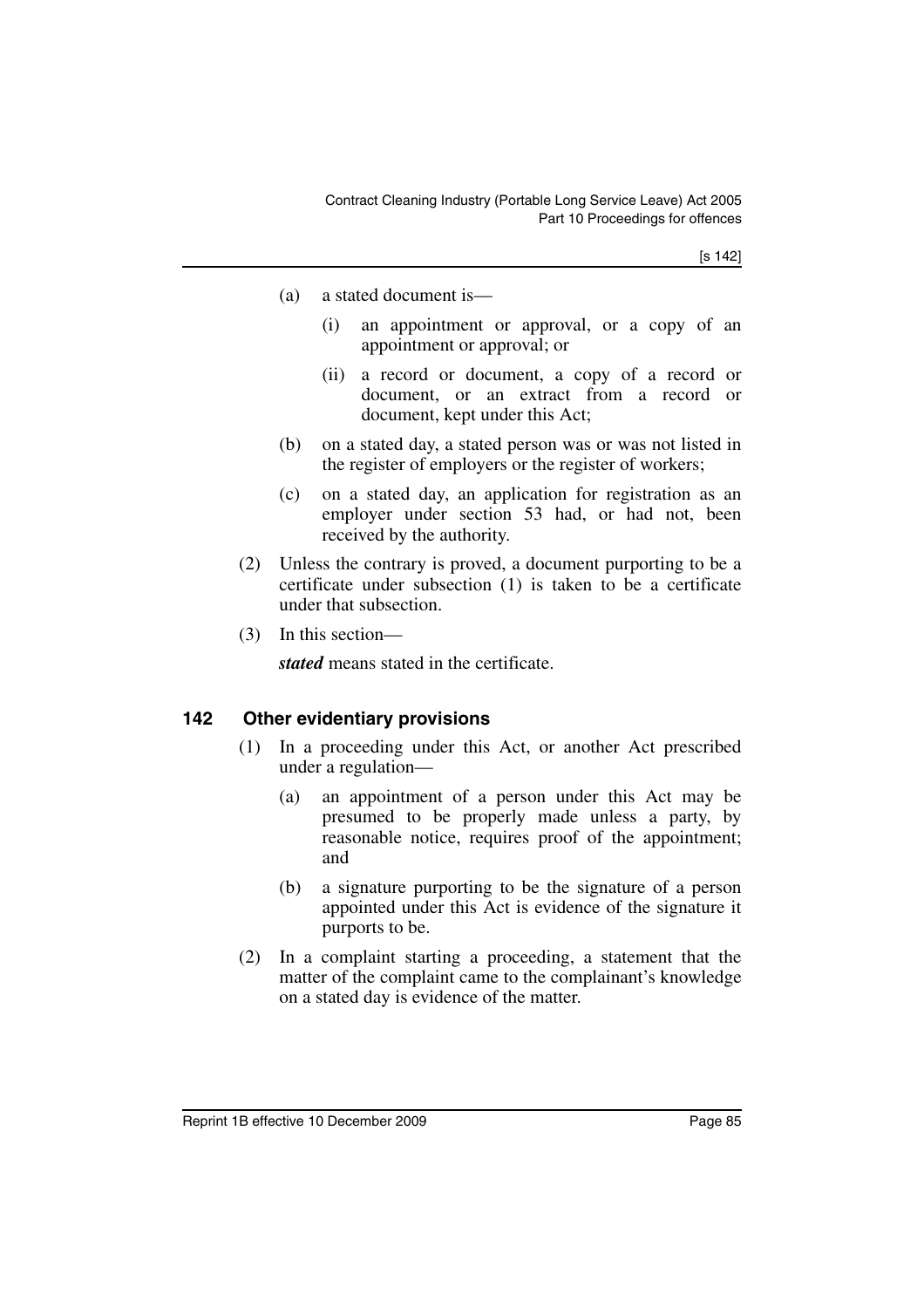(a) a stated document is—

   (i) an appointment or approval, or a copy of an appointment or approval; or

   (ii) a record or document, a copy of a record or document, or an extract from a record or document, kept under this Act;

(b) on a stated day, a stated person was or was not listed in the register of employers or the register of workers;

(c) on a stated day, an application for registration as an employer under section 53 had, or had not, been received by the authority.

(2) Unless the contrary is proved, a document purporting to be a certificate under subsection (1) is taken to be a certificate under that subsection.

(3) In this section—

***stated*** means stated in the certificate.

## 142 Other evidentiary provisions

(1) In a proceeding under this Act, or another Act prescribed under a regulation—

   (a) an appointment of a person under this Act may be presumed to be properly made unless a party, by reasonable notice, requires proof of the appointment; and

   (b) a signature purporting to be the signature of a person appointed under this Act is evidence of the signature it purports to be.

(2) In a complaint starting a proceeding, a statement that the matter of the complaint came to the complainant's knowledge on a stated day is evidence of the matter.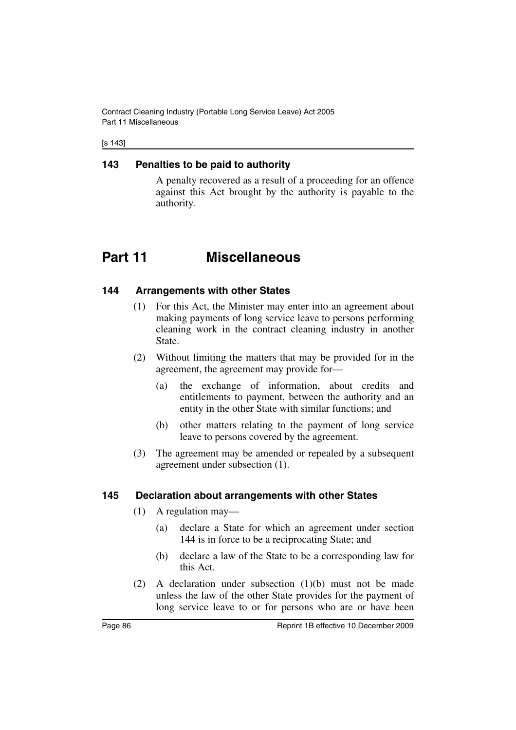### 143 Penalties to be paid to authority

A penalty recovered as a result of a proceeding for an offence against this Act brought by the authority is payable to the authority.

# Part 11 Miscellaneous

### 144 Arrangements with other States

(1) For this Act, the Minister may enter into an agreement about making payments of long service leave to persons performing cleaning work in the contract cleaning industry in another State.

(2) Without limiting the matters that may be provided for in the agreement, the agreement may provide for—

(a) the exchange of information, about credits and entitlements to payment, between the authority and an entity in the other State with similar functions; and

(b) other matters relating to the payment of long service leave to persons covered by the agreement.

(3) The agreement may be amended or repealed by a subsequent agreement under subsection (1).

### 145 Declaration about arrangements with other States

(1) A regulation may—

(a) declare a State for which an agreement under section 144 is in force to be a reciprocating State; and

(b) declare a law of the State to be a corresponding law for this Act.

(2) A declaration under subsection (1)(b) must not be made unless the law of the other State provides for the payment of long service leave to or for persons who are or have been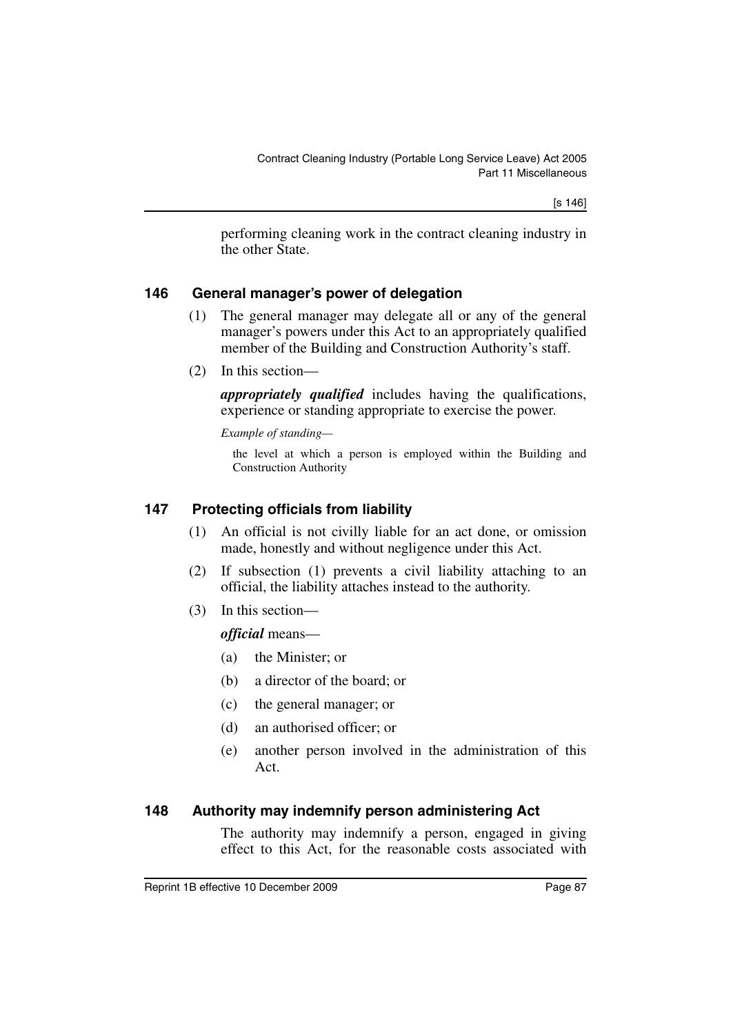performing cleaning work in the contract cleaning industry in the other State.

### 146 General manager's power of delegation

(1) The general manager may delegate all or any of the general manager's powers under this Act to an appropriately qualified member of the Building and Construction Authority's staff.

(2) In this section—

***appropriately qualified*** includes having the qualifications, experience or standing appropriate to exercise the power.

*Example of standing—*

the level at which a person is employed within the Building and Construction Authority

### 147 Protecting officials from liability

(1) An official is not civilly liable for an act done, or omission made, honestly and without negligence under this Act.

(2) If subsection (1) prevents a civil liability attaching to an official, the liability attaches instead to the authority.

(3) In this section—

***official*** means—

(a) the Minister; or

(b) a director of the board; or

(c) the general manager; or

(d) an authorised officer; or

(e) another person involved in the administration of this Act.

### 148 Authority may indemnify person administering Act

The authority may indemnify a person, engaged in giving effect to this Act, for the reasonable costs associated with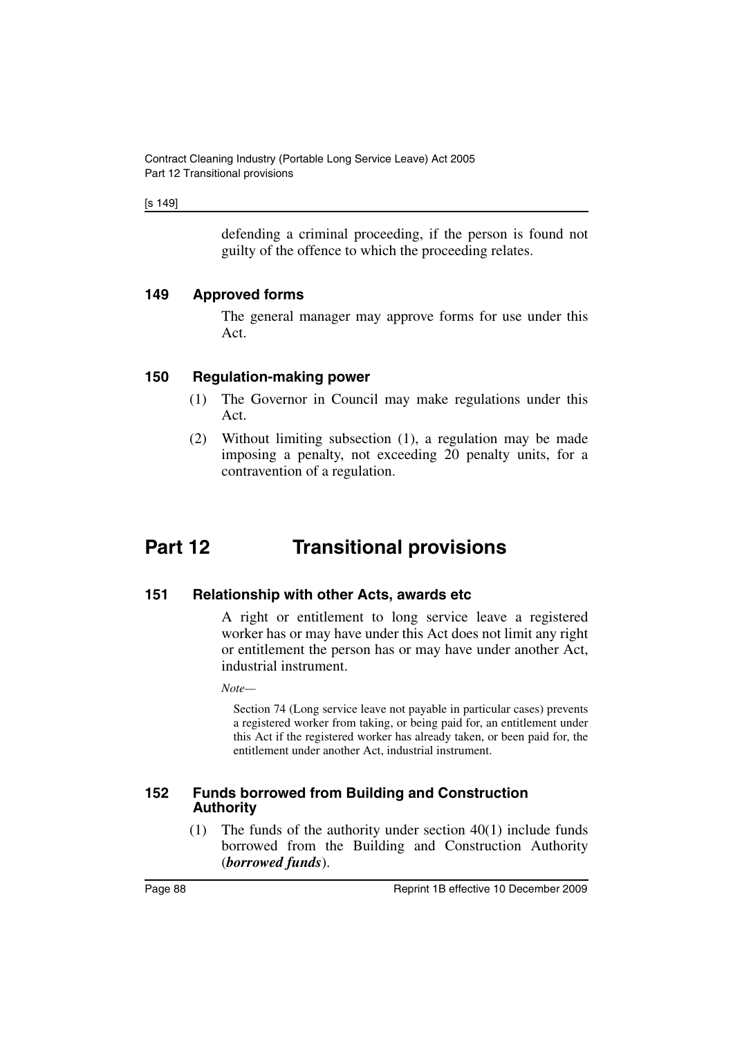defending a criminal proceeding, if the person is found not guilty of the offence to which the proceeding relates.

### 149 Approved forms

The general manager may approve forms for use under this Act.

### 150 Regulation-making power

(1) The Governor in Council may make regulations under this Act.

(2) Without limiting subsection (1), a regulation may be made imposing a penalty, not exceeding 20 penalty units, for a contravention of a regulation.

## Part 12 Transitional provisions

### 151 Relationship with other Acts, awards etc

A right or entitlement to long service leave a registered worker has or may have under this Act does not limit any right or entitlement the person has or may have under another Act, industrial instrument.

*Note—*

Section 74 (Long service leave not payable in particular cases) prevents a registered worker from taking, or being paid for, an entitlement under this Act if the registered worker has already taken, or been paid for, the entitlement under another Act, industrial instrument.

### 152 Funds borrowed from Building and Construction Authority

(1) The funds of the authority under section 40(1) include funds borrowed from the Building and Construction Authority (***borrowed funds***).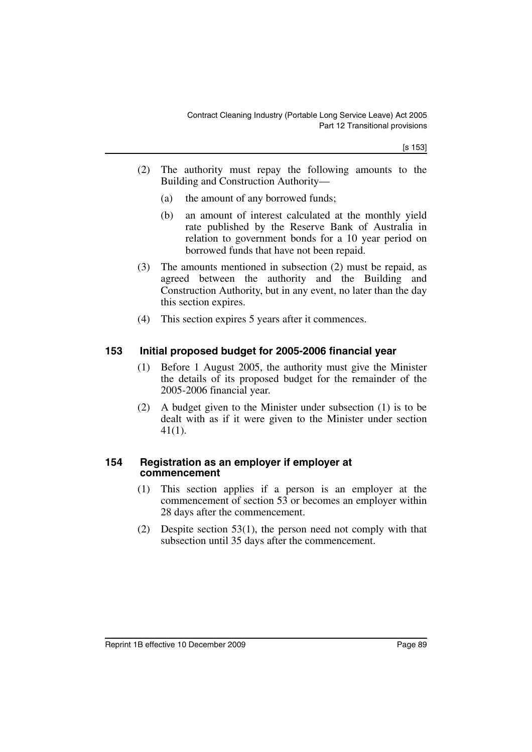(2) The authority must repay the following amounts to the Building and Construction Authority—

(a) the amount of any borrowed funds;

(b) an amount of interest calculated at the monthly yield rate published by the Reserve Bank of Australia in relation to government bonds for a 10 year period on borrowed funds that have not been repaid.

(3) The amounts mentioned in subsection (2) must be repaid, as agreed between the authority and the Building and Construction Authority, but in any event, no later than the day this section expires.

(4) This section expires 5 years after it commences.

## 153 Initial proposed budget for 2005-2006 financial year

(1) Before 1 August 2005, the authority must give the Minister the details of its proposed budget for the remainder of the 2005-2006 financial year.

(2) A budget given to the Minister under subsection (1) is to be dealt with as if it were given to the Minister under section 41(1).

## 154 Registration as an employer if employer at commencement

(1) This section applies if a person is an employer at the commencement of section 53 or becomes an employer within 28 days after the commencement.

(2) Despite section 53(1), the person need not comply with that subsection until 35 days after the commencement.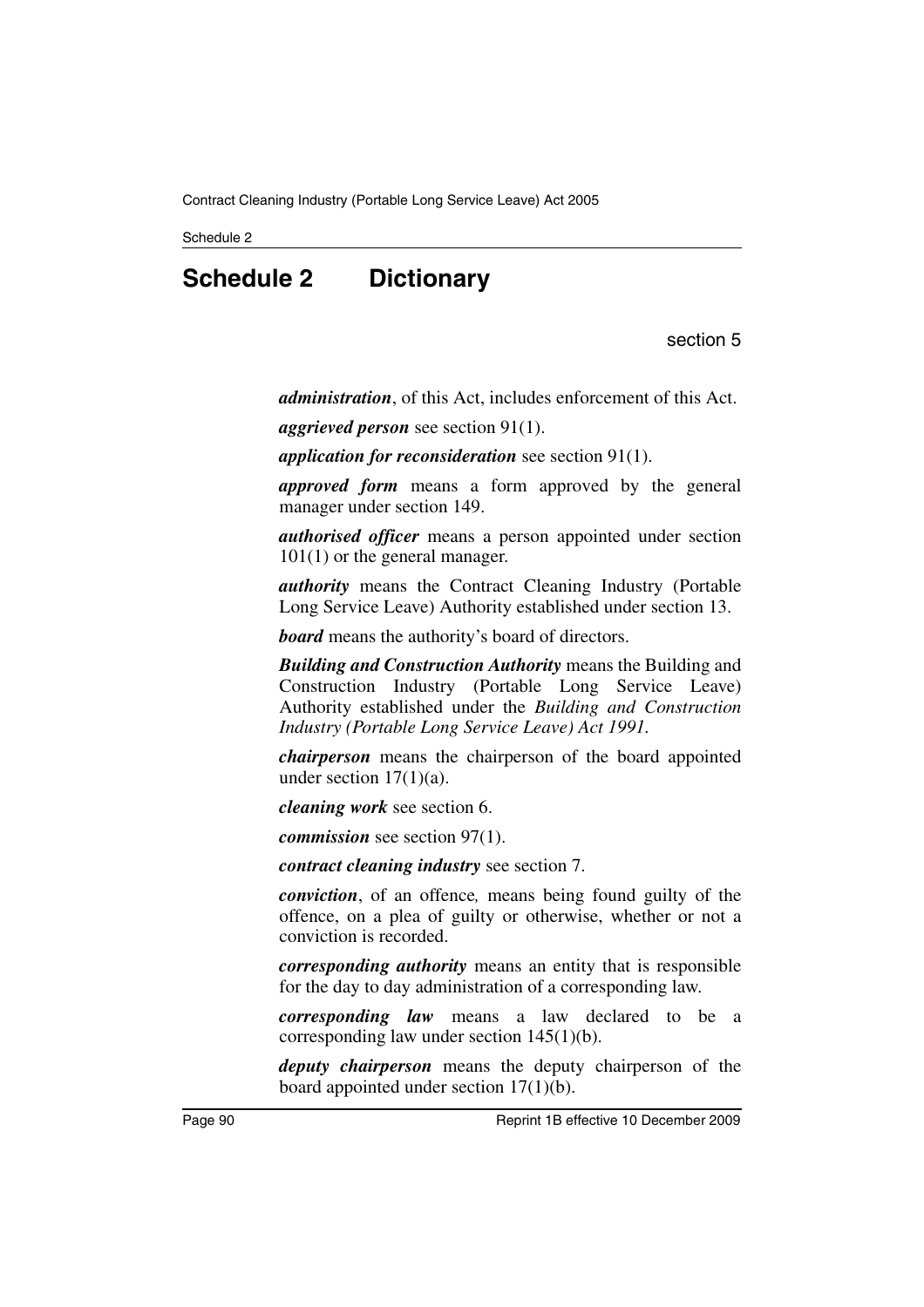# Schedule 2 Dictionary

section 5

***administration***, of this Act, includes enforcement of this Act.

***aggrieved person*** see section 91(1).

***application for reconsideration*** see section 91(1).

***approved form*** means a form approved by the general manager under section 149.

***authorised officer*** means a person appointed under section 101(1) or the general manager.

***authority*** means the Contract Cleaning Industry (Portable Long Service Leave) Authority established under section 13.

***board*** means the authority's board of directors.

***Building and Construction Authority*** means the Building and Construction Industry (Portable Long Service Leave) Authority established under the *Building and Construction Industry (Portable Long Service Leave) Act 1991*.

***chairperson*** means the chairperson of the board appointed under section 17(1)(a).

***cleaning work*** see section 6.

***commission*** see section 97(1).

***contract cleaning industry*** see section 7.

***conviction***, of an offence*,* means being found guilty of the offence, on a plea of guilty or otherwise, whether or not a conviction is recorded.

***corresponding authority*** means an entity that is responsible for the day to day administration of a corresponding law.

***corresponding law*** means a law declared to be a corresponding law under section 145(1)(b).

***deputy chairperson*** means the deputy chairperson of the board appointed under section 17(1)(b).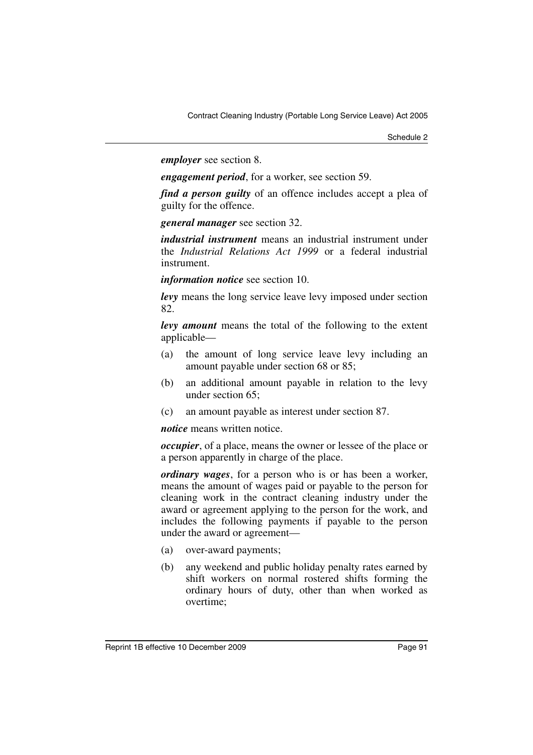***employer*** see section 8.

***engagement period***, for a worker, see section 59.

***find a person guilty*** of an offence includes accept a plea of guilty for the offence.

***general manager*** see section 32.

***industrial instrument*** means an industrial instrument under the *Industrial Relations Act 1999* or a federal industrial instrument.

***information notice*** see section 10.

***levy*** means the long service leave levy imposed under section 82.

***levy amount*** means the total of the following to the extent applicable—

(a) the amount of long service leave levy including an amount payable under section 68 or 85;

(b) an additional amount payable in relation to the levy under section 65;

(c) an amount payable as interest under section 87.

***notice*** means written notice.

***occupier***, of a place, means the owner or lessee of the place or a person apparently in charge of the place.

***ordinary wages***, for a person who is or has been a worker, means the amount of wages paid or payable to the person for cleaning work in the contract cleaning industry under the award or agreement applying to the person for the work, and includes the following payments if payable to the person under the award or agreement—

(a) over-award payments;

(b) any weekend and public holiday penalty rates earned by shift workers on normal rostered shifts forming the ordinary hours of duty, other than when worked as overtime;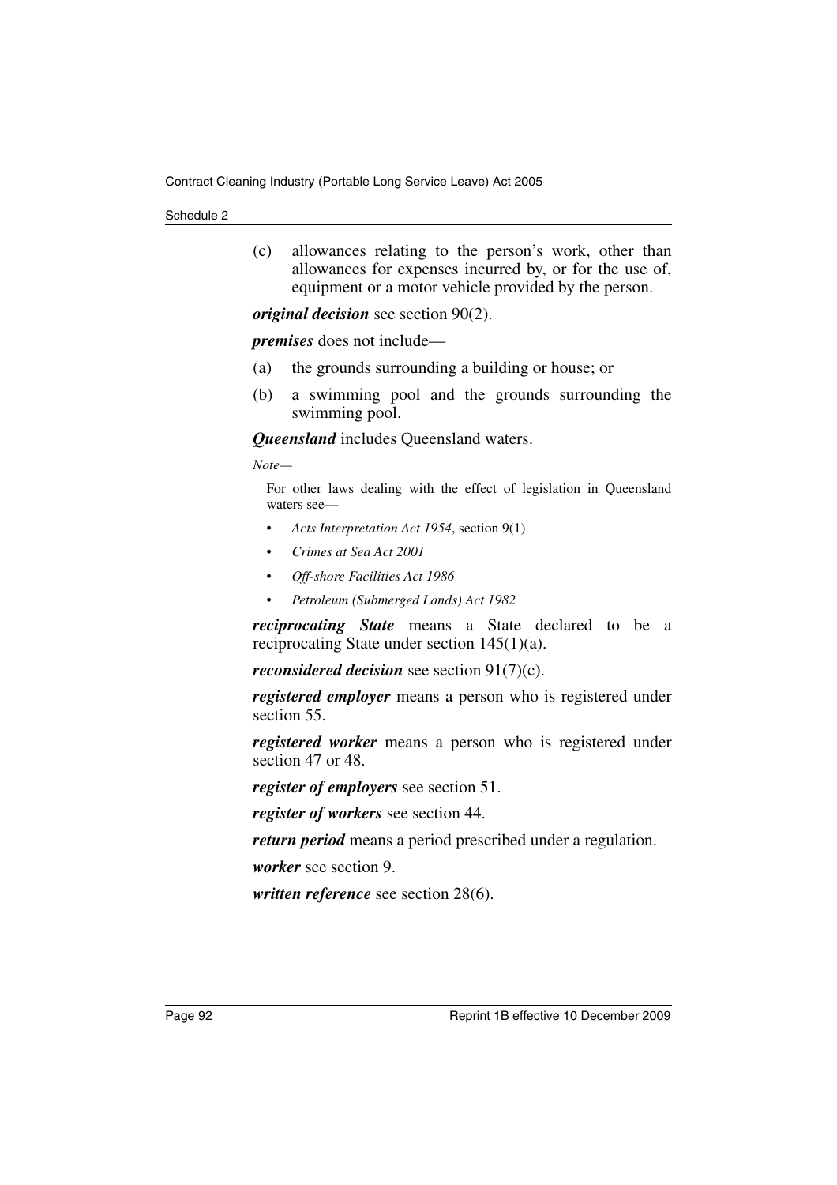(c) allowances relating to the person's work, other than allowances for expenses incurred by, or for the use of, equipment or a motor vehicle provided by the person.

***original decision*** see section 90(2).

***premises*** does not include—

(a) the grounds surrounding a building or house; or

(b) a swimming pool and the grounds surrounding the swimming pool.

***Queensland*** includes Queensland waters.

*Note—*

For other laws dealing with the effect of legislation in Queensland waters see—

- *Acts Interpretation Act 1954*, section 9(1)
- *Crimes at Sea Act 2001*
- *Off-shore Facilities Act 1986*
- *Petroleum (Submerged Lands) Act 1982*

***reciprocating State*** means a State declared to be a reciprocating State under section 145(1)(a).

***reconsidered decision*** see section 91(7)(c).

***registered employer*** means a person who is registered under section 55.

***registered worker*** means a person who is registered under section 47 or 48.

***register of employers*** see section 51.

***register of workers*** see section 44.

***return period*** means a period prescribed under a regulation.

***worker*** see section 9.

***written reference*** see section 28(6).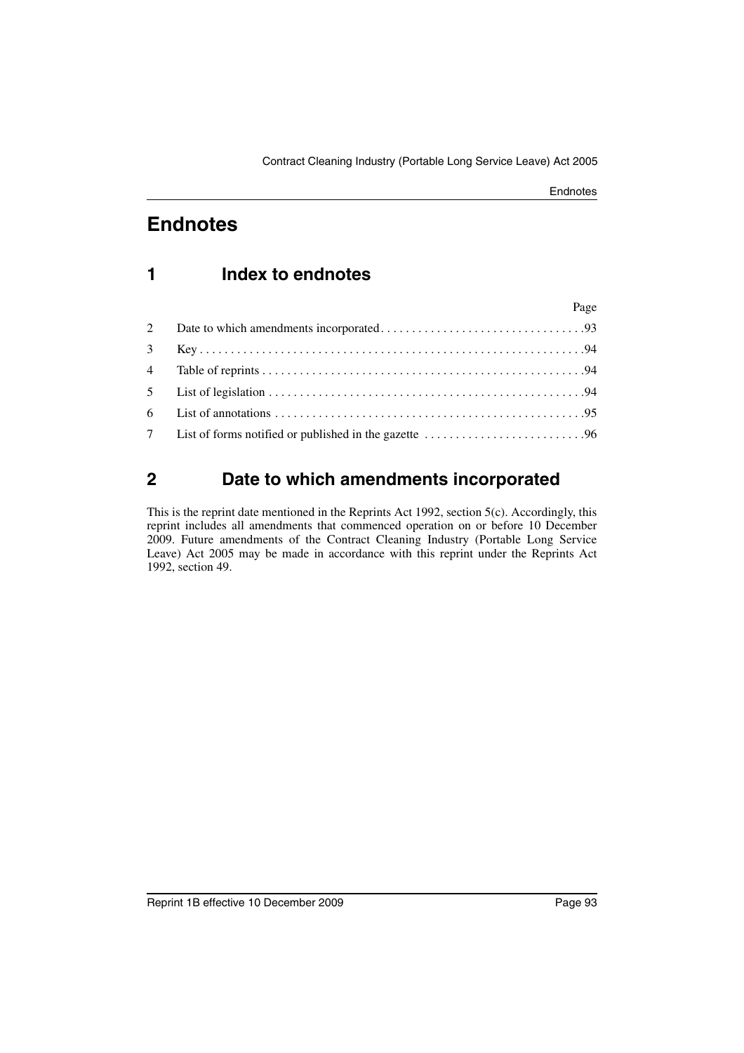# Endnotes

## 1 Index to endnotes

| | | Page |
|---|---|---|
| 2 | Date to which amendments incorporated | 93 |
| 3 | Key | 94 |
| 4 | Table of reprints | 94 |
| 5 | List of legislation | 94 |
| 6 | List of annotations | 95 |
| 7 | List of forms notified or published in the gazette | 96 |

## 2 Date to which amendments incorporated

This is the reprint date mentioned in the Reprints Act 1992, section 5(c). Accordingly, this reprint includes all amendments that commenced operation on or before 10 December 2009. Future amendments of the Contract Cleaning Industry (Portable Long Service Leave) Act 2005 may be made in accordance with this reprint under the Reprints Act 1992, section 49.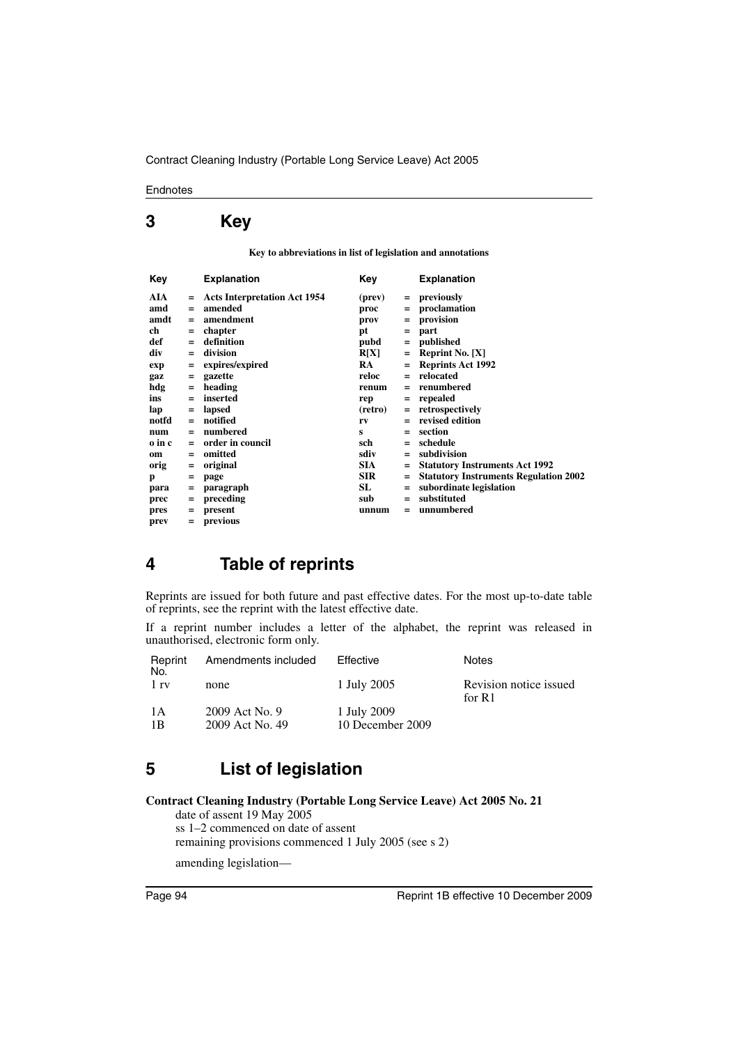## 3 Key

**Key to abbreviations in list of legislation and annotations**

| Key | | Explanation | Key | | Explanation |
|---|---|---|---|---|---|
| **AIA** | = | **Acts Interpretation Act 1954** | **(prev)** | = | **previously** |
| **amd** | = | **amended** | **proc** | = | **proclamation** |
| **amdt** | = | **amendment** | **prov** | = | **provision** |
| **ch** | = | **chapter** | **pt** | = | **part** |
| **def** | = | **definition** | **pubd** | = | **published** |
| **div** | = | **division** | **R[X]** | = | **Reprint No. [X]** |
| **exp** | = | **expires/expired** | **RA** | = | **Reprints Act 1992** |
| **gaz** | = | **gazette** | **reloc** | = | **relocated** |
| **hdg** | = | **heading** | **renum** | = | **renumbered** |
| **ins** | = | **inserted** | **rep** | = | **repealed** |
| **lap** | = | **lapsed** | **(retro)** | = | **retrospectively** |
| **notfd** | = | **notified** | **rv** | = | **revised edition** |
| **num** | = | **numbered** | **s** | = | **section** |
| **o in c** | = | **order in council** | **sch** | = | **schedule** |
| **om** | = | **omitted** | **sdiv** | = | **subdivision** |
| **orig** | = | **original** | **SIA** | = | **Statutory Instruments Act 1992** |
| **p** | = | **page** | **SIR** | = | **Statutory Instruments Regulation 2002** |
| **para** | = | **paragraph** | **SL** | = | **subordinate legislation** |
| **prec** | = | **preceding** | **sub** | = | **substituted** |
| **pres** | = | **present** | **unnum** | = | **unnumbered** |
| **prev** | = | **previous** | | | |

## 4 Table of reprints

Reprints are issued for both future and past effective dates. For the most up-to-date table of reprints, see the reprint with the latest effective date.

If a reprint number includes a letter of the alphabet, the reprint was released in unauthorised, electronic form only.

| Reprint No. | Amendments included | Effective | Notes |
|---|---|---|---|
| 1 rv | none | 1 July 2005 | Revision notice issued for R1 |
| 1A | 2009 Act No. 9 | 1 July 2009 | |
| 1B | 2009 Act No. 49 | 10 December 2009 | |

## 5 List of legislation

**Contract Cleaning Industry (Portable Long Service Leave) Act 2005 No. 21**

date of assent 19 May 2005
ss 1–2 commenced on date of assent
remaining provisions commenced 1 July 2005 (see s 2)

amending legislation—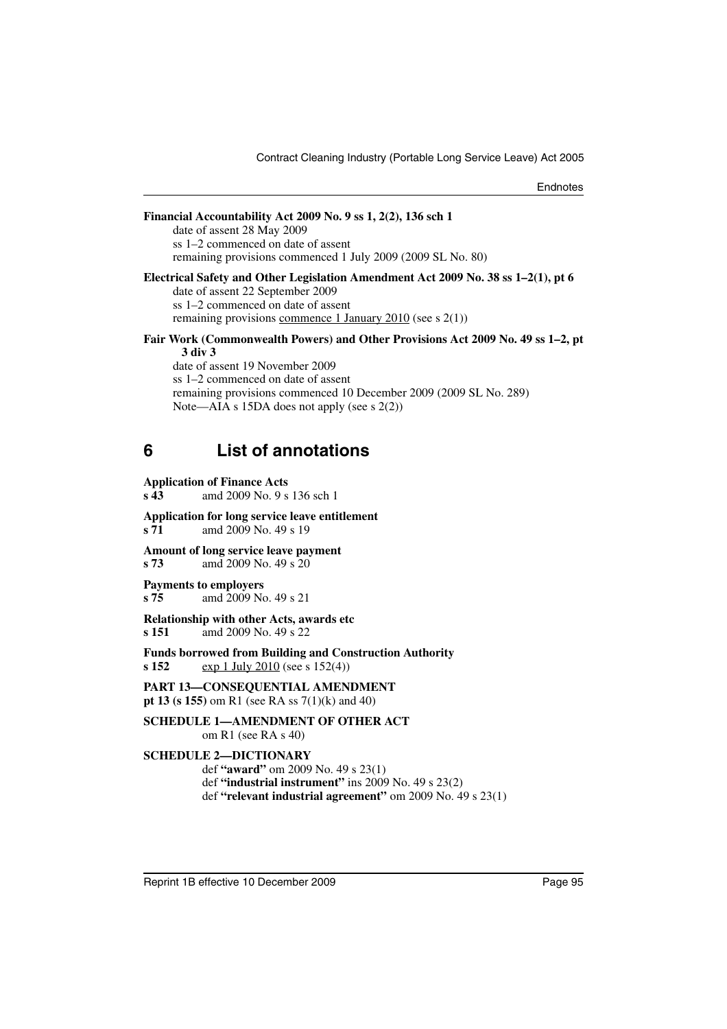**Financial Accountability Act 2009 No. 9 ss 1, 2(2), 136 sch 1**

date of assent 28 May 2009
ss 1–2 commenced on date of assent
remaining provisions commenced 1 July 2009 (2009 SL No. 80)

**Electrical Safety and Other Legislation Amendment Act 2009 No. 38 ss 1–2(1), pt 6**

date of assent 22 September 2009
ss 1–2 commenced on date of assent
remaining provisions commence 1 January 2010 (see s 2(1))

**Fair Work (Commonwealth Powers) and Other Provisions Act 2009 No. 49 ss 1–2, pt 3 div 3**

date of assent 19 November 2009
ss 1–2 commenced on date of assent
remaining provisions commenced 10 December 2009 (2009 SL No. 289)
Note—AIA s 15DA does not apply (see s 2(2))

# 6 List of annotations

**Application of Finance Acts**
**s 43** amd 2009 No. 9 s 136 sch 1

**Application for long service leave entitlement**
**s 71** amd 2009 No. 49 s 19

**Amount of long service leave payment**
**s 73** amd 2009 No. 49 s 20

**Payments to employers**
**s 75** amd 2009 No. 49 s 21

**Relationship with other Acts, awards etc**
**s 151** amd 2009 No. 49 s 22

**Funds borrowed from Building and Construction Authority**
**s 152** exp 1 July 2010 (see s 152(4))

**PART 13—CONSEQUENTIAL AMENDMENT**
**pt 13 (s 155)** om R1 (see RA ss 7(1)(k) and 40)

**SCHEDULE 1—AMENDMENT OF OTHER ACT**
om R1 (see RA s 40)

**SCHEDULE 2—DICTIONARY**
def **"award"** om 2009 No. 49 s 23(1)
def **"industrial instrument"** ins 2009 No. 49 s 23(2)
def **"relevant industrial agreement"** om 2009 No. 49 s 23(1)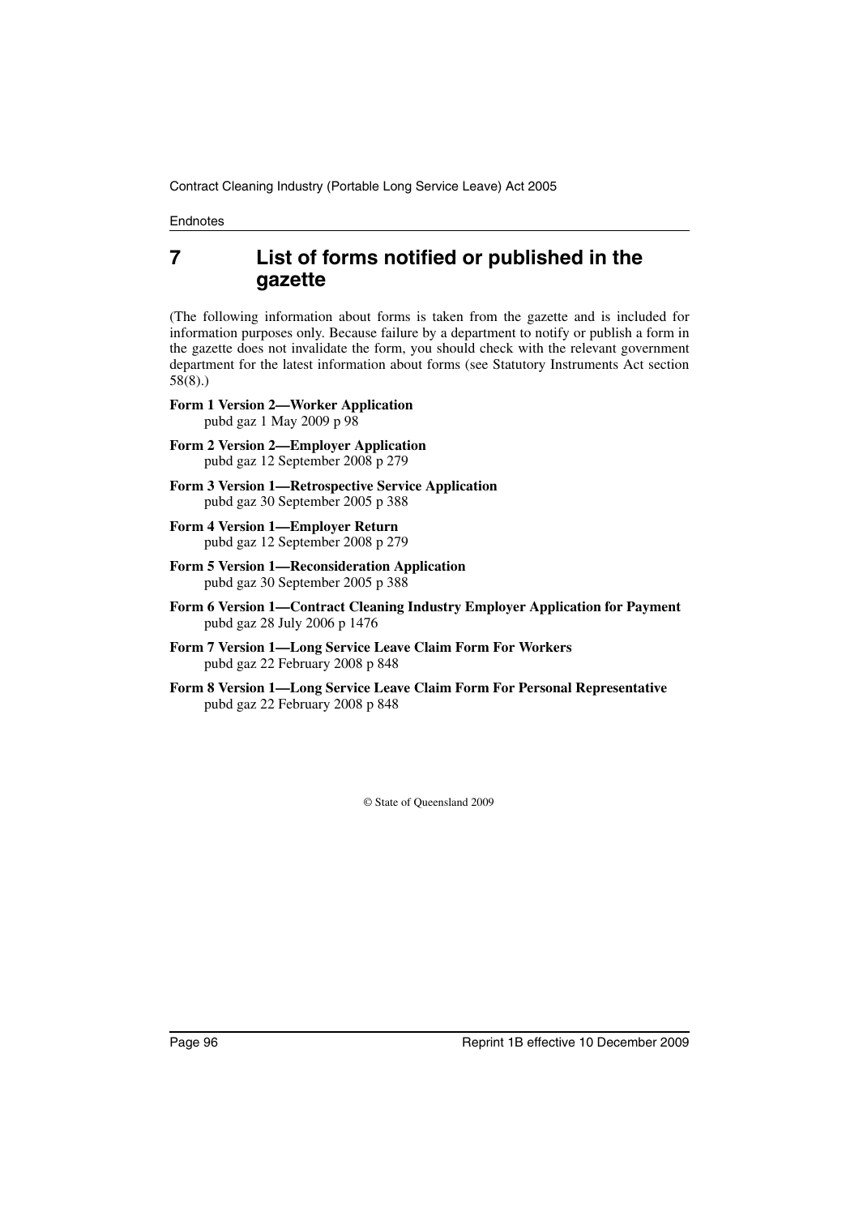## 7 List of forms notified or published in the gazette

(The following information about forms is taken from the gazette and is included for information purposes only. Because failure by a department to notify or publish a form in the gazette does not invalidate the form, you should check with the relevant government department for the latest information about forms (see Statutory Instruments Act section 58(8).)

**Form 1 Version 2—Worker Application**
pubd gaz 1 May 2009 p 98

**Form 2 Version 2—Employer Application**
pubd gaz 12 September 2008 p 279

**Form 3 Version 1—Retrospective Service Application**
pubd gaz 30 September 2005 p 388

**Form 4 Version 1—Employer Return**
pubd gaz 12 September 2008 p 279

**Form 5 Version 1—Reconsideration Application**
pubd gaz 30 September 2005 p 388

**Form 6 Version 1—Contract Cleaning Industry Employer Application for Payment**
pubd gaz 28 July 2006 p 1476

**Form 7 Version 1—Long Service Leave Claim Form For Workers**
pubd gaz 22 February 2008 p 848

**Form 8 Version 1—Long Service Leave Claim Form For Personal Representative**
pubd gaz 22 February 2008 p 848

© State of Queensland 2009